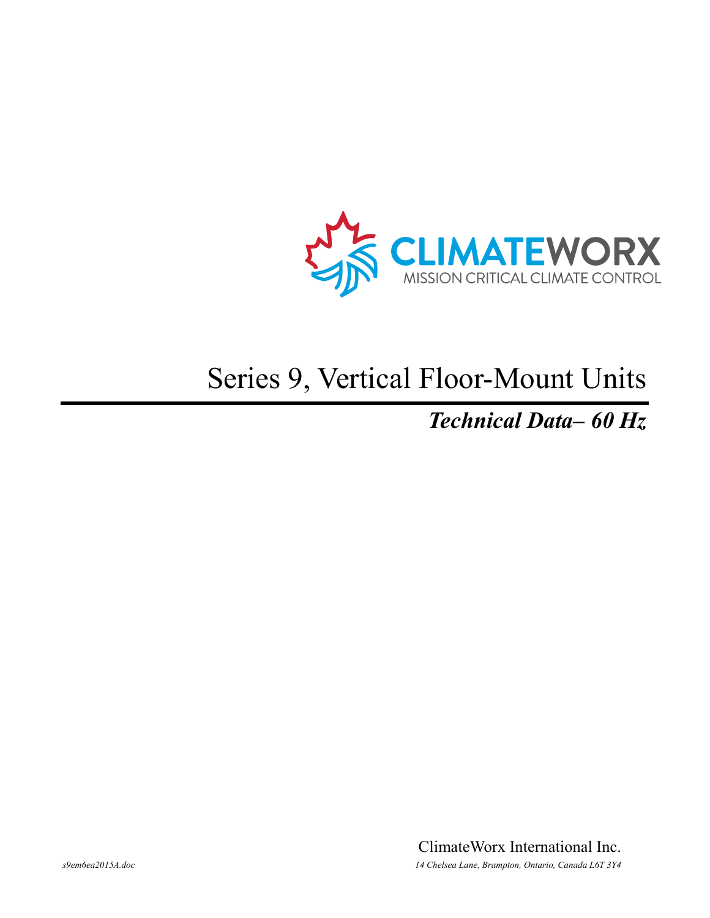CLIMATEWORX

MISSION CRITICAL CLIMATE CONTROL

# Series 9, Vertical Floor-Mount Units

## *Technical Data– 60 Hz*

ClimateWorx International Inc.

*s9em6ea2015A.doc*

*14 Chelsea Lane, Brampton, Ontario, Canada L6T 3Y4*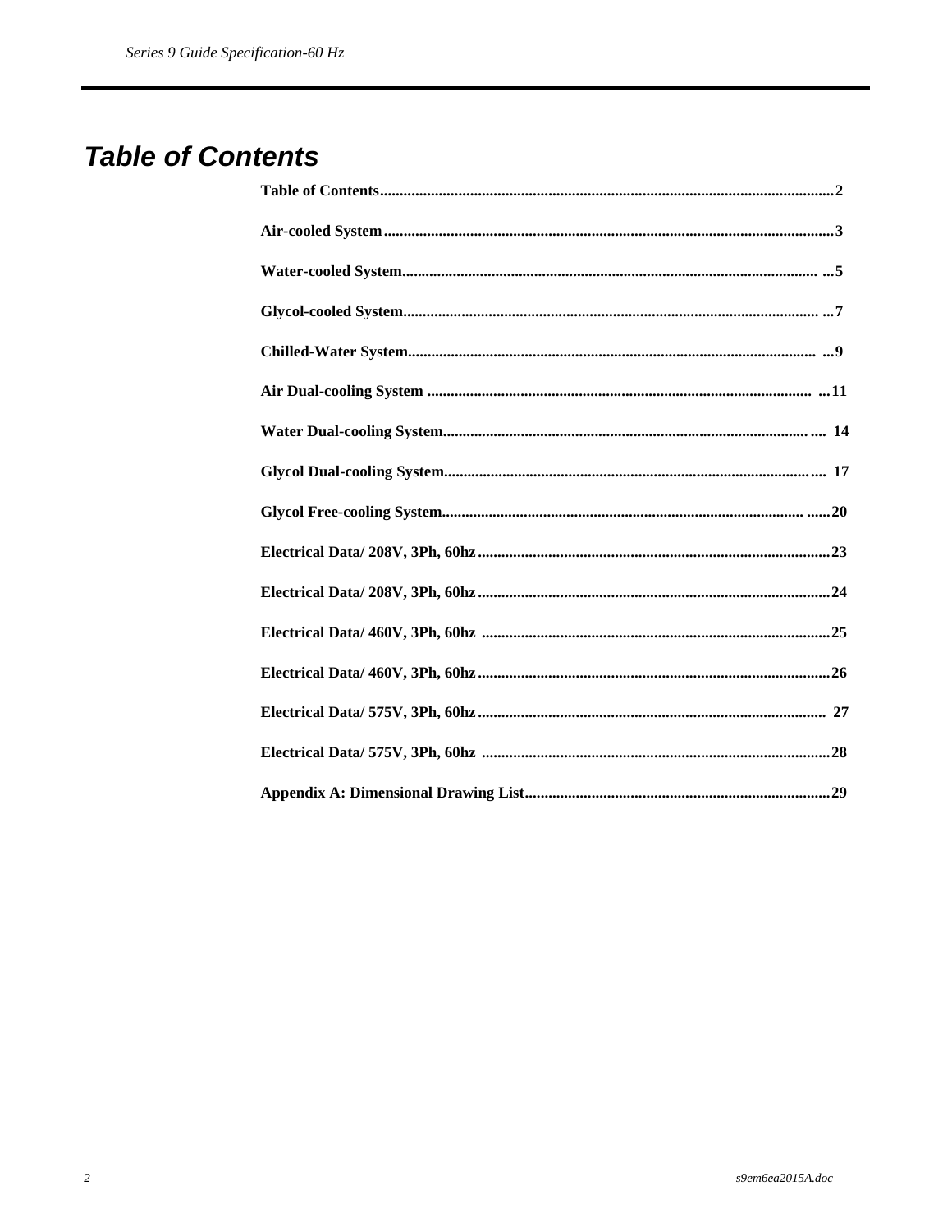# Table of Contents

**Table of Contents** .......... **2**

**Air-cooled System** .......... **3**

**Water-cooled System** .......... **5**

**Glycol-cooled System** .......... **7**

**Chilled-Water System** .......... **9**

**Air Dual-cooling System** .......... **11**

**Water Dual-cooling System** .......... **14**

**Glycol Dual-cooling System** .......... **17**

**Glycol Free-cooling System** .......... **20**

**Electrical Data/ 208V, 3Ph, 60hz** .......... **23**

**Electrical Data/ 208V, 3Ph, 60hz** .......... **24**

**Electrical Data/ 460V, 3Ph, 60hz** .......... **25**

**Electrical Data/ 460V, 3Ph, 60hz** .......... **26**

**Electrical Data/ 575V, 3Ph, 60hz** .......... **27**

**Electrical Data/ 575V, 3Ph, 60hz** .......... **28**

**Appendix A: Dimensional Drawing List** .......... **29**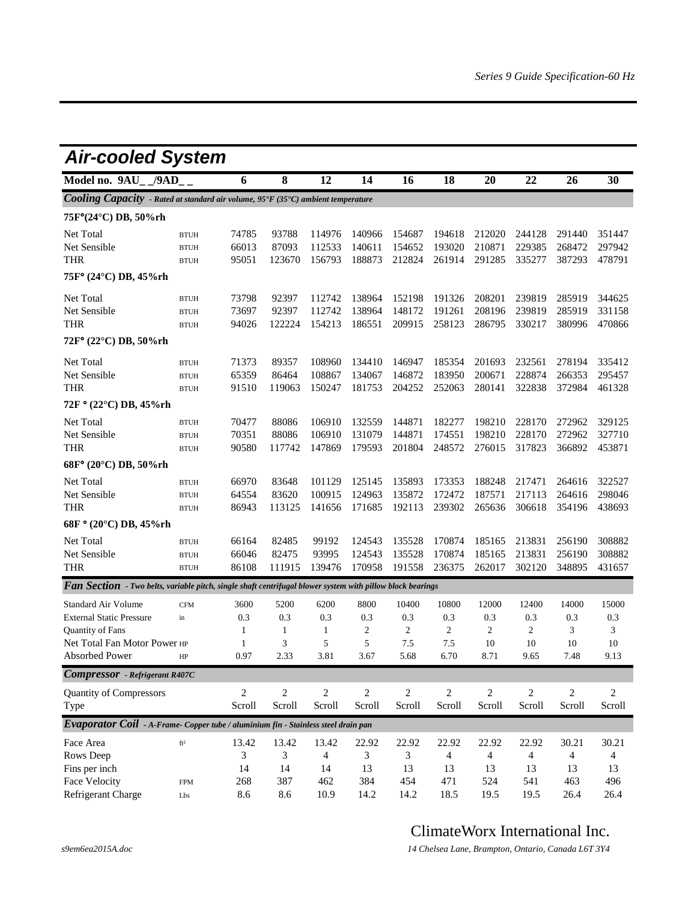## Air-cooled System

| Model no. 9AU_ _/9AD_ _ | | 6 | 8 | 12 | 14 | 16 | 18 | 20 | 22 | 26 | 30 |
|---|---|---|---|---|---|---|---|---|---|---|---|
| ***Cooling Capacity*** *- Rated at standard air volume, 95°F (35°C) ambient temperature* | | | | | | | | | | | |
| **75F°(24°C) DB, 50%rh** | | | | | | | | | | | |
| Net Total | BTUH | 74785 | 93788 | 114976 | 140966 | 154687 | 194618 | 212020 | 244128 | 291440 | 351447 |
| Net Sensible | BTUH | 66013 | 87093 | 112533 | 140611 | 154652 | 193020 | 210871 | 229385 | 268472 | 297942 |
| THR | BTUH | 95051 | 123670 | 156793 | 188873 | 212824 | 261914 | 291285 | 335277 | 387293 | 478791 |
| **75F° (24°C) DB, 45%rh** | | | | | | | | | | | |
| Net Total | BTUH | 73798 | 92397 | 112742 | 138964 | 152198 | 191326 | 208201 | 239819 | 285919 | 344625 |
| Net Sensible | BTUH | 73697 | 92397 | 112742 | 138964 | 148172 | 191261 | 208196 | 239819 | 285919 | 331158 |
| THR | BTUH | 94026 | 122224 | 154213 | 186551 | 209915 | 258123 | 286795 | 330217 | 380996 | 470866 |
| **72F° (22°C) DB, 50%rh** | | | | | | | | | | | |
| Net Total | BTUH | 71373 | 89357 | 108960 | 134410 | 146947 | 185354 | 201693 | 232561 | 278194 | 335412 |
| Net Sensible | BTUH | 65359 | 86464 | 108867 | 134067 | 146872 | 183950 | 200671 | 228874 | 266353 | 295457 |
| THR | BTUH | 91510 | 119063 | 150247 | 181753 | 204252 | 252063 | 280141 | 322838 | 372984 | 461328 |
| **72F ° (22°C) DB, 45%rh** | | | | | | | | | | | |
| Net Total | BTUH | 70477 | 88086 | 106910 | 132559 | 144871 | 182277 | 198210 | 228170 | 272962 | 329125 |
| Net Sensible | BTUH | 70351 | 88086 | 106910 | 131079 | 144871 | 174551 | 198210 | 228170 | 272962 | 327710 |
| THR | BTUH | 90580 | 117742 | 147869 | 179593 | 201804 | 248572 | 276015 | 317823 | 366892 | 453871 |
| **68F° (20°C) DB, 50%rh** | | | | | | | | | | | |
| Net Total | BTUH | 66970 | 83648 | 101129 | 125145 | 135893 | 173353 | 188248 | 217471 | 264616 | 322527 |
| Net Sensible | BTUH | 64554 | 83620 | 100915 | 124963 | 135872 | 172472 | 187571 | 217113 | 264616 | 298046 |
| THR | BTUH | 86943 | 113125 | 141656 | 171685 | 192113 | 239302 | 265636 | 306618 | 354196 | 438693 |
| **68F ° (20°C) DB, 45%rh** | | | | | | | | | | | |
| Net Total | BTUH | 66164 | 82485 | 99192 | 124543 | 135528 | 170874 | 185165 | 213831 | 256190 | 308882 |
| Net Sensible | BTUH | 66046 | 82475 | 93995 | 124543 | 135528 | 170874 | 185165 | 213831 | 256190 | 308882 |
| THR | BTUH | 86108 | 111915 | 139476 | 170958 | 191558 | 236375 | 262017 | 302120 | 348895 | 431657 |
| ***Fan Section*** *- Two belts, variable pitch, single shaft centrifugal blower system with pillow block bearings* | | | | | | | | | | | |
| Standard Air Volume | CFM | 3600 | 5200 | 6200 | 8800 | 10400 | 10800 | 12000 | 12400 | 14000 | 15000 |
| External Static Pressure | in | 0.3 | 0.3 | 0.3 | 0.3 | 0.3 | 0.3 | 0.3 | 0.3 | 0.3 | 0.3 |
| Quantity of Fans | | 1 | 1 | 1 | 2 | 2 | 2 | 2 | 2 | 3 | 3 |
| Net Total Fan Motor Power | HP | 1 | 3 | 5 | 5 | 7.5 | 7.5 | 10 | 10 | 10 | 10 |
| Absorbed Power | HP | 0.97 | 2.33 | 3.81 | 3.67 | 5.68 | 6.70 | 8.71 | 9.65 | 7.48 | 9.13 |
| ***Compressor*** *- Refrigerant R407C* | | | | | | | | | | | |
| Quantity of Compressors | | 2 | 2 | 2 | 2 | 2 | 2 | 2 | 2 | 2 | 2 |
| Type | | Scroll | Scroll | Scroll | Scroll | Scroll | Scroll | Scroll | Scroll | Scroll | Scroll |
| ***Evaporator Coil*** *- A-Frame- Copper tube / aluminium fin - Stainless steel drain pan* | | | | | | | | | | | |
| Face Area | ft² | 13.42 | 13.42 | 13.42 | 22.92 | 22.92 | 22.92 | 22.92 | 22.92 | 30.21 | 30.21 |
| Rows Deep | | 3 | 3 | 4 | 3 | 3 | 4 | 4 | 4 | 4 | 4 |
| Fins per inch | | 14 | 14 | 14 | 13 | 13 | 13 | 13 | 13 | 13 | 13 |
| Face Velocity | FPM | 268 | 387 | 462 | 384 | 454 | 471 | 524 | 541 | 463 | 496 |
| Refrigerant Charge | Lbs | 8.6 | 8.6 | 10.9 | 14.2 | 14.2 | 18.5 | 19.5 | 19.5 | 26.4 | 26.4 |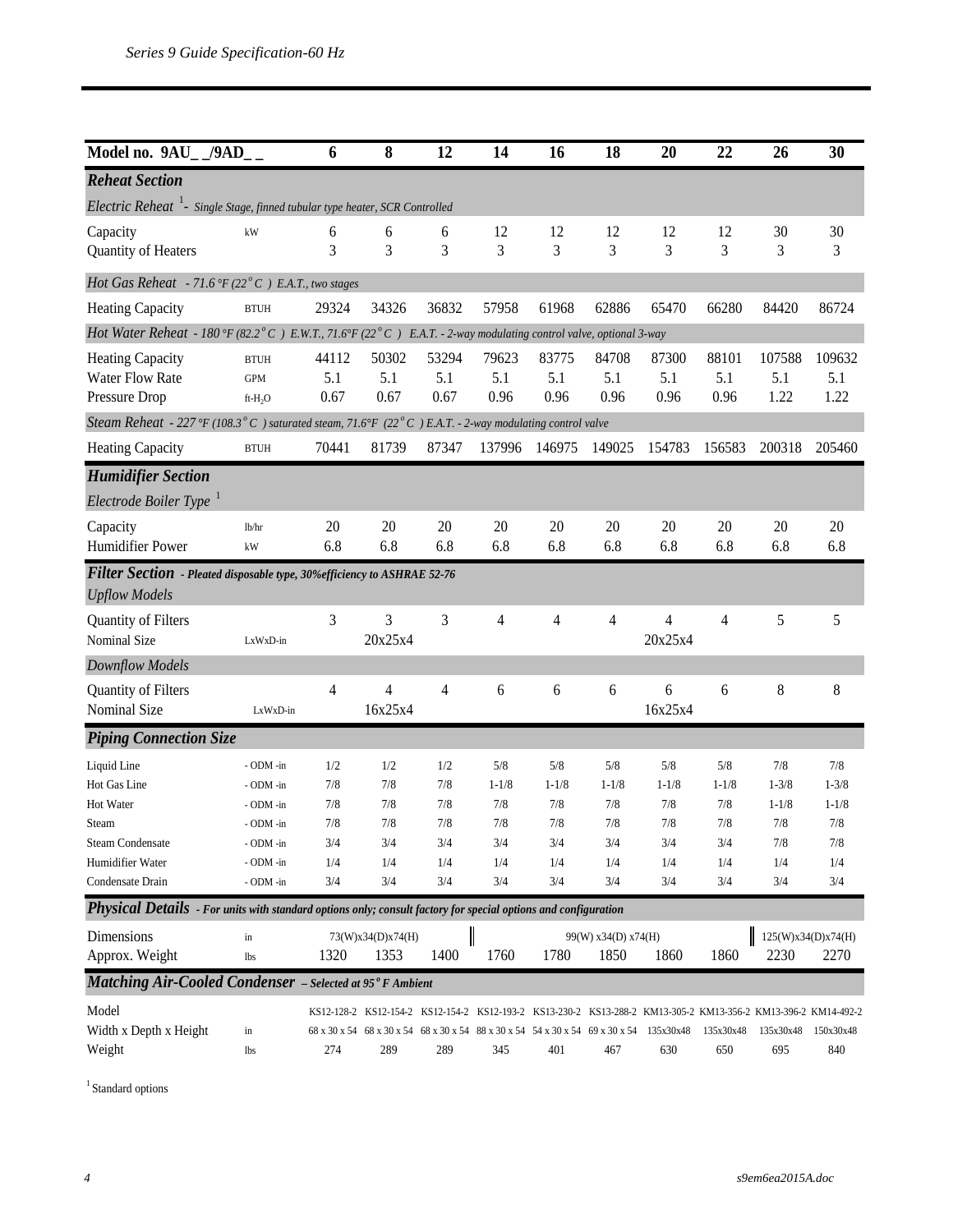| Model no. 9AU_ _/9AD_ _ | | 6 | 8 | 12 | 14 | 16 | 18 | 20 | 22 | 26 | 30 |
|---|---|---|---|---|---|---|---|---|---|---|---|
| ***Reheat Section*** | | | | | | | | | | | |
| *Electric Reheat* [1] *- Single Stage, finned tubular type heater, SCR Controlled* | | | | | | | | | | | |
| Capacity | kW | 6 | 6 | 6 | 12 | 12 | 12 | 12 | 12 | 30 | 30 |
| Quantity of Heaters | | 3 | 3 | 3 | 3 | 3 | 3 | 3 | 3 | 3 | 3 |
| *Hot Gas Reheat - 71.6 °F (22 °C ) E.A.T., two stages* | | | | | | | | | | | |
| Heating Capacity | BTUH | 29324 | 34326 | 36832 | 57958 | 61968 | 62886 | 65470 | 66280 | 84420 | 86724 |
| *Hot Water Reheat - 180 °F (82.2 °C ) E.W.T., 71.6°F (22 °C ) E.A.T. - 2-way modulating control valve, optional 3-way* | | | | | | | | | | | |
| Heating Capacity | BTUH | 44112 | 50302 | 53294 | 79623 | 83775 | 84708 | 87300 | 88101 | 107588 | 109632 |
| Water Flow Rate | GPM | 5.1 | 5.1 | 5.1 | 5.1 | 5.1 | 5.1 | 5.1 | 5.1 | 5.1 | 5.1 |
| Pressure Drop | ft-$H_2O$ | 0.67 | 0.67 | 0.67 | 0.96 | 0.96 | 0.96 | 0.96 | 0.96 | 1.22 | 1.22 |
| *Steam Reheat - 227 °F (108.3 °C ) saturated steam, 71.6°F (22 °C ) E.A.T. - 2-way modulating control valve* | | | | | | | | | | | |
| Heating Capacity | BTUH | 70441 | 81739 | 87347 | 137996 | 146975 | 149025 | 154783 | 156583 | 200318 | 205460 |
| ***Humidifier Section*** | | | | | | | | | | | |
| *Electrode Boiler Type* [1] | | | | | | | | | | | |
| Capacity | lb/hr | 20 | 20 | 20 | 20 | 20 | 20 | 20 | 20 | 20 | 20 |
| Humidifier Power | kW | 6.8 | 6.8 | 6.8 | 6.8 | 6.8 | 6.8 | 6.8 | 6.8 | 6.8 | 6.8 |
| ***Filter Section*** *- Pleated disposable type, 30%efficiency to ASHRAE 52-76* | | | | | | | | | | | |
| *Upflow Models* | | | | | | | | | | | |
| Quantity of Filters | | 3 | 3 | 3 | 4 | 4 | 4 | 4 | 4 | 5 | 5 |
| Nominal Size | LxWxD-in | | 20x25x4 | | | | | 20x25x4 | | | |
| *Downflow Models* | | | | | | | | | | | |
| Quantity of Filters | | 4 | 4 | 4 | 6 | 6 | 6 | 6 | 6 | 8 | 8 |
| Nominal Size | LxWxD-in | | 16x25x4 | | | | | 16x25x4 | | | |
| ***Piping Connection Size*** | | | | | | | | | | | |
| Liquid Line | - ODM -in | 1/2 | 1/2 | 1/2 | 5/8 | 5/8 | 5/8 | 5/8 | 5/8 | 7/8 | 7/8 |
| Hot Gas Line | - ODM -in | 7/8 | 7/8 | 7/8 | 1-1/8 | 1-1/8 | 1-1/8 | 1-1/8 | 1-1/8 | 1-3/8 | 1-3/8 |
| Hot Water | - ODM -in | 7/8 | 7/8 | 7/8 | 7/8 | 7/8 | 7/8 | 7/8 | 7/8 | 1-1/8 | 1-1/8 |
| Steam | - ODM -in | 7/8 | 7/8 | 7/8 | 7/8 | 7/8 | 7/8 | 7/8 | 7/8 | 7/8 | 7/8 |
| Steam Condensate | - ODM -in | 3/4 | 3/4 | 3/4 | 3/4 | 3/4 | 3/4 | 3/4 | 3/4 | 7/8 | 7/8 |
| Humidifier Water | - ODM -in | 1/4 | 1/4 | 1/4 | 1/4 | 1/4 | 1/4 | 1/4 | 1/4 | 1/4 | 1/4 |
| Condensate Drain | - ODM -in | 3/4 | 3/4 | 3/4 | 3/4 | 3/4 | 3/4 | 3/4 | 3/4 | 3/4 | 3/4 |
| ***Physical Details*** *- For units with standard options only; consult factory for special options and configuration* | | | | | | | | | | | |
| Dimensions | in | | 73(W)x34(D)x74(H) | | | | 99(W) x34(D) x74(H) | | | 125(W)x34(D)x74(H) | |
| Approx. Weight | lbs | 1320 | 1353 | 1400 | 1760 | 1780 | 1850 | 1860 | 1860 | 2230 | 2270 |
| ***Matching Air-Cooled Condenser*** *– Selected at 95 °F Ambient* | | | | | | | | | | | |
| Model | | KS12-128-2 | KS12-154-2 | KS12-154-2 | KS12-193-2 | KS13-230-2 | KS13-288-2 | KM13-305-2 | KM13-356-2 | KM13-396-2 | KM14-492-2 |
| Width x Depth x Height | in | 68 x 30 x 54 | 68 x 30 x 54 | 68 x 30 x 54 | 88 x 30 x 54 | 54 x 30 x 54 | 69 x 30 x 54 | 135x30x48 | 135x30x48 | 135x30x48 | 150x30x48 |
| Weight | lbs | 274 | 289 | 289 | 345 | 401 | 467 | 630 | 650 | 695 | 840 |

[1] Standard options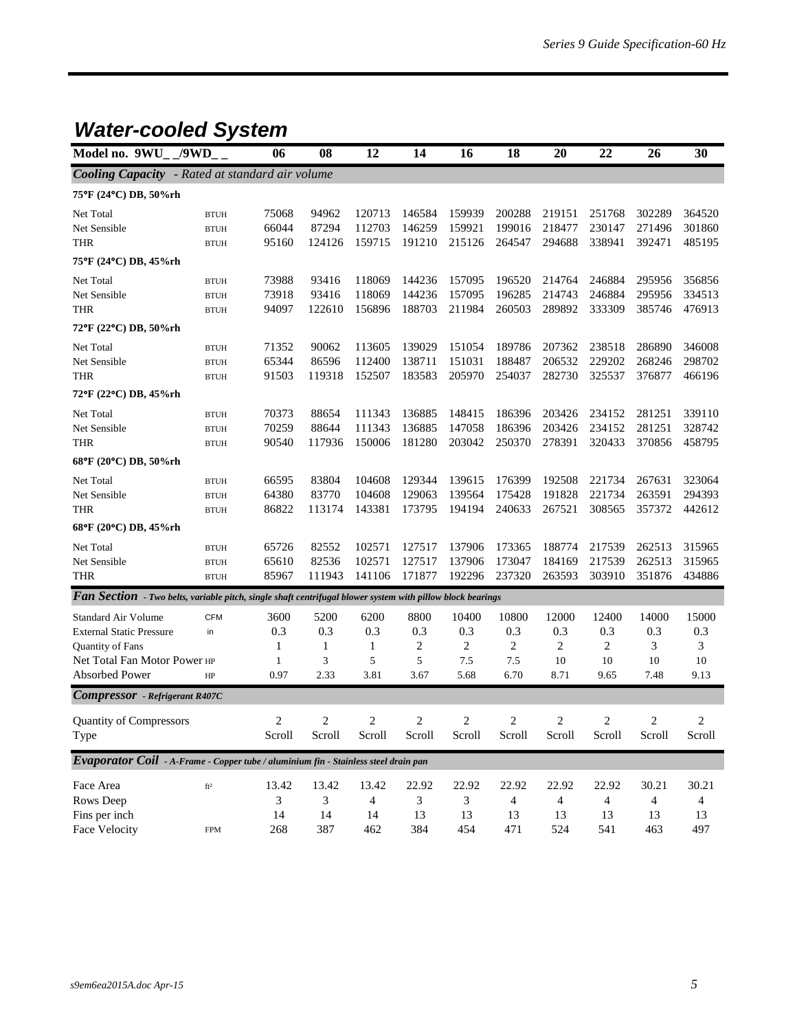## Water-cooled System

| Model no. 9WU_ _/9WD_ _ | | 06 | 08 | 12 | 14 | 16 | 18 | 20 | 22 | 26 | 30 |
|---|---|---|---|---|---|---|---|---|---|---|---|
| ***Cooling Capacity** - Rated at standard air volume* | | | | | | | | | | | |
| **75°F (24°C) DB, 50%rh** | | | | | | | | | | | |
| Net Total | BTUH | 75068 | 94962 | 120713 | 146584 | 159939 | 200288 | 219151 | 251768 | 302289 | 364520 |
| Net Sensible | BTUH | 66044 | 87294 | 112703 | 146259 | 159921 | 199016 | 218477 | 230147 | 271496 | 301860 |
| THR | BTUH | 95160 | 124126 | 159715 | 191210 | 215126 | 264547 | 294688 | 338941 | 392471 | 485195 |
| **75°F (24°C) DB, 45%rh** | | | | | | | | | | | |
| Net Total | BTUH | 73988 | 93416 | 118069 | 144236 | 157095 | 196520 | 214764 | 246884 | 295956 | 356856 |
| Net Sensible | BTUH | 73918 | 93416 | 118069 | 144236 | 157095 | 196285 | 214743 | 246884 | 295956 | 334513 |
| THR | BTUH | 94097 | 122610 | 156896 | 188703 | 211984 | 260503 | 289892 | 333309 | 385746 | 476913 |
| **72°F (22°C) DB, 50%rh** | | | | | | | | | | | |
| Net Total | BTUH | 71352 | 90062 | 113605 | 139029 | 151054 | 189786 | 207362 | 238518 | 286890 | 346008 |
| Net Sensible | BTUH | 65344 | 86596 | 112400 | 138711 | 151031 | 188487 | 206532 | 229202 | 268246 | 298702 |
| THR | BTUH | 91503 | 119318 | 152507 | 183583 | 205970 | 254037 | 282730 | 325537 | 376877 | 466196 |
| **72°F (22°C) DB, 45%rh** | | | | | | | | | | | |
| Net Total | BTUH | 70373 | 88654 | 111343 | 136885 | 148415 | 186396 | 203426 | 234152 | 281251 | 339110 |
| Net Sensible | BTUH | 70259 | 88644 | 111343 | 136885 | 147058 | 186396 | 203426 | 234152 | 281251 | 328742 |
| THR | BTUH | 90540 | 117936 | 150006 | 181280 | 203042 | 250370 | 278391 | 320433 | 370856 | 458795 |
| **68°F (20°C) DB, 50%rh** | | | | | | | | | | | |
| Net Total | BTUH | 66595 | 83804 | 104608 | 129344 | 139615 | 176399 | 192508 | 221734 | 267631 | 323064 |
| Net Sensible | BTUH | 64380 | 83770 | 104608 | 129063 | 139564 | 175428 | 191828 | 221734 | 263591 | 294393 |
| THR | BTUH | 86822 | 113174 | 143381 | 173795 | 194194 | 240633 | 267521 | 308565 | 357372 | 442612 |
| **68°F (20°C) DB, 45%rh** | | | | | | | | | | | |
| Net Total | BTUH | 65726 | 82552 | 102571 | 127517 | 137906 | 173365 | 188774 | 217539 | 262513 | 315965 |
| Net Sensible | BTUH | 65610 | 82536 | 102571 | 127517 | 137906 | 173047 | 184169 | 217539 | 262513 | 315965 |
| THR | BTUH | 85967 | 111943 | 141106 | 171877 | 192296 | 237320 | 263593 | 303910 | 351876 | 434886 |
| ***Fan Section** - Two belts, variable pitch, single shaft centrifugal blower system with pillow block bearings* | | | | | | | | | | | |
| Standard Air Volume | CFM | 3600 | 5200 | 6200 | 8800 | 10400 | 10800 | 12000 | 12400 | 14000 | 15000 |
| External Static Pressure | in | 0.3 | 0.3 | 0.3 | 0.3 | 0.3 | 0.3 | 0.3 | 0.3 | 0.3 | 0.3 |
| Quantity of Fans | | 1 | 1 | 1 | 2 | 2 | 2 | 2 | 2 | 3 | 3 |
| Net Total Fan Motor Power | HP | 1 | 3 | 5 | 5 | 7.5 | 7.5 | 10 | 10 | 10 | 10 |
| Absorbed Power | HP | 0.97 | 2.33 | 3.81 | 3.67 | 5.68 | 6.70 | 8.71 | 9.65 | 7.48 | 9.13 |
| ***Compressor** - Refrigerant R407C* | | | | | | | | | | | |
| Quantity of Compressors | | 2 | 2 | 2 | 2 | 2 | 2 | 2 | 2 | 2 | 2 |
| Type | | Scroll | Scroll | Scroll | Scroll | Scroll | Scroll | Scroll | Scroll | Scroll | Scroll |
| ***Evaporator Coil** - A-Frame - Copper tube / aluminium fin - Stainless steel drain pan* | | | | | | | | | | | |
| Face Area | ft² | 13.42 | 13.42 | 13.42 | 22.92 | 22.92 | 22.92 | 22.92 | 22.92 | 30.21 | 30.21 |
| Rows Deep | | 3 | 3 | 4 | 3 | 3 | 4 | 4 | 4 | 4 | 4 |
| Fins per inch | | 14 | 14 | 14 | 13 | 13 | 13 | 13 | 13 | 13 | 13 |
| Face Velocity | FPM | 268 | 387 | 462 | 384 | 454 | 471 | 524 | 541 | 463 | 497 |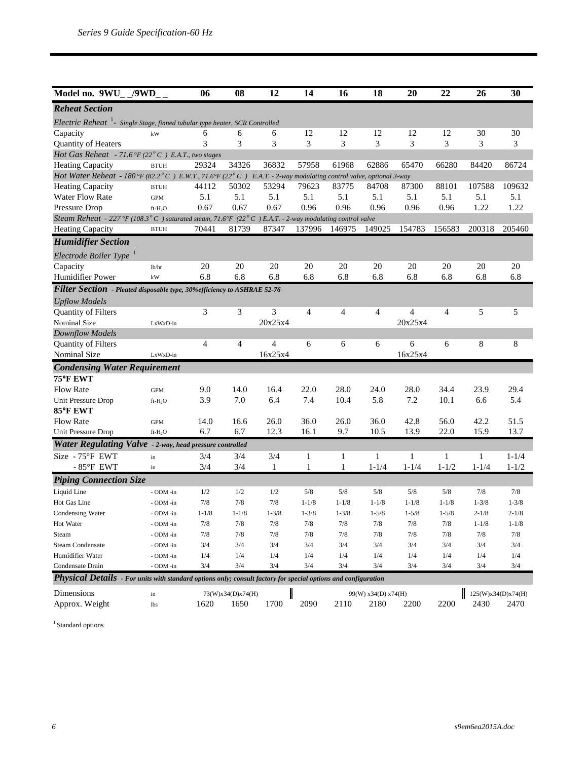| Model no. 9WU_ _/9WD_ _ | | 06 | 08 | 12 | 14 | 16 | 18 | 20 | 22 | 26 | 30 |
|---|---|---|---|---|---|---|---|---|---|---|---|
| ***Reheat Section*** | | | | | | | | | | | |
| *Electric Reheat* [1] *- Single Stage, finned tubular type heater, SCR Controlled* | | | | | | | | | | | |
| Capacity | kW | 6 | 6 | 6 | 12 | 12 | 12 | 12 | 12 | 30 | 30 |
| Quantity of Heaters | | 3 | 3 | 3 | 3 | 3 | 3 | 3 | 3 | 3 | 3 |
| *Hot Gas Reheat - 71.6 °F (22 °C ) E.A.T., two stages* | | | | | | | | | | | |
| Heating Capacity | BTUH | 29324 | 34326 | 36832 | 57958 | 61968 | 62886 | 65470 | 66280 | 84420 | 86724 |
| *Hot Water Reheat - 180 °F (82.2 °C ) E.W.T., 71.6°F (22 °C ) E.A.T. - 2-way modulating control valve, optional 3-way* | | | | | | | | | | | |
| Heating Capacity | BTUH | 44112 | 50302 | 53294 | 79623 | 83775 | 84708 | 87300 | 88101 | 107588 | 109632 |
| Water Flow Rate | GPM | 5.1 | 5.1 | 5.1 | 5.1 | 5.1 | 5.1 | 5.1 | 5.1 | 5.1 | 5.1 |
| Pressure Drop | ft-$H_2O$ | 0.67 | 0.67 | 0.67 | 0.96 | 0.96 | 0.96 | 0.96 | 0.96 | 1.22 | 1.22 |
| *Steam Reheat - 227 °F (108.3 °C ) saturated steam, 71.6°F (22 °C ) E.A.T. - 2-way modulating control valve* | | | | | | | | | | | |
| Heating Capacity | BTUH | 70441 | 81739 | 87347 | 137996 | 146975 | 149025 | 154783 | 156583 | 200318 | 205460 |
| ***Humidifier Section*** | | | | | | | | | | | |
| *Electrode Boiler Type* [1] | | | | | | | | | | | |
| Capacity | lb/hr | 20 | 20 | 20 | 20 | 20 | 20 | 20 | 20 | 20 | 20 |
| Humidifier Power | kW | 6.8 | 6.8 | 6.8 | 6.8 | 6.8 | 6.8 | 6.8 | 6.8 | 6.8 | 6.8 |
| ***Filter Section*** *- Pleated disposable type, 30%efficiency to ASHRAE 52-76* | | | | | | | | | | | |
| *Upflow Models* | | | | | | | | | | | |
| Quantity of Filters | | 3 | 3 | 3 | 4 | 4 | 4 | 4 | 4 | 5 | 5 |
| Nominal Size | LxWxD-in | | | 20x25x4 | | | | 20x25x4 | | | |
| *Downflow Models* | | | | | | | | | | | |
| Quantity of Filters | | 4 | 4 | 4 | 6 | 6 | 6 | 6 | 6 | 8 | 8 |
| Nominal Size | LxWxD-in | | | 16x25x4 | | | | 16x25x4 | | | |
| ***Condensing Water Requirement*** | | | | | | | | | | | |
| **75°F EWT** | | | | | | | | | | | |
| Flow Rate | GPM | 9.0 | 14.0 | 16.4 | 22.0 | 28.0 | 24.0 | 28.0 | 34.4 | 23.9 | 29.4 |
| Unit Pressure Drop | ft-$H_2O$ | 3.9 | 7.0 | 6.4 | 7.4 | 10.4 | 5.8 | 7.2 | 10.1 | 6.6 | 5.4 |
| **85°F EWT** | | | | | | | | | | | |
| Flow Rate | GPM | 14.0 | 16.6 | 26.0 | 36.0 | 26.0 | 36.0 | 42.8 | 56.0 | 42.2 | 51.5 |
| Unit Pressure Drop | ft-$H_2O$ | 6.7 | 6.7 | 12.3 | 16.1 | 9.7 | 10.5 | 13.9 | 22.0 | 15.9 | 13.7 |
| ***Water Regulating Valve*** *- 2-way, head pressure controlled* | | | | | | | | | | | |
| Size - 75°F EWT | in | 3/4 | 3/4 | 3/4 | 1 | 1 | 1 | 1 | 1 | 1 | 1-1/4 |
| - 85°F EWT | in | 3/4 | 3/4 | 1 | 1 | 1 | 1-1/4 | 1-1/4 | 1-1/2 | 1-1/4 | 1-1/2 |
| ***Piping Connection Size*** | | | | | | | | | | | |
| Liquid Line | - ODM -in | 1/2 | 1/2 | 1/2 | 5/8 | 5/8 | 5/8 | 5/8 | 5/8 | 7/8 | 7/8 |
| Hot Gas Line | - ODM -in | 7/8 | 7/8 | 7/8 | 1-1/8 | 1-1/8 | 1-1/8 | 1-1/8 | 1-1/8 | 1-3/8 | 1-3/8 |
| Condensing Water | - ODM -in | 1-1/8 | 1-1/8 | 1-3/8 | 1-3/8 | 1-3/8 | 1-5/8 | 1-5/8 | 1-5/8 | 2-1/8 | 2-1/8 |
| Hot Water | - ODM -in | 7/8 | 7/8 | 7/8 | 7/8 | 7/8 | 7/8 | 7/8 | 7/8 | 1-1/8 | 1-1/8 |
| Steam | - ODM -in | 7/8 | 7/8 | 7/8 | 7/8 | 7/8 | 7/8 | 7/8 | 7/8 | 7/8 | 7/8 |
| Steam Condensate | - ODM -in | 3/4 | 3/4 | 3/4 | 3/4 | 3/4 | 3/4 | 3/4 | 3/4 | 3/4 | 3/4 |
| Humidifier Water | - ODM -in | 1/4 | 1/4 | 1/4 | 1/4 | 1/4 | 1/4 | 1/4 | 1/4 | 1/4 | 1/4 |
| Condensate Drain | - ODM -in | 3/4 | 3/4 | 3/4 | 3/4 | 3/4 | 3/4 | 3/4 | 3/4 | 3/4 | 3/4 |
| ***Physical Details*** *- For units with standard options only; consult factory for special options and configuration* | | | | | | | | | | | |
| Dimensions | in | | 73(W)x34(D)x74(H) | | | | 99(W) x34(D) x74(H) | | | 125(W)x34(D)x74(H) | |
| Approx. Weight | lbs | 1620 | 1650 | 1700 | 2090 | 2110 | 2180 | 2200 | 2200 | 2430 | 2470 |

[1] Standard options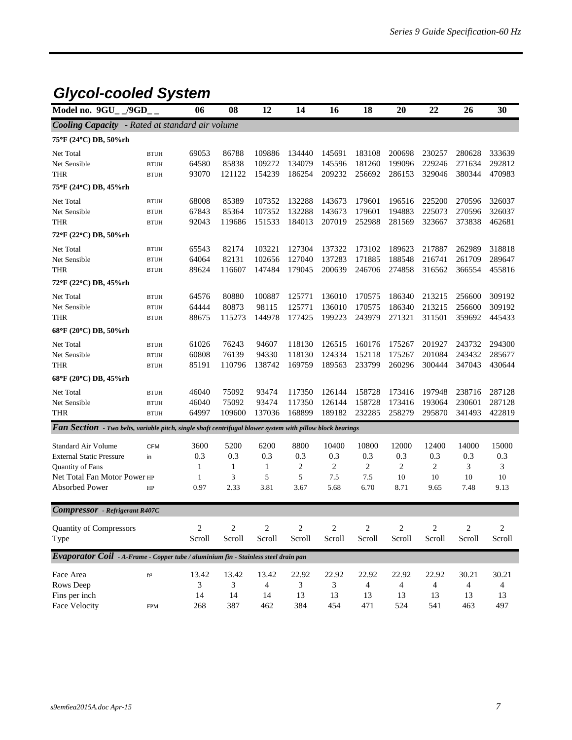## Glycol-cooled System

| Model no. 9GU_ _/9GD_ _ | | 06 | 08 | 12 | 14 | 16 | 18 | 20 | 22 | 26 | 30 |
|---|---|---|---|---|---|---|---|---|---|---|---|
| ***Cooling Capacity** - Rated at standard air volume* | | | | | | | | | | | |
| **75°F (24°C) DB, 50%rh** | | | | | | | | | | | |
| Net Total | BTUH | 69053 | 86788 | 109886 | 134440 | 145691 | 183108 | 200698 | 230257 | 280628 | 333639 |
| Net Sensible | BTUH | 64580 | 85838 | 109272 | 134079 | 145596 | 181260 | 199096 | 229246 | 271634 | 292812 |
| THR | BTUH | 93070 | 121122 | 154239 | 186254 | 209232 | 256692 | 286153 | 329046 | 380344 | 470983 |
| **75°F (24°C) DB, 45%rh** | | | | | | | | | | | |
| Net Total | BTUH | 68008 | 85389 | 107352 | 132288 | 143673 | 179601 | 196516 | 225200 | 270596 | 326037 |
| Net Sensible | BTUH | 67843 | 85364 | 107352 | 132288 | 143673 | 179601 | 194883 | 225073 | 270596 | 326037 |
| THR | BTUH | 92043 | 119686 | 151533 | 184013 | 207019 | 252988 | 281569 | 323667 | 373838 | 462681 |
| **72°F (22°C) DB, 50%rh** | | | | | | | | | | | |
| Net Total | BTUH | 65543 | 82174 | 103221 | 127304 | 137322 | 173102 | 189623 | 217887 | 262989 | 318818 |
| Net Sensible | BTUH | 64064 | 82131 | 102656 | 127040 | 137283 | 171885 | 188548 | 216741 | 261709 | 289647 |
| THR | BTUH | 89624 | 116607 | 147484 | 179045 | 200639 | 246706 | 274858 | 316562 | 366554 | 455816 |
| **72°F (22°C) DB, 45%rh** | | | | | | | | | | | |
| Net Total | BTUH | 64576 | 80880 | 100887 | 125771 | 136010 | 170575 | 186340 | 213215 | 256600 | 309192 |
| Net Sensible | BTUH | 64444 | 80873 | 98115 | 125771 | 136010 | 170575 | 186340 | 213215 | 256600 | 309192 |
| THR | BTUH | 88675 | 115273 | 144978 | 177425 | 199223 | 243979 | 271321 | 311501 | 359692 | 445433 |
| **68°F (20°C) DB, 50%rh** | | | | | | | | | | | |
| Net Total | BTUH | 61026 | 76243 | 94607 | 118130 | 126515 | 160176 | 175267 | 201927 | 243732 | 294300 |
| Net Sensible | BTUH | 60808 | 76139 | 94330 | 118130 | 124334 | 152118 | 175267 | 201084 | 243432 | 285677 |
| THR | BTUH | 85191 | 110796 | 138742 | 169759 | 189563 | 233799 | 260296 | 300444 | 347043 | 430644 |
| **68°F (20°C) DB, 45%rh** | | | | | | | | | | | |
| Net Total | BTUH | 46040 | 75092 | 93474 | 117350 | 126144 | 158728 | 173416 | 197948 | 238716 | 287128 |
| Net Sensible | BTUH | 46040 | 75092 | 93474 | 117350 | 126144 | 158728 | 173416 | 193064 | 230601 | 287128 |
| THR | BTUH | 64997 | 109600 | 137036 | 168899 | 189182 | 232285 | 258279 | 295870 | 341493 | 422819 |
| ***Fan Section** - Two belts, variable pitch, single shaft centrifugal blower system with pillow block bearings* | | | | | | | | | | | |
| Standard Air Volume | CFM | 3600 | 5200 | 6200 | 8800 | 10400 | 10800 | 12000 | 12400 | 14000 | 15000 |
| External Static Pressure | in | 0.3 | 0.3 | 0.3 | 0.3 | 0.3 | 0.3 | 0.3 | 0.3 | 0.3 | 0.3 |
| Quantity of Fans | | 1 | 1 | 1 | 2 | 2 | 2 | 2 | 2 | 3 | 3 |
| Net Total Fan Motor Power | HP | 1 | 3 | 5 | 5 | 7.5 | 7.5 | 10 | 10 | 10 | 10 |
| Absorbed Power | HP | 0.97 | 2.33 | 3.81 | 3.67 | 5.68 | 6.70 | 8.71 | 9.65 | 7.48 | 9.13 |
| ***Compressor** - Refrigerant R407C* | | | | | | | | | | | |
| Quantity of Compressors | | 2 | 2 | 2 | 2 | 2 | 2 | 2 | 2 | 2 | 2 |
| Type | | Scroll | Scroll | Scroll | Scroll | Scroll | Scroll | Scroll | Scroll | Scroll | Scroll |
| ***Evaporator Coil** - A-Frame - Copper tube / aluminium fin - Stainless steel drain pan* | | | | | | | | | | | |
| Face Area | $ft^2$ | 13.42 | 13.42 | 13.42 | 22.92 | 22.92 | 22.92 | 22.92 | 22.92 | 30.21 | 30.21 |
| Rows Deep | | 3 | 3 | 4 | 3 | 3 | 4 | 4 | 4 | 4 | 4 |
| Fins per inch | | 14 | 14 | 14 | 13 | 13 | 13 | 13 | 13 | 13 | 13 |
| Face Velocity | FPM | 268 | 387 | 462 | 384 | 454 | 471 | 524 | 541 | 463 | 497 |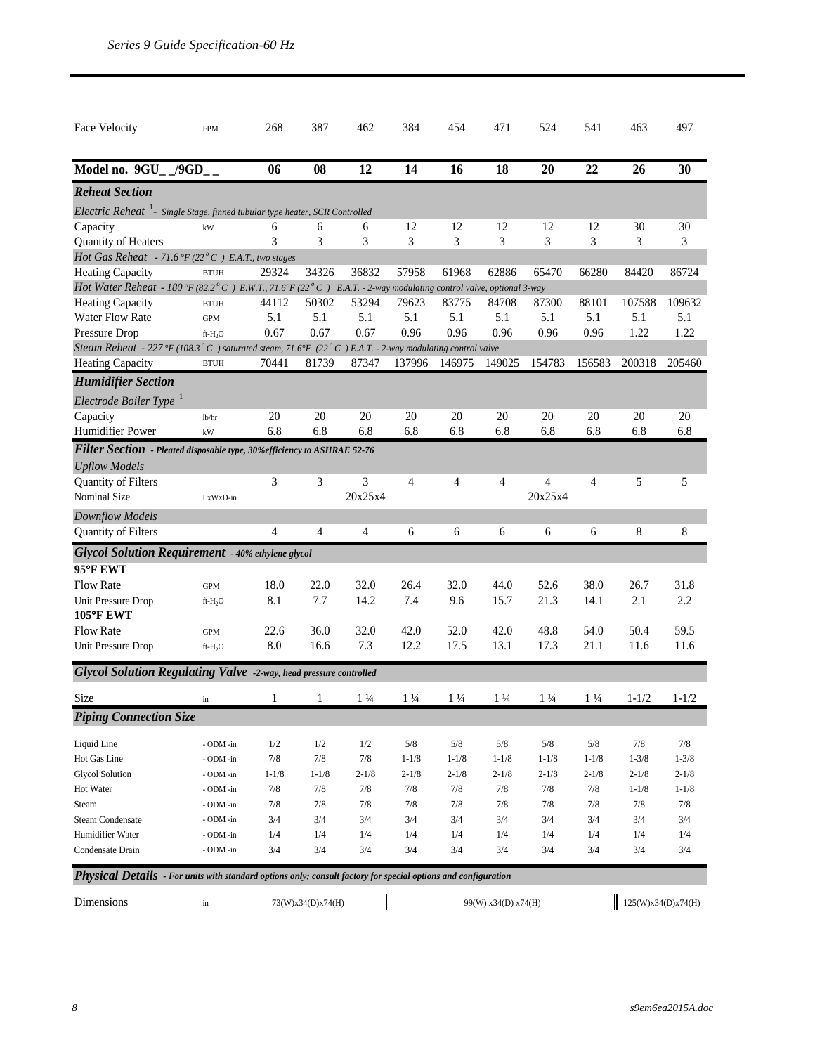| Face Velocity | FPM | 268 | 387 | 462 | 384 | 454 | 471 | 524 | 541 | 463 | 497 |
|---|---|---|---|---|---|---|---|---|---|---|---|

| **Model no. 9GU_ _/9GD_ _** | | **06** | **08** | **12** | **14** | **16** | **18** | **20** | **22** | **26** | **30** |
|---|---|---|---|---|---|---|---|---|---|---|---|
| ***Reheat Section*** | | | | | | | | | | | |
| *Electric Reheat* [1] *- Single Stage, finned tubular type heater, SCR Controlled* | | | | | | | | | | | |
| Capacity | kW | 6 | 6 | 6 | 12 | 12 | 12 | 12 | 12 | 30 | 30 |
| Quantity of Heaters | | 3 | 3 | 3 | 3 | 3 | 3 | 3 | 3 | 3 | 3 |
| *Hot Gas Reheat - 71.6 °F (22° C ) E.A.T., two stages* | | | | | | | | | | | |
| Heating Capacity | BTUH | 29324 | 34326 | 36832 | 57958 | 61968 | 62886 | 65470 | 66280 | 84420 | 86724 |
| *Hot Water Reheat - 180 °F (82.2° C ) E.W.T., 71.6°F (22° C ) E.A.T. - 2-way modulating control valve, optional 3-way* | | | | | | | | | | | |
| Heating Capacity | BTUH | 44112 | 50302 | 53294 | 79623 | 83775 | 84708 | 87300 | 88101 | 107588 | 109632 |
| Water Flow Rate | GPM | 5.1 | 5.1 | 5.1 | 5.1 | 5.1 | 5.1 | 5.1 | 5.1 | 5.1 | 5.1 |
| Pressure Drop | ft-$H_2O$ | 0.67 | 0.67 | 0.67 | 0.96 | 0.96 | 0.96 | 0.96 | 0.96 | 1.22 | 1.22 |
| *Steam Reheat - 227 °F (108.3° C ) saturated steam, 71.6°F (22° C ) E.A.T. - 2-way modulating control valve* | | | | | | | | | | | |
| Heating Capacity | BTUH | 70441 | 81739 | 87347 | 137996 | 146975 | 149025 | 154783 | 156583 | 200318 | 205460 |
| ***Humidifier Section*** | | | | | | | | | | | |
| *Electrode Boiler Type* [1] | | | | | | | | | | | |
| Capacity | lb/hr | 20 | 20 | 20 | 20 | 20 | 20 | 20 | 20 | 20 | 20 |
| Humidifier Power | kW | 6.8 | 6.8 | 6.8 | 6.8 | 6.8 | 6.8 | 6.8 | 6.8 | 6.8 | 6.8 |
| ***Filter Section** - Pleated disposable type, 30%efficiency to ASHRAE 52-76* | | | | | | | | | | | |
| *Upflow Models* | | | | | | | | | | | |
| Quantity of Filters | | 3 | 3 | 3 | 4 | 4 | 4 | 4 | 4 | 5 | 5 |
| Nominal Size | LxWxD-in | | | 20x25x4 | | | | 20x25x4 | | | |
| *Downflow Models* | | | | | | | | | | | |
| Quantity of Filters | | 4 | 4 | 4 | 6 | 6 | 6 | 6 | 6 | 8 | 8 |
| ***Glycol Solution Requirement** - 40% ethylene glycol* | | | | | | | | | | | |
| **95°F EWT** | | | | | | | | | | | |
| Flow Rate | GPM | 18.0 | 22.0 | 32.0 | 26.4 | 32.0 | 44.0 | 52.6 | 38.0 | 26.7 | 31.8 |
| Unit Pressure Drop | ft-$H_2O$ | 8.1 | 7.7 | 14.2 | 7.4 | 9.6 | 15.7 | 21.3 | 14.1 | 2.1 | 2.2 |
| **105°F EWT** | | | | | | | | | | | |
| Flow Rate | GPM | 22.6 | 36.0 | 32.0 | 42.0 | 52.0 | 42.0 | 48.8 | 54.0 | 50.4 | 59.5 |
| Unit Pressure Drop | ft-$H_2O$ | 8.0 | 16.6 | 7.3 | 12.2 | 17.5 | 13.1 | 17.3 | 21.1 | 11.6 | 11.6 |
| ***Glycol Solution Regulating Valve** -2-way, head pressure controlled* | | | | | | | | | | | |
| Size | in | 1 | 1 | 1 ¼ | 1 ¼ | 1 ¼ | 1 ¼ | 1 ¼ | 1 ¼ | 1-1/2 | 1-1/2 |
| ***Piping Connection Size*** | | | | | | | | | | | |
| Liquid Line | - ODM -in | 1/2 | 1/2 | 1/2 | 5/8 | 5/8 | 5/8 | 5/8 | 5/8 | 7/8 | 7/8 |
| Hot Gas Line | - ODM -in | 7/8 | 7/8 | 7/8 | 1-1/8 | 1-1/8 | 1-1/8 | 1-1/8 | 1-1/8 | 1-3/8 | 1-3/8 |
| Glycol Solution | - ODM -in | 1-1/8 | 1-1/8 | 2-1/8 | 2-1/8 | 2-1/8 | 2-1/8 | 2-1/8 | 2-1/8 | 2-1/8 | 2-1/8 |
| Hot Water | - ODM -in | 7/8 | 7/8 | 7/8 | 7/8 | 7/8 | 7/8 | 7/8 | 7/8 | 1-1/8 | 1-1/8 |
| Steam | - ODM -in | 7/8 | 7/8 | 7/8 | 7/8 | 7/8 | 7/8 | 7/8 | 7/8 | 7/8 | 7/8 |
| Steam Condensate | - ODM -in | 3/4 | 3/4 | 3/4 | 3/4 | 3/4 | 3/4 | 3/4 | 3/4 | 3/4 | 3/4 |
| Humidifier Water | - ODM -in | 1/4 | 1/4 | 1/4 | 1/4 | 1/4 | 1/4 | 1/4 | 1/4 | 1/4 | 1/4 |
| Condensate Drain | - ODM -in | 3/4 | 3/4 | 3/4 | 3/4 | 3/4 | 3/4 | 3/4 | 3/4 | 3/4 | 3/4 |
| ***Physical Details** - For units with standard options only; consult factory for special options and configuration* | | | | | | | | | | | |
| Dimensions | in | 73(W)x34(D)x74(H) | | | 99(W) x34(D) x74(H) | | | | | 125(W)x34(D)x74(H) | |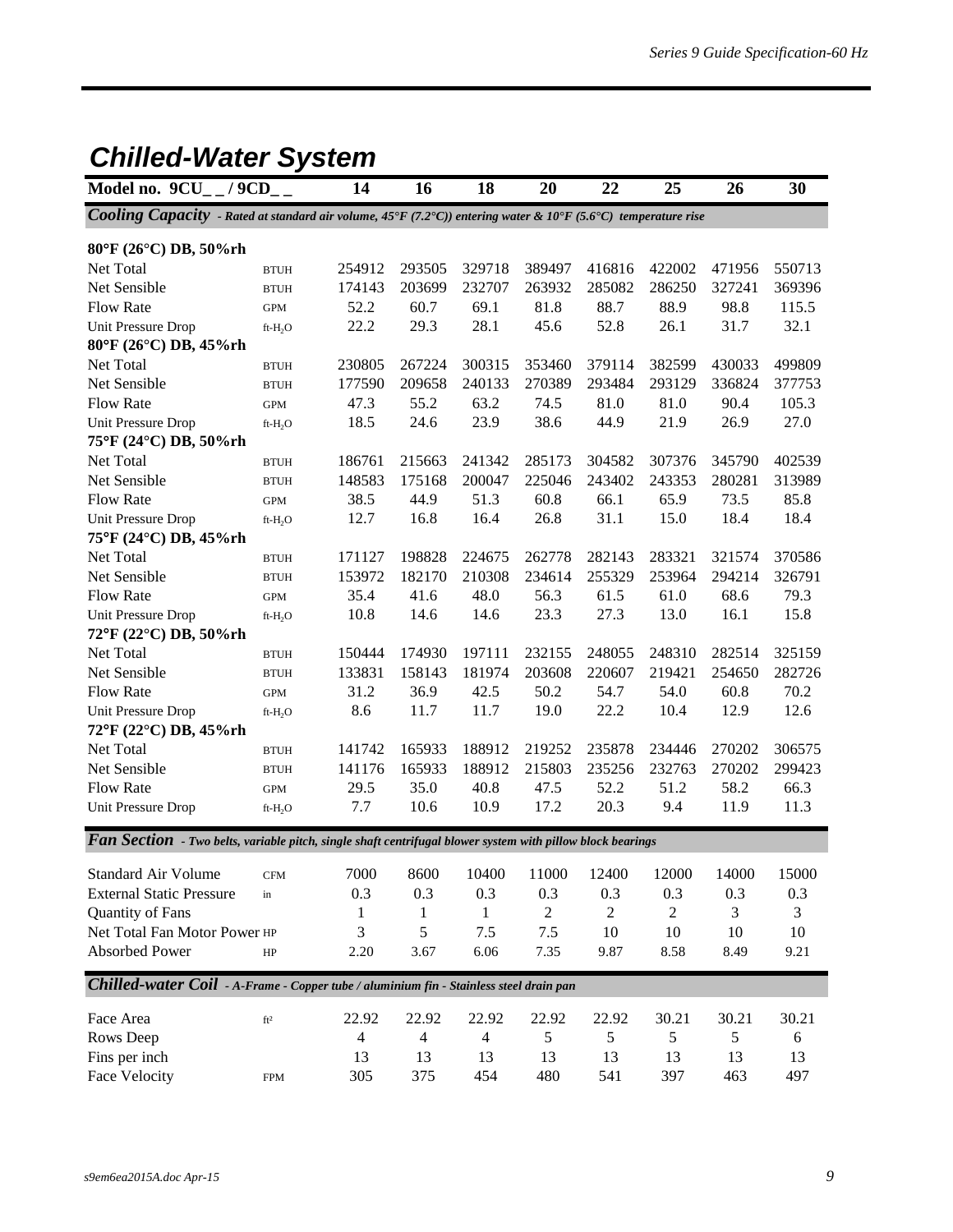# Chilled-Water System

| Model no. 9CU_ _ / 9CD_ _ | | 14 | 16 | 18 | 20 | 22 | 25 | 26 | 30 |
|---|---|---|---|---|---|---|---|---|---|
| ***Cooling Capacity*** *- Rated at standard air volume, 45°F (7.2°C)) entering water & 10°F (5.6°C) temperature rise* | | | | | | | | | |
| **80°F (26°C) DB, 50%rh** | | | | | | | | | |
| Net Total | BTUH | 254912 | 293505 | 329718 | 389497 | 416816 | 422002 | 471956 | 550713 |
| Net Sensible | BTUH | 174143 | 203699 | 232707 | 263932 | 285082 | 286250 | 327241 | 369396 |
| Flow Rate | GPM | 52.2 | 60.7 | 69.1 | 81.8 | 88.7 | 88.9 | 98.8 | 115.5 |
| Unit Pressure Drop | ft-$H_2O$ | 22.2 | 29.3 | 28.1 | 45.6 | 52.8 | 26.1 | 31.7 | 32.1 |
| **80°F (26°C) DB, 45%rh** | | | | | | | | | |
| Net Total | BTUH | 230805 | 267224 | 300315 | 353460 | 379114 | 382599 | 430033 | 499809 |
| Net Sensible | BTUH | 177590 | 209658 | 240133 | 270389 | 293484 | 293129 | 336824 | 377753 |
| Flow Rate | GPM | 47.3 | 55.2 | 63.2 | 74.5 | 81.0 | 81.0 | 90.4 | 105.3 |
| Unit Pressure Drop | ft-$H_2O$ | 18.5 | 24.6 | 23.9 | 38.6 | 44.9 | 21.9 | 26.9 | 27.0 |
| **75°F (24°C) DB, 50%rh** | | | | | | | | | |
| Net Total | BTUH | 186761 | 215663 | 241342 | 285173 | 304582 | 307376 | 345790 | 402539 |
| Net Sensible | BTUH | 148583 | 175168 | 200047 | 225046 | 243402 | 243353 | 280281 | 313989 |
| Flow Rate | GPM | 38.5 | 44.9 | 51.3 | 60.8 | 66.1 | 65.9 | 73.5 | 85.8 |
| Unit Pressure Drop | ft-$H_2O$ | 12.7 | 16.8 | 16.4 | 26.8 | 31.1 | 15.0 | 18.4 | 18.4 |
| **75°F (24°C) DB, 45%rh** | | | | | | | | | |
| Net Total | BTUH | 171127 | 198828 | 224675 | 262778 | 282143 | 283321 | 321574 | 370586 |
| Net Sensible | BTUH | 153972 | 182170 | 210308 | 234614 | 255329 | 253964 | 294214 | 326791 |
| Flow Rate | GPM | 35.4 | 41.6 | 48.0 | 56.3 | 61.5 | 61.0 | 68.6 | 79.3 |
| Unit Pressure Drop | ft-$H_2O$ | 10.8 | 14.6 | 14.6 | 23.3 | 27.3 | 13.0 | 16.1 | 15.8 |
| **72°F (22°C) DB, 50%rh** | | | | | | | | | |
| Net Total | BTUH | 150444 | 174930 | 197111 | 232155 | 248055 | 248310 | 282514 | 325159 |
| Net Sensible | BTUH | 133831 | 158143 | 181974 | 203608 | 220607 | 219421 | 254650 | 282726 |
| Flow Rate | GPM | 31.2 | 36.9 | 42.5 | 50.2 | 54.7 | 54.0 | 60.8 | 70.2 |
| Unit Pressure Drop | ft-$H_2O$ | 8.6 | 11.7 | 11.7 | 19.0 | 22.2 | 10.4 | 12.9 | 12.6 |
| **72°F (22°C) DB, 45%rh** | | | | | | | | | |
| Net Total | BTUH | 141742 | 165933 | 188912 | 219252 | 235878 | 234446 | 270202 | 306575 |
| Net Sensible | BTUH | 141176 | 165933 | 188912 | 215803 | 235256 | 232763 | 270202 | 299423 |
| Flow Rate | GPM | 29.5 | 35.0 | 40.8 | 47.5 | 52.2 | 51.2 | 58.2 | 66.3 |
| Unit Pressure Drop | ft-$H_2O$ | 7.7 | 10.6 | 10.9 | 17.2 | 20.3 | 9.4 | 11.9 | 11.3 |
| ***Fan Section*** *- Two belts, variable pitch, single shaft centrifugal blower system with pillow block bearings* | | | | | | | | | |
| Standard Air Volume | CFM | 7000 | 8600 | 10400 | 11000 | 12400 | 12000 | 14000 | 15000 |
| External Static Pressure | in | 0.3 | 0.3 | 0.3 | 0.3 | 0.3 | 0.3 | 0.3 | 0.3 |
| Quantity of Fans | | 1 | 1 | 1 | 2 | 2 | 2 | 3 | 3 |
| Net Total Fan Motor Power | HP | 3 | 5 | 7.5 | 7.5 | 10 | 10 | 10 | 10 |
| Absorbed Power | HP | 2.20 | 3.67 | 6.06 | 7.35 | 9.87 | 8.58 | 8.49 | 9.21 |
| ***Chilled-water Coil*** *- A-Frame - Copper tube / aluminium fin - Stainless steel drain pan* | | | | | | | | | |
| Face Area | ft² | 22.92 | 22.92 | 22.92 | 22.92 | 22.92 | 30.21 | 30.21 | 30.21 |
| Rows Deep | | 4 | 4 | 4 | 5 | 5 | 5 | 5 | 6 |
| Fins per inch | | 13 | 13 | 13 | 13 | 13 | 13 | 13 | 13 |
| Face Velocity | FPM | 305 | 375 | 454 | 480 | 541 | 397 | 463 | 497 |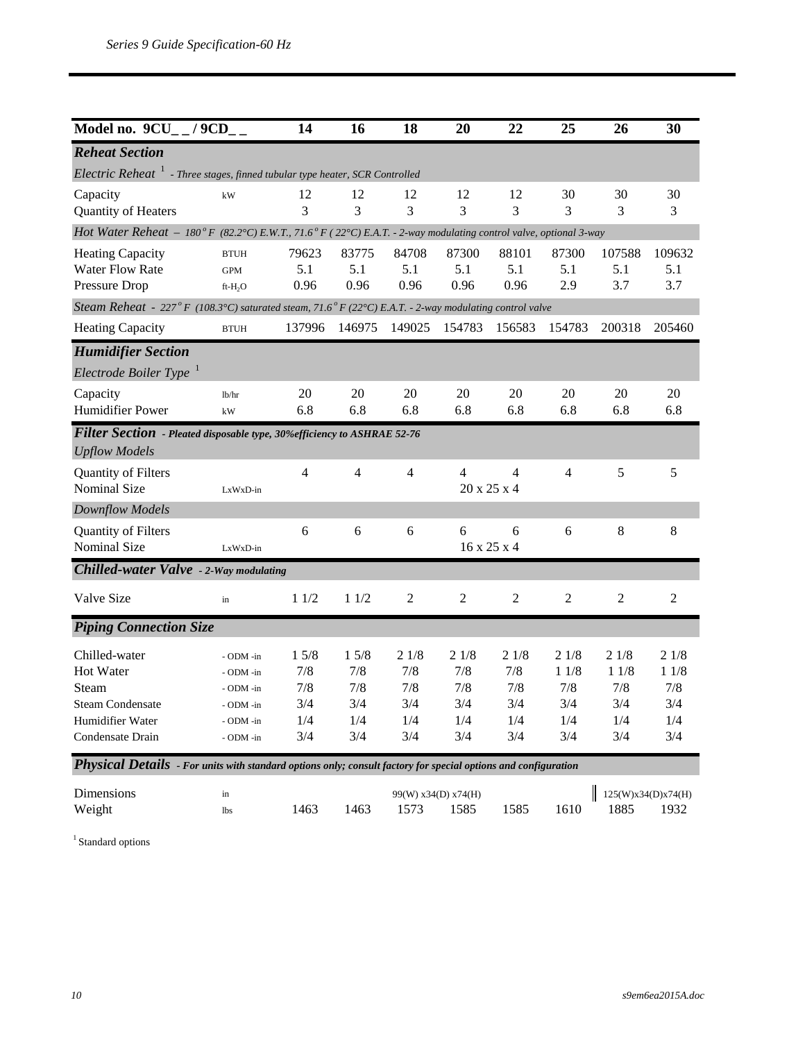| Model no. 9CU_ _ / 9CD_ _ | | 14 | 16 | 18 | 20 | 22 | 25 | 26 | 30 |
|---|---|---|---|---|---|---|---|---|---|
| ***Reheat Section*** | | | | | | | | | |
| *Electric Reheat* [1] *- Three stages, finned tubular type heater, SCR Controlled* | | | | | | | | | |
| Capacity | kW | 12 | 12 | 12 | 12 | 12 | 30 | 30 | 30 |
| Quantity of Heaters | | 3 | 3 | 3 | 3 | 3 | 3 | 3 | 3 |
| *Hot Water Reheat – 180°F (82.2°C) E.W.T., 71.6°F (22°C) E.A.T. - 2-way modulating control valve, optional 3-way* | | | | | | | | | |
| Heating Capacity | BTUH | 79623 | 83775 | 84708 | 87300 | 88101 | 87300 | 107588 | 109632 |
| Water Flow Rate | GPM | 5.1 | 5.1 | 5.1 | 5.1 | 5.1 | 5.1 | 5.1 | 5.1 |
| Pressure Drop | ft-$H_2O$ | 0.96 | 0.96 | 0.96 | 0.96 | 0.96 | 2.9 | 3.7 | 3.7 |
| *Steam Reheat - 227°F (108.3°C) saturated steam, 71.6°F (22°C) E.A.T. - 2-way modulating control valve* | | | | | | | | | |
| Heating Capacity | BTUH | 137996 | 146975 | 149025 | 154783 | 156583 | 154783 | 200318 | 205460 |
| ***Humidifier Section*** | | | | | | | | | |
| *Electrode Boiler Type* [1] | | | | | | | | | |
| Capacity | lb/hr | 20 | 20 | 20 | 20 | 20 | 20 | 20 | 20 |
| Humidifier Power | kW | 6.8 | 6.8 | 6.8 | 6.8 | 6.8 | 6.8 | 6.8 | 6.8 |
| ***Filter Section** - Pleated disposable type, 30%efficiency to ASHRAE 52-76* | | | | | | | | | |
| *Upflow Models* | | | | | | | | | |
| Quantity of Filters | | 4 | 4 | 4 | 4 | 4 | 4 | 5 | 5 |
| Nominal Size | LxWxD-in | 20 x 25 x 4 | | | | | | | |
| *Downflow Models* | | | | | | | | | |
| Quantity of Filters | | 6 | 6 | 6 | 6 | 6 | 6 | 8 | 8 |
| Nominal Size | LxWxD-in | 16 x 25 x 4 | | | | | | | |
| ***Chilled-water Valve** - 2-Way modulating* | | | | | | | | | |
| Valve Size | in | 1 1/2 | 1 1/2 | 2 | 2 | 2 | 2 | 2 | 2 |
| ***Piping Connection Size*** | | | | | | | | | |
| Chilled-water | - ODM -in | 1 5/8 | 1 5/8 | 2 1/8 | 2 1/8 | 2 1/8 | 2 1/8 | 2 1/8 | 2 1/8 |
| Hot Water | - ODM -in | 7/8 | 7/8 | 7/8 | 7/8 | 7/8 | 1 1/8 | 1 1/8 | 1 1/8 |
| Steam | - ODM -in | 7/8 | 7/8 | 7/8 | 7/8 | 7/8 | 7/8 | 7/8 | 7/8 |
| Steam Condensate | - ODM -in | 3/4 | 3/4 | 3/4 | 3/4 | 3/4 | 3/4 | 3/4 | 3/4 |
| Humidifier Water | - ODM -in | 1/4 | 1/4 | 1/4 | 1/4 | 1/4 | 1/4 | 1/4 | 1/4 |
| Condensate Drain | - ODM -in | 3/4 | 3/4 | 3/4 | 3/4 | 3/4 | 3/4 | 3/4 | 3/4 |
| ***Physical Details** - For units with standard options only; consult factory for special options and configuration* | | | | | | | | | |
| Dimensions | in | 99(W) x34(D) x74(H) | | | | | | 125(W)x34(D)x74(H) | |
| Weight | lbs | 1463 | 1463 | 1573 | 1585 | 1585 | 1610 | 1885 | 1932 |

[1] Standard options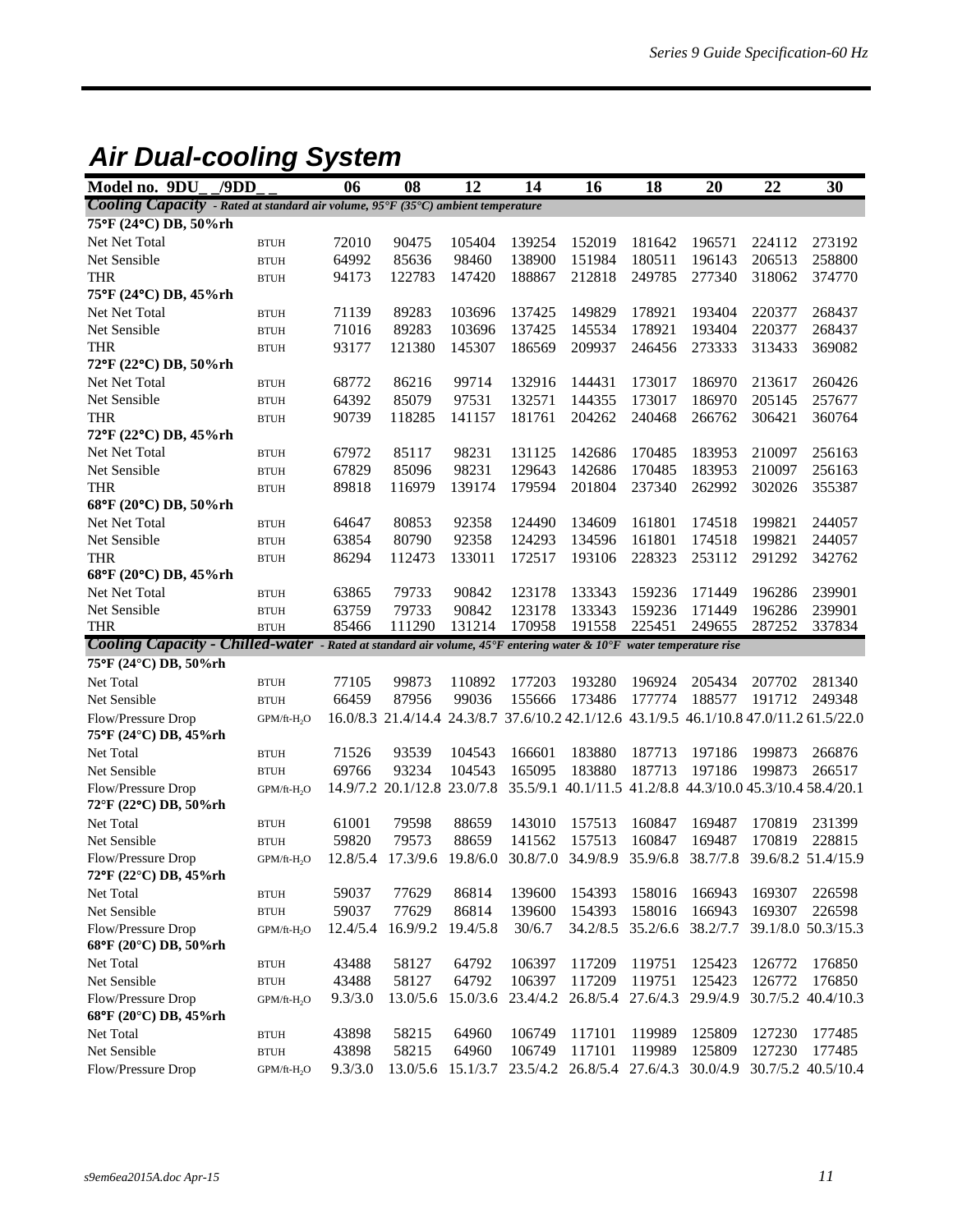# Air Dual-cooling System

| Model no. 9DU_ _/9DD_ _ | | 06 | 08 | 12 | 14 | 16 | 18 | 20 | 22 | 30 |
|---|---|---|---|---|---|---|---|---|---|---|
| ***Cooling Capacity** - Rated at standard air volume, 95°F (35°C) ambient temperature* | | | | | | | | | | |
| **75°F (24°C) DB, 50%rh** | | | | | | | | | | |
| Net Net Total | BTUH | 72010 | 90475 | 105404 | 139254 | 152019 | 181642 | 196571 | 224112 | 273192 |
| Net Sensible | BTUH | 64992 | 85636 | 98460 | 138900 | 151984 | 180511 | 196143 | 206513 | 258800 |
| THR | BTUH | 94173 | 122783 | 147420 | 188867 | 212818 | 249785 | 277340 | 318062 | 374770 |
| **75°F (24°C) DB, 45%rh** | | | | | | | | | | |
| Net Net Total | BTUH | 71139 | 89283 | 103696 | 137425 | 149829 | 178921 | 193404 | 220377 | 268437 |
| Net Sensible | BTUH | 71016 | 89283 | 103696 | 137425 | 145534 | 178921 | 193404 | 220377 | 268437 |
| THR | BTUH | 93177 | 121380 | 145307 | 186569 | 209937 | 246456 | 273333 | 313433 | 369082 |
| **72°F (22°C) DB, 50%rh** | | | | | | | | | | |
| Net Net Total | BTUH | 68772 | 86216 | 99714 | 132916 | 144431 | 173017 | 186970 | 213617 | 260426 |
| Net Sensible | BTUH | 64392 | 85079 | 97531 | 132571 | 144355 | 173017 | 186970 | 205145 | 257677 |
| THR | BTUH | 90739 | 118285 | 141157 | 181761 | 204262 | 240468 | 266762 | 306421 | 360764 |
| **72°F (22°C) DB, 45%rh** | | | | | | | | | | |
| Net Net Total | BTUH | 67972 | 85117 | 98231 | 131125 | 142686 | 170485 | 183953 | 210097 | 256163 |
| Net Sensible | BTUH | 67829 | 85096 | 98231 | 129643 | 142686 | 170485 | 183953 | 210097 | 256163 |
| THR | BTUH | 89818 | 116979 | 139174 | 179594 | 201804 | 237340 | 262992 | 302026 | 355387 |
| **68°F (20°C) DB, 50%rh** | | | | | | | | | | |
| Net Net Total | BTUH | 64647 | 80853 | 92358 | 124490 | 134609 | 161801 | 174518 | 199821 | 244057 |
| Net Sensible | BTUH | 63854 | 80790 | 92358 | 124293 | 134596 | 161801 | 174518 | 199821 | 244057 |
| THR | BTUH | 86294 | 112473 | 133011 | 172517 | 193106 | 228323 | 253112 | 291292 | 342762 |
| **68°F (20°C) DB, 45%rh** | | | | | | | | | | |
| Net Net Total | BTUH | 63865 | 79733 | 90842 | 123178 | 133343 | 159236 | 171449 | 196286 | 239901 |
| Net Sensible | BTUH | 63759 | 79733 | 90842 | 123178 | 133343 | 159236 | 171449 | 196286 | 239901 |
| THR | BTUH | 85466 | 111290 | 131214 | 170958 | 191558 | 225451 | 249655 | 287252 | 337834 |
| ***Cooling Capacity - Chilled-water** - Rated at standard air volume, 45°F entering water & 10°F water temperature rise* | | | | | | | | | | |
| **75°F (24°C) DB, 50%rh** | | | | | | | | | | |
| Net Total | BTUH | 77105 | 99873 | 110892 | 177203 | 193280 | 196924 | 205434 | 207702 | 281340 |
| Net Sensible | BTUH | 66459 | 87956 | 99036 | 155666 | 173486 | 177774 | 188577 | 191712 | 249348 |
| Flow/Pressure Drop | GPM/ft-$H_2O$ | 16.0/8.3 | 21.4/14.4 | 24.3/8.7 | 37.6/10.2 | 42.1/12.6 | 43.1/9.5 | 46.1/10.8 | 47.0/11.2 | 61.5/22.0 |
| **75°F (24°C) DB, 45%rh** | | | | | | | | | | |
| Net Total | BTUH | 71526 | 93539 | 104543 | 166601 | 183880 | 187713 | 197186 | 199873 | 266876 |
| Net Sensible | BTUH | 69766 | 93234 | 104543 | 165095 | 183880 | 187713 | 197186 | 199873 | 266517 |
| Flow/Pressure Drop | GPM/ft-$H_2O$ | 14.9/7.2 | 20.1/12.8 | 23.0/7.8 | 35.5/9.1 | 40.1/11.5 | 41.2/8.8 | 44.3/10.0 | 45.3/10.4 | 58.4/20.1 |
| **72°F (22°C) DB, 50%rh** | | | | | | | | | | |
| Net Total | BTUH | 61001 | 79598 | 88659 | 143010 | 157513 | 160847 | 169487 | 170819 | 231399 |
| Net Sensible | BTUH | 59820 | 79573 | 88659 | 141562 | 157513 | 160847 | 169487 | 170819 | 228815 |
| Flow/Pressure Drop | GPM/ft-$H_2O$ | 12.8/5.4 | 17.3/9.6 | 19.8/6.0 | 30.8/7.0 | 34.9/8.9 | 35.9/6.8 | 38.7/7.8 | 39.6/8.2 | 51.4/15.9 |
| **72°F (22°C) DB, 45%rh** | | | | | | | | | | |
| Net Total | BTUH | 59037 | 77629 | 86814 | 139600 | 154393 | 158016 | 166943 | 169307 | 226598 |
| Net Sensible | BTUH | 59037 | 77629 | 86814 | 139600 | 154393 | 158016 | 166943 | 169307 | 226598 |
| Flow/Pressure Drop | GPM/ft-$H_2O$ | 12.4/5.4 | 16.9/9.2 | 19.4/5.8 | 30/6.7 | 34.2/8.5 | 35.2/6.6 | 38.2/7.7 | 39.1/8.0 | 50.3/15.3 |
| **68°F (20°C) DB, 50%rh** | | | | | | | | | | |
| Net Total | BTUH | 43488 | 58127 | 64792 | 106397 | 117209 | 119751 | 125423 | 126772 | 176850 |
| Net Sensible | BTUH | 43488 | 58127 | 64792 | 106397 | 117209 | 119751 | 125423 | 126772 | 176850 |
| Flow/Pressure Drop | GPM/ft-$H_2O$ | 9.3/3.0 | 13.0/5.6 | 15.0/3.6 | 23.4/4.2 | 26.8/5.4 | 27.6/4.3 | 29.9/4.9 | 30.7/5.2 | 40.4/10.3 |
| **68°F (20°C) DB, 45%rh** | | | | | | | | | | |
| Net Total | BTUH | 43898 | 58215 | 64960 | 106749 | 117101 | 119989 | 125809 | 127230 | 177485 |
| Net Sensible | BTUH | 43898 | 58215 | 64960 | 106749 | 117101 | 119989 | 125809 | 127230 | 177485 |
| Flow/Pressure Drop | GPM/ft-$H_2O$ | 9.3/3.0 | 13.0/5.6 | 15.1/3.7 | 23.5/4.2 | 26.8/5.4 | 27.6/4.3 | 30.0/4.9 | 30.7/5.2 | 40.5/10.4 |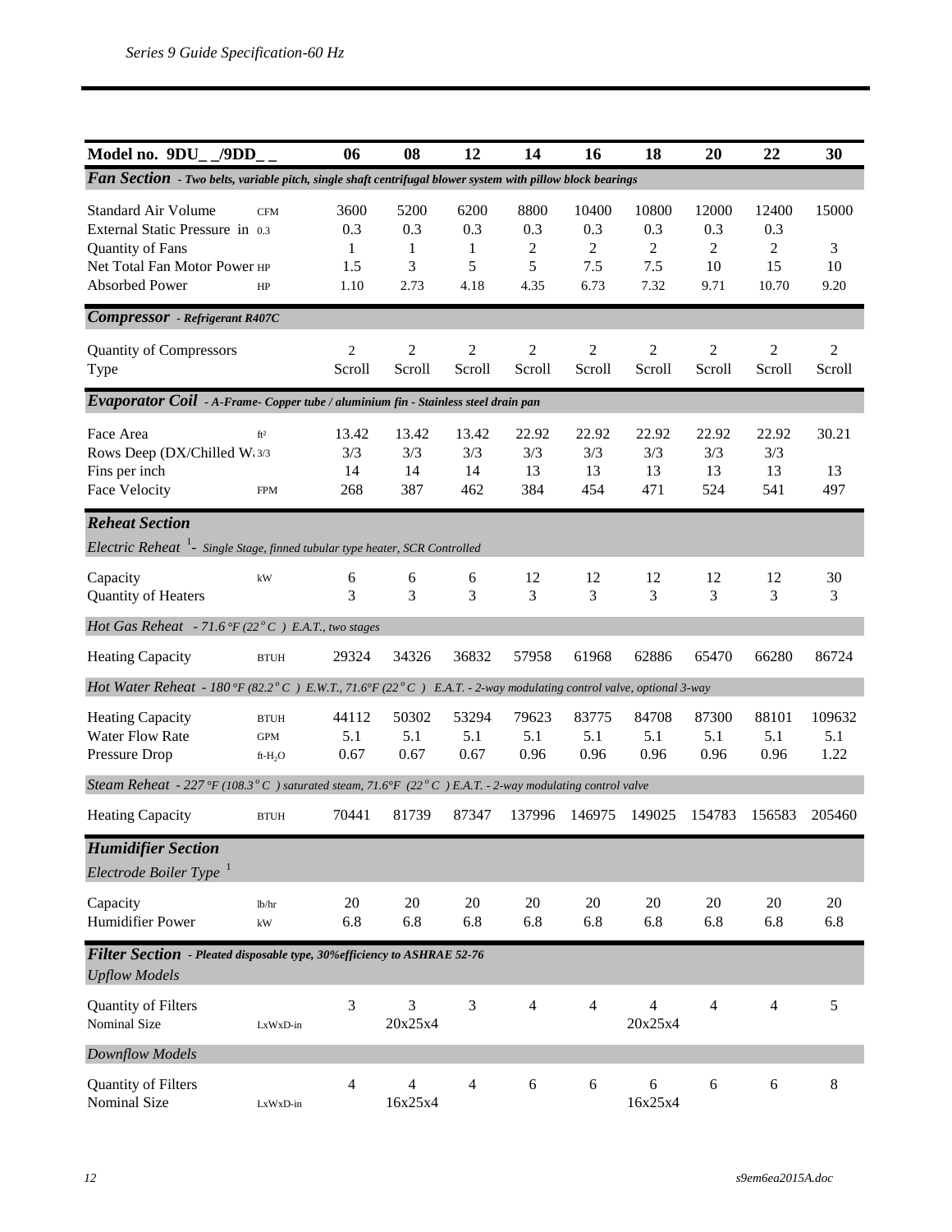| Model no. 9DU_ _/9DD_ _ | | 06 | 08 | 12 | 14 | 16 | 18 | 20 | 22 | 30 |
|---|---|---|---|---|---|---|---|---|---|---|
| ***Fan Section** - Two belts, variable pitch, single shaft centrifugal blower system with pillow block bearings* | | | | | | | | | | |
| Standard Air Volume | CFM | 3600 | 5200 | 6200 | 8800 | 10400 | 10800 | 12000 | 12400 | 15000 |
| External Static Pressure in | 0.3 | 0.3 | 0.3 | 0.3 | 0.3 | 0.3 | 0.3 | 0.3 | 0.3 | |
| Quantity of Fans | | 1 | 1 | 1 | 2 | 2 | 2 | 2 | 2 | 3 |
| Net Total Fan Motor Power | HP | 1.5 | 3 | 5 | 5 | 7.5 | 7.5 | 10 | 15 | 10 |
| Absorbed Power | HP | 1.10 | 2.73 | 4.18 | 4.35 | 6.73 | 7.32 | 9.71 | 10.70 | 9.20 |
| ***Compressor** - Refrigerant R407C* | | | | | | | | | | |
| Quantity of Compressors | | 2 | 2 | 2 | 2 | 2 | 2 | 2 | 2 | 2 |
| Type | | Scroll | Scroll | Scroll | Scroll | Scroll | Scroll | Scroll | Scroll | Scroll |
| ***Evaporator Coil** - A-Frame- Copper tube / aluminium fin - Stainless steel drain pan* | | | | | | | | | | |
| Face Area | ft² | 13.42 | 13.42 | 13.42 | 22.92 | 22.92 | 22.92 | 22.92 | 22.92 | 30.21 |
| Rows Deep (DX/Chilled W | 3/3 | 3/3 | 3/3 | 3/3 | 3/3 | 3/3 | 3/3 | 3/3 | 3/3 | |
| Fins per inch | | 14 | 14 | 14 | 13 | 13 | 13 | 13 | 13 | 13 |
| Face Velocity | FPM | 268 | 387 | 462 | 384 | 454 | 471 | 524 | 541 | 497 |
| ***Reheat Section*** | | | | | | | | | | |
| *Electric Reheat [1]- Single Stage, finned tubular type heater, SCR Controlled* | | | | | | | | | | |
| Capacity | kW | 6 | 6 | 6 | 12 | 12 | 12 | 12 | 12 | 30 |
| Quantity of Heaters | | 3 | 3 | 3 | 3 | 3 | 3 | 3 | 3 | 3 |
| *Hot Gas Reheat - 71.6 °F (22 °C ) E.A.T., two stages* | | | | | | | | | | |
| Heating Capacity | BTUH | 29324 | 34326 | 36832 | 57958 | 61968 | 62886 | 65470 | 66280 | 86724 |
| *Hot Water Reheat - 180 °F (82.2 °C ) E.W.T., 71.6°F (22 °C ) E.A.T. - 2-way modulating control valve, optional 3-way* | | | | | | | | | | |
| Heating Capacity | BTUH | 44112 | 50302 | 53294 | 79623 | 83775 | 84708 | 87300 | 88101 | 109632 |
| Water Flow Rate | GPM | 5.1 | 5.1 | 5.1 | 5.1 | 5.1 | 5.1 | 5.1 | 5.1 | 5.1 |
| Pressure Drop | ft-$H_2O$ | 0.67 | 0.67 | 0.67 | 0.96 | 0.96 | 0.96 | 0.96 | 0.96 | 1.22 |
| *Steam Reheat - 227 °F (108.3 °C ) saturated steam, 71.6°F (22 °C ) E.A.T. - 2-way modulating control valve* | | | | | | | | | | |
| Heating Capacity | BTUH | 70441 | 81739 | 87347 | 137996 | 146975 | 149025 | 154783 | 156583 | 205460 |
| ***Humidifier Section*** | | | | | | | | | | |
| *Electrode Boiler Type [1]* | | | | | | | | | | |
| Capacity | lb/hr | 20 | 20 | 20 | 20 | 20 | 20 | 20 | 20 | 20 |
| Humidifier Power | kW | 6.8 | 6.8 | 6.8 | 6.8 | 6.8 | 6.8 | 6.8 | 6.8 | 6.8 |
| ***Filter Section** - Pleated disposable type, 30%efficiency to ASHRAE 52-76* | | | | | | | | | | |
| *Upflow Models* | | | | | | | | | | |
| Quantity of Filters | | 3 | 3 | 3 | 4 | 4 | 4 | 4 | 4 | 5 |
| Nominal Size | LxWxD-in | | 20x25x4 | | | | 20x25x4 | | | |
| *Downflow Models* | | | | | | | | | | |
| Quantity of Filters | | 4 | 4 | 4 | 6 | 6 | 6 | 6 | 6 | 8 |
| Nominal Size | LxWxD-in | | 16x25x4 | | | | 16x25x4 | | | |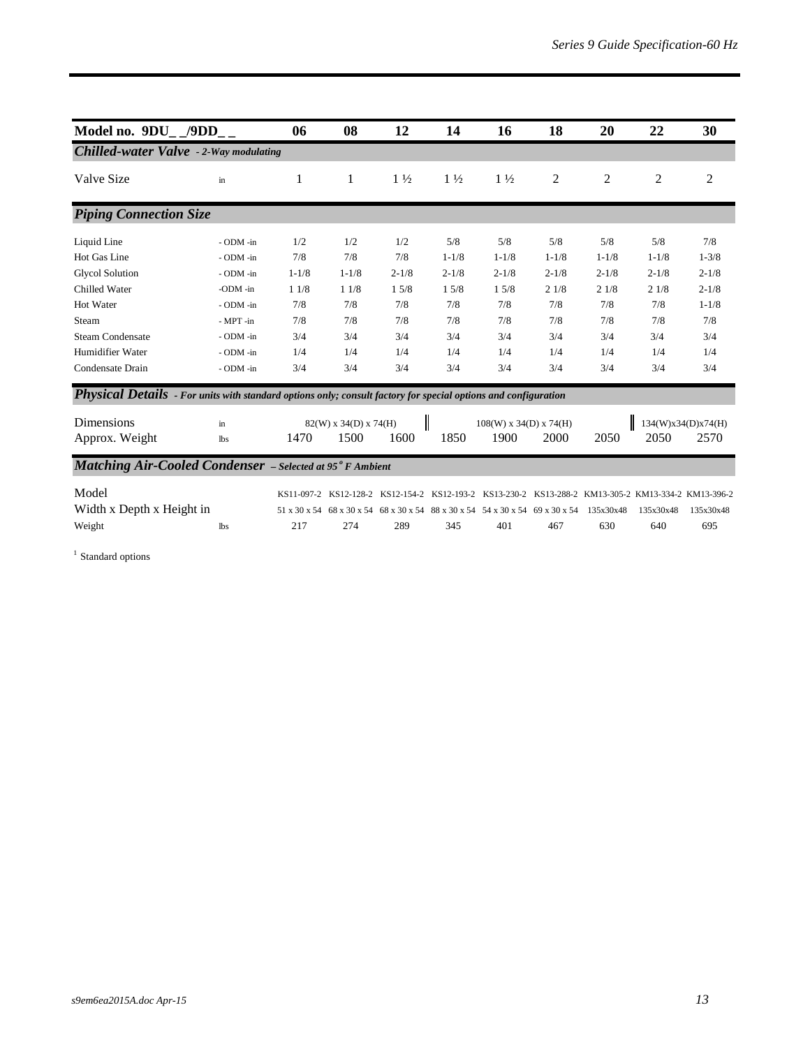| Model no. 9DU_ _/9DD_ _ | | 06 | 08 | 12 | 14 | 16 | 18 | 20 | 22 | 30 |
|---|---|---|---|---|---|---|---|---|---|---|
| ***Chilled-water Valve** - 2-Way modulating* | | | | | | | | | | |
| Valve Size | in | 1 | 1 | 1 ½ | 1 ½ | 1 ½ | 2 | 2 | 2 | 2 |
| ***Piping Connection Size*** | | | | | | | | | | |
| Liquid Line | - ODM -in | 1/2 | 1/2 | 1/2 | 5/8 | 5/8 | 5/8 | 5/8 | 5/8 | 7/8 |
| Hot Gas Line | - ODM -in | 7/8 | 7/8 | 7/8 | 1-1/8 | 1-1/8 | 1-1/8 | 1-1/8 | 1-1/8 | 1-3/8 |
| Glycol Solution | - ODM -in | 1-1/8 | 1-1/8 | 2-1/8 | 2-1/8 | 2-1/8 | 2-1/8 | 2-1/8 | 2-1/8 | 2-1/8 |
| Chilled Water | -ODM -in | 1 1/8 | 1 1/8 | 1 5/8 | 1 5/8 | 1 5/8 | 2 1/8 | 2 1/8 | 2 1/8 | 2-1/8 |
| Hot Water | - ODM -in | 7/8 | 7/8 | 7/8 | 7/8 | 7/8 | 7/8 | 7/8 | 7/8 | 1-1/8 |
| Steam | - MPT -in | 7/8 | 7/8 | 7/8 | 7/8 | 7/8 | 7/8 | 7/8 | 7/8 | 7/8 |
| Steam Condensate | - ODM -in | 3/4 | 3/4 | 3/4 | 3/4 | 3/4 | 3/4 | 3/4 | 3/4 | 3/4 |
| Humidifier Water | - ODM -in | 1/4 | 1/4 | 1/4 | 1/4 | 1/4 | 1/4 | 1/4 | 1/4 | 1/4 |
| Condensate Drain | - ODM -in | 3/4 | 3/4 | 3/4 | 3/4 | 3/4 | 3/4 | 3/4 | 3/4 | 3/4 |
| ***Physical Details** - For units with standard options only; consult factory for special options and configuration* | | | | | | | | | | |
| Dimensions | in | 82(W) x 34(D) x 74(H) | | | 108(W) x 34(D) x 74(H) | | | | 134(W)x34(D)x74(H) | |
| Approx. Weight | lbs | 1470 | 1500 | 1600 | 1850 | 1900 | 2000 | 2050 | 2050 | 2570 |
| ***Matching Air-Cooled Condenser** – Selected at 95° F Ambient* | | | | | | | | | | |
| Model | | KS11-097-2 | KS12-128-2 | KS12-154-2 | KS12-193-2 | KS13-230-2 | KS13-288-2 | KM13-305-2 | KM13-334-2 | KM13-396-2 |
| Width x Depth x Height in | | 51 x 30 x 54 | 68 x 30 x 54 | 68 x 30 x 54 | 88 x 30 x 54 | 54 x 30 x 54 | 69 x 30 x 54 | 135x30x48 | 135x30x48 | 135x30x48 |
| Weight | lbs | 217 | 274 | 289 | 345 | 401 | 467 | 630 | 640 | 695 |

[1] Standard options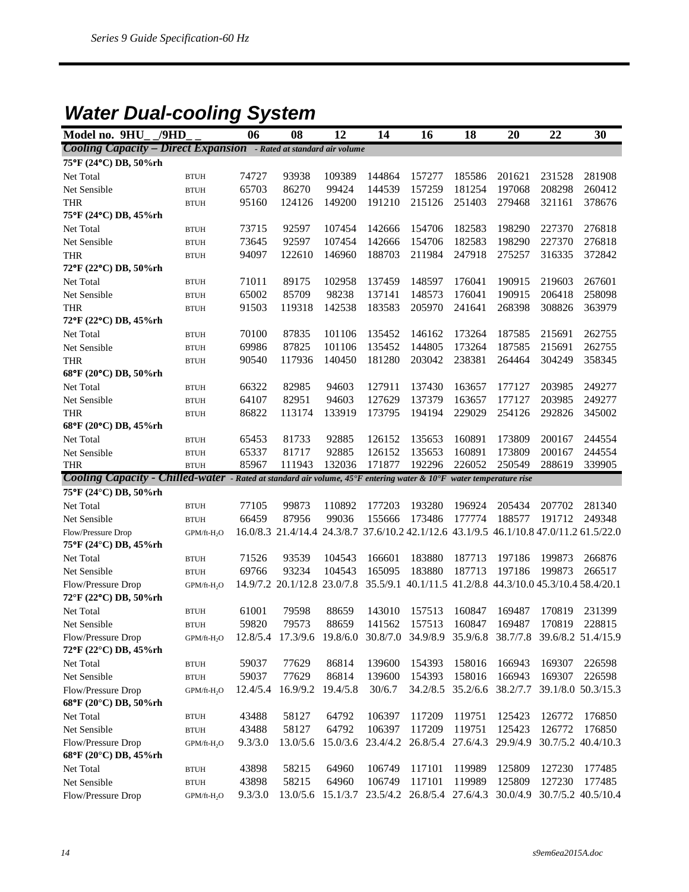## Water Dual-cooling System

| Model no. 9HU_ _/9HD_ _ | | 06 | 08 | 12 | 14 | 16 | 18 | 20 | 22 | 30 |
|---|---|---|---|---|---|---|---|---|---|---|
| ***Cooling Capacity – Direct Expansion*** *- Rated at standard air volume* | | | | | | | | | | |
| **75°F (24°C) DB, 50%rh** | | | | | | | | | | |
| Net Total | BTUH | 74727 | 93938 | 109389 | 144864 | 157277 | 185586 | 201621 | 231528 | 281908 |
| Net Sensible | BTUH | 65703 | 86270 | 99424 | 144539 | 157259 | 181254 | 197068 | 208298 | 260412 |
| THR | BTUH | 95160 | 124126 | 149200 | 191210 | 215126 | 251403 | 279468 | 321161 | 378676 |
| **75°F (24°C) DB, 45%rh** | | | | | | | | | | |
| Net Total | BTUH | 73715 | 92597 | 107454 | 142666 | 154706 | 182583 | 198290 | 227370 | 276818 |
| Net Sensible | BTUH | 73645 | 92597 | 107454 | 142666 | 154706 | 182583 | 198290 | 227370 | 276818 |
| THR | BTUH | 94097 | 122610 | 146960 | 188703 | 211984 | 247918 | 275257 | 316335 | 372842 |
| **72°F (22°C) DB, 50%rh** | | | | | | | | | | |
| Net Total | BTUH | 71011 | 89175 | 102958 | 137459 | 148597 | 176041 | 190915 | 219603 | 267601 |
| Net Sensible | BTUH | 65002 | 85709 | 98238 | 137141 | 148573 | 176041 | 190915 | 206418 | 258098 |
| THR | BTUH | 91503 | 119318 | 142538 | 183583 | 205970 | 241641 | 268398 | 308826 | 363979 |
| **72°F (22°C) DB, 45%rh** | | | | | | | | | | |
| Net Total | BTUH | 70100 | 87835 | 101106 | 135452 | 146162 | 173264 | 187585 | 215691 | 262755 |
| Net Sensible | BTUH | 69986 | 87825 | 101106 | 135452 | 144805 | 173264 | 187585 | 215691 | 262755 |
| THR | BTUH | 90540 | 117936 | 140450 | 181280 | 203042 | 238381 | 264464 | 304249 | 358345 |
| **68°F (20°C) DB, 50%rh** | | | | | | | | | | |
| Net Total | BTUH | 66322 | 82985 | 94603 | 127911 | 137430 | 163657 | 177127 | 203985 | 249277 |
| Net Sensible | BTUH | 64107 | 82951 | 94603 | 127629 | 137379 | 163657 | 177127 | 203985 | 249277 |
| THR | BTUH | 86822 | 113174 | 133919 | 173795 | 194194 | 229029 | 254126 | 292826 | 345002 |
| **68°F (20°C) DB, 45%rh** | | | | | | | | | | |
| Net Total | BTUH | 65453 | 81733 | 92885 | 126152 | 135653 | 160891 | 173809 | 200167 | 244554 |
| Net Sensible | BTUH | 65337 | 81717 | 92885 | 126152 | 135653 | 160891 | 173809 | 200167 | 244554 |
| THR | BTUH | 85967 | 111943 | 132036 | 171877 | 192296 | 226052 | 250549 | 288619 | 339905 |
| ***Cooling Capacity - Chilled-water*** *- Rated at standard air volume, 45°F entering water & 10°F water temperature rise* | | | | | | | | | | |
| **75°F (24°C) DB, 50%rh** | | | | | | | | | | |
| Net Total | BTUH | 77105 | 99873 | 110892 | 177203 | 193280 | 196924 | 205434 | 207702 | 281340 |
| Net Sensible | BTUH | 66459 | 87956 | 99036 | 155666 | 173486 | 177774 | 188577 | 191712 | 249348 |
| Flow/Pressure Drop | GPM/ft-$H_2O$ | 16.0/8.3 | 21.4/14.4 | 24.3/8.7 | 37.6/10.2 | 42.1/12.6 | 43.1/9.5 | 46.1/10.8 | 47.0/11.2 | 61.5/22.0 |
| **75°F (24°C) DB, 45%rh** | | | | | | | | | | |
| Net Total | BTUH | 71526 | 93539 | 104543 | 166601 | 183880 | 187713 | 197186 | 199873 | 266876 |
| Net Sensible | BTUH | 69766 | 93234 | 104543 | 165095 | 183880 | 187713 | 197186 | 199873 | 266517 |
| Flow/Pressure Drop | GPM/ft-$H_2O$ | 14.9/7.2 | 20.1/12.8 | 23.0/7.8 | 35.5/9.1 | 40.1/11.5 | 41.2/8.8 | 44.3/10.0 | 45.3/10.4 | 58.4/20.1 |
| **72°F (22°C) DB, 50%rh** | | | | | | | | | | |
| Net Total | BTUH | 61001 | 79598 | 88659 | 143010 | 157513 | 160847 | 169487 | 170819 | 231399 |
| Net Sensible | BTUH | 59820 | 79573 | 88659 | 141562 | 157513 | 160847 | 169487 | 170819 | 228815 |
| Flow/Pressure Drop | GPM/ft-$H_2O$ | 12.8/5.4 | 17.3/9.6 | 19.8/6.0 | 30.8/7.0 | 34.9/8.9 | 35.9/6.8 | 38.7/7.8 | 39.6/8.2 | 51.4/15.9 |
| **72°F (22°C) DB, 45%rh** | | | | | | | | | | |
| Net Total | BTUH | 59037 | 77629 | 86814 | 139600 | 154393 | 158016 | 166943 | 169307 | 226598 |
| Net Sensible | BTUH | 59037 | 77629 | 86814 | 139600 | 154393 | 158016 | 166943 | 169307 | 226598 |
| Flow/Pressure Drop | GPM/ft-$H_2O$ | 12.4/5.4 | 16.9/9.2 | 19.4/5.8 | 30/6.7 | 34.2/8.5 | 35.2/6.6 | 38.2/7.7 | 39.1/8.0 | 50.3/15.3 |
| **68°F (20°C) DB, 50%rh** | | | | | | | | | | |
| Net Total | BTUH | 43488 | 58127 | 64792 | 106397 | 117209 | 119751 | 125423 | 126772 | 176850 |
| Net Sensible | BTUH | 43488 | 58127 | 64792 | 106397 | 117209 | 119751 | 125423 | 126772 | 176850 |
| Flow/Pressure Drop | GPM/ft-$H_2O$ | 9.3/3.0 | 13.0/5.6 | 15.0/3.6 | 23.4/4.2 | 26.8/5.4 | 27.6/4.3 | 29.9/4.9 | 30.7/5.2 | 40.4/10.3 |
| **68°F (20°C) DB, 45%rh** | | | | | | | | | | |
| Net Total | BTUH | 43898 | 58215 | 64960 | 106749 | 117101 | 119989 | 125809 | 127230 | 177485 |
| Net Sensible | BTUH | 43898 | 58215 | 64960 | 106749 | 117101 | 119989 | 125809 | 127230 | 177485 |
| Flow/Pressure Drop | GPM/ft-$H_2O$ | 9.3/3.0 | 13.0/5.6 | 15.1/3.7 | 23.5/4.2 | 26.8/5.4 | 27.6/4.3 | 30.0/4.9 | 30.7/5.2 | 40.5/10.4 |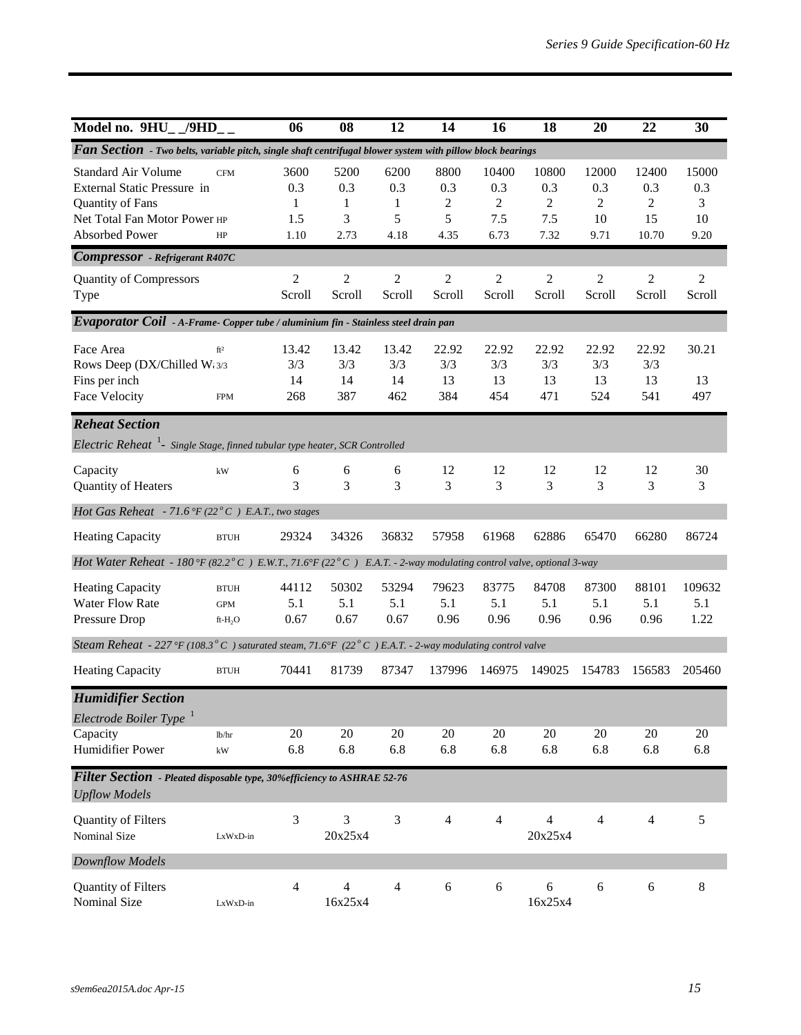| Model no. 9HU_ _/9HD_ _ | | 06 | 08 | 12 | 14 | 16 | 18 | 20 | 22 | 30 |
|---|---|---|---|---|---|---|---|---|---|---|
| ***Fan Section** - Two belts, variable pitch, single shaft centrifugal blower system with pillow block bearings* | | | | | | | | | | |
| Standard Air Volume | CFM | 3600 | 5200 | 6200 | 8800 | 10400 | 10800 | 12000 | 12400 | 15000 |
| External Static Pressure in | | 0.3 | 0.3 | 0.3 | 0.3 | 0.3 | 0.3 | 0.3 | 0.3 | 0.3 |
| Quantity of Fans | | 1 | 1 | 1 | 2 | 2 | 2 | 2 | 2 | 3 |
| Net Total Fan Motor Power | HP | 1.5 | 3 | 5 | 5 | 7.5 | 7.5 | 10 | 15 | 10 |
| Absorbed Power | HP | 1.10 | 2.73 | 4.18 | 4.35 | 6.73 | 7.32 | 9.71 | 10.70 | 9.20 |
| ***Compressor** - Refrigerant R407C* | | | | | | | | | | |
| Quantity of Compressors | | 2 | 2 | 2 | 2 | 2 | 2 | 2 | 2 | 2 |
| Type | | Scroll | Scroll | Scroll | Scroll | Scroll | Scroll | Scroll | Scroll | Scroll |
| ***Evaporator Coil** - A-Frame- Copper tube / aluminium fin - Stainless steel drain pan* | | | | | | | | | | |
| Face Area | ft² | 13.42 | 13.42 | 13.42 | 22.92 | 22.92 | 22.92 | 22.92 | 22.92 | 30.21 |
| Rows Deep (DX/Chilled W | 3/3 | 3/3 | 3/3 | 3/3 | 3/3 | 3/3 | 3/3 | 3/3 | 3/3 | |
| Fins per inch | | 14 | 14 | 14 | 13 | 13 | 13 | 13 | 13 | 13 |
| Face Velocity | FPM | 268 | 387 | 462 | 384 | 454 | 471 | 524 | 541 | 497 |
| ***Reheat Section*** | | | | | | | | | | |
| *Electric Reheat [1]- Single Stage, finned tubular type heater, SCR Controlled* | | | | | | | | | | |
| Capacity | kW | 6 | 6 | 6 | 12 | 12 | 12 | 12 | 12 | 30 |
| Quantity of Heaters | | 3 | 3 | 3 | 3 | 3 | 3 | 3 | 3 | 3 |
| *Hot Gas Reheat - 71.6 °F (22 °C ) E.A.T., two stages* | | | | | | | | | | |
| Heating Capacity | BTUH | 29324 | 34326 | 36832 | 57958 | 61968 | 62886 | 65470 | 66280 | 86724 |
| *Hot Water Reheat - 180 °F (82.2 °C ) E.W.T., 71.6°F (22 °C ) E.A.T. - 2-way modulating control valve, optional 3-way* | | | | | | | | | | |
| Heating Capacity | BTUH | 44112 | 50302 | 53294 | 79623 | 83775 | 84708 | 87300 | 88101 | 109632 |
| Water Flow Rate | GPM | 5.1 | 5.1 | 5.1 | 5.1 | 5.1 | 5.1 | 5.1 | 5.1 | 5.1 |
| Pressure Drop | ft-$H_2O$ | 0.67 | 0.67 | 0.67 | 0.96 | 0.96 | 0.96 | 0.96 | 0.96 | 1.22 |
| *Steam Reheat - 227 °F (108.3 °C ) saturated steam, 71.6°F (22 °C ) E.A.T. - 2-way modulating control valve* | | | | | | | | | | |
| Heating Capacity | BTUH | 70441 | 81739 | 87347 | 137996 | 146975 | 149025 | 154783 | 156583 | 205460 |
| ***Humidifier Section*** | | | | | | | | | | |
| *Electrode Boiler Type [1]* | | | | | | | | | | |
| Capacity | lb/hr | 20 | 20 | 20 | 20 | 20 | 20 | 20 | 20 | 20 |
| Humidifier Power | kW | 6.8 | 6.8 | 6.8 | 6.8 | 6.8 | 6.8 | 6.8 | 6.8 | 6.8 |
| ***Filter Section** - Pleated disposable type, 30%efficiency to ASHRAE 52-76* | | | | | | | | | | |
| *Upflow Models* | | | | | | | | | | |
| Quantity of Filters | | 3 | 3 | 3 | 4 | 4 | 4 | 4 | 4 | 5 |
| Nominal Size | LxWxD-in | | 20x25x4 | | | | 20x25x4 | | | |
| *Downflow Models* | | | | | | | | | | |
| Quantity of Filters | | 4 | 4 | 4 | 6 | 6 | 6 | 6 | 6 | 8 |
| Nominal Size | LxWxD-in | | 16x25x4 | | | | 16x25x4 | | | |

s9em6ea2015A.doc Apr-15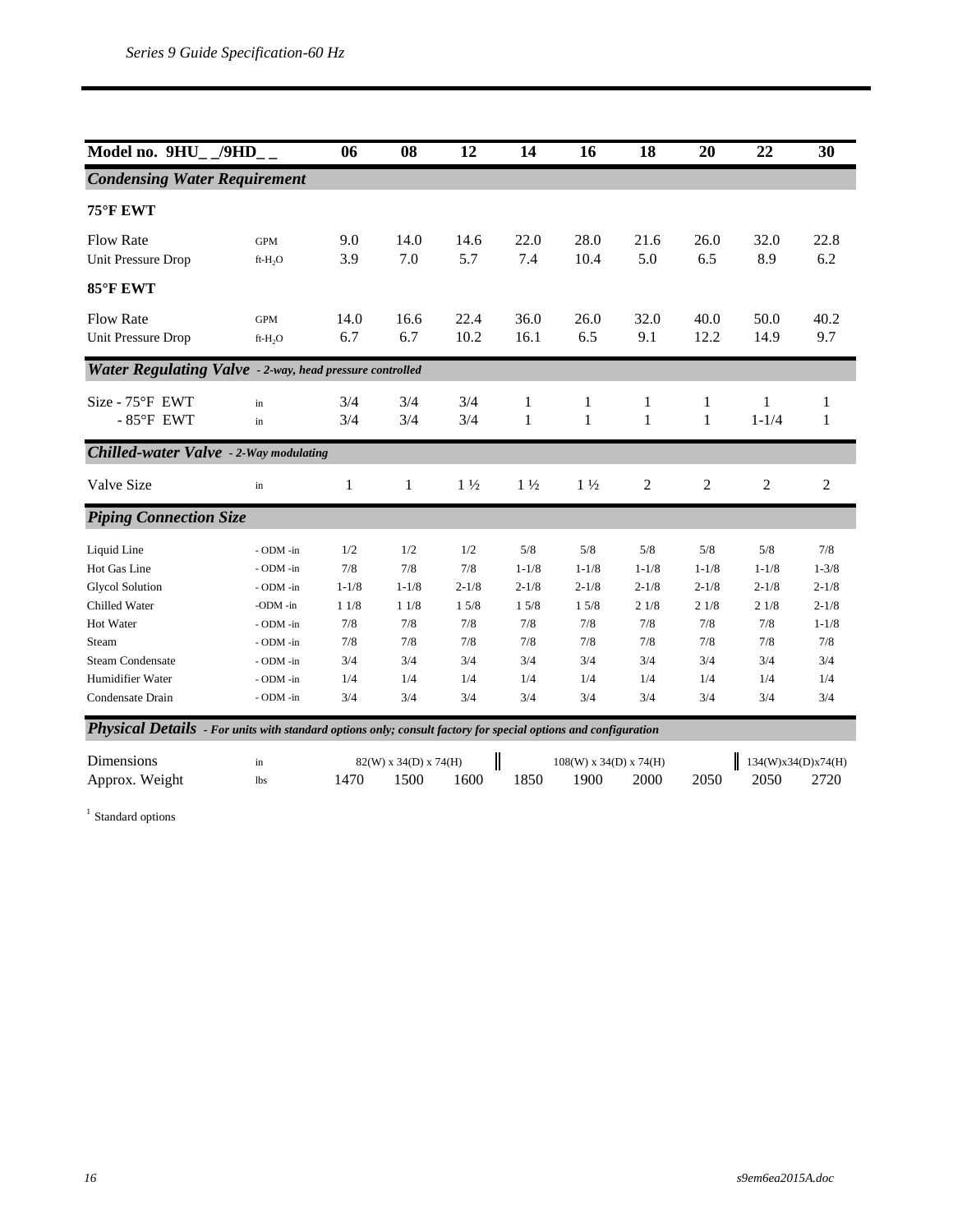| Model no. 9HU_ _/9HD_ _ | | 06 | 08 | 12 | 14 | 16 | 18 | 20 | 22 | 30 |
|---|---|---|---|---|---|---|---|---|---|---|
| ***Condensing Water Requirement*** | | | | | | | | | | |
| **75°F EWT** | | | | | | | | | | |
| Flow Rate | GPM | 9.0 | 14.0 | 14.6 | 22.0 | 28.0 | 21.6 | 26.0 | 32.0 | 22.8 |
| Unit Pressure Drop | ft-$H_2O$ | 3.9 | 7.0 | 5.7 | 7.4 | 10.4 | 5.0 | 6.5 | 8.9 | 6.2 |
| **85°F EWT** | | | | | | | | | | |
| Flow Rate | GPM | 14.0 | 16.6 | 22.4 | 36.0 | 26.0 | 32.0 | 40.0 | 50.0 | 40.2 |
| Unit Pressure Drop | ft-$H_2O$ | 6.7 | 6.7 | 10.2 | 16.1 | 6.5 | 9.1 | 12.2 | 14.9 | 9.7 |
| ***Water Regulating Valve** - 2-way, head pressure controlled* | | | | | | | | | | |
| Size - 75°F EWT | in | 3/4 | 3/4 | 3/4 | 1 | 1 | 1 | 1 | 1 | 1 |
| - 85°F EWT | in | 3/4 | 3/4 | 3/4 | 1 | 1 | 1 | 1 | 1-1/4 | 1 |
| ***Chilled-water Valve** - 2-Way modulating* | | | | | | | | | | |
| Valve Size | in | 1 | 1 | 1 ½ | 1 ½ | 1 ½ | 2 | 2 | 2 | 2 |
| ***Piping Connection Size*** | | | | | | | | | | |
| Liquid Line | - ODM -in | 1/2 | 1/2 | 1/2 | 5/8 | 5/8 | 5/8 | 5/8 | 5/8 | 7/8 |
| Hot Gas Line | - ODM -in | 7/8 | 7/8 | 7/8 | 1-1/8 | 1-1/8 | 1-1/8 | 1-1/8 | 1-1/8 | 1-3/8 |
| Glycol Solution | - ODM -in | 1-1/8 | 1-1/8 | 2-1/8 | 2-1/8 | 2-1/8 | 2-1/8 | 2-1/8 | 2-1/8 | 2-1/8 |
| Chilled Water | -ODM -in | 1 1/8 | 1 1/8 | 1 5/8 | 1 5/8 | 1 5/8 | 2 1/8 | 2 1/8 | 2 1/8 | 2-1/8 |
| Hot Water | - ODM -in | 7/8 | 7/8 | 7/8 | 7/8 | 7/8 | 7/8 | 7/8 | 7/8 | 1-1/8 |
| Steam | - ODM -in | 7/8 | 7/8 | 7/8 | 7/8 | 7/8 | 7/8 | 7/8 | 7/8 | 7/8 |
| Steam Condensate | - ODM -in | 3/4 | 3/4 | 3/4 | 3/4 | 3/4 | 3/4 | 3/4 | 3/4 | 3/4 |
| Humidifier Water | - ODM -in | 1/4 | 1/4 | 1/4 | 1/4 | 1/4 | 1/4 | 1/4 | 1/4 | 1/4 |
| Condensate Drain | - ODM -in | 3/4 | 3/4 | 3/4 | 3/4 | 3/4 | 3/4 | 3/4 | 3/4 | 3/4 |
| ***Physical Details** - For units with standard options only; consult factory for special options and configuration* | | | | | | | | | | |
| Dimensions | in | 82(W) x 34(D) x 74(H) | | | 108(W) x 34(D) x 74(H) | | | | 134(W)x34(D)x74(H) | |
| Approx. Weight | lbs | 1470 | 1500 | 1600 | 1850 | 1900 | 2000 | 2050 | 2050 | 2720 |

[1] Standard options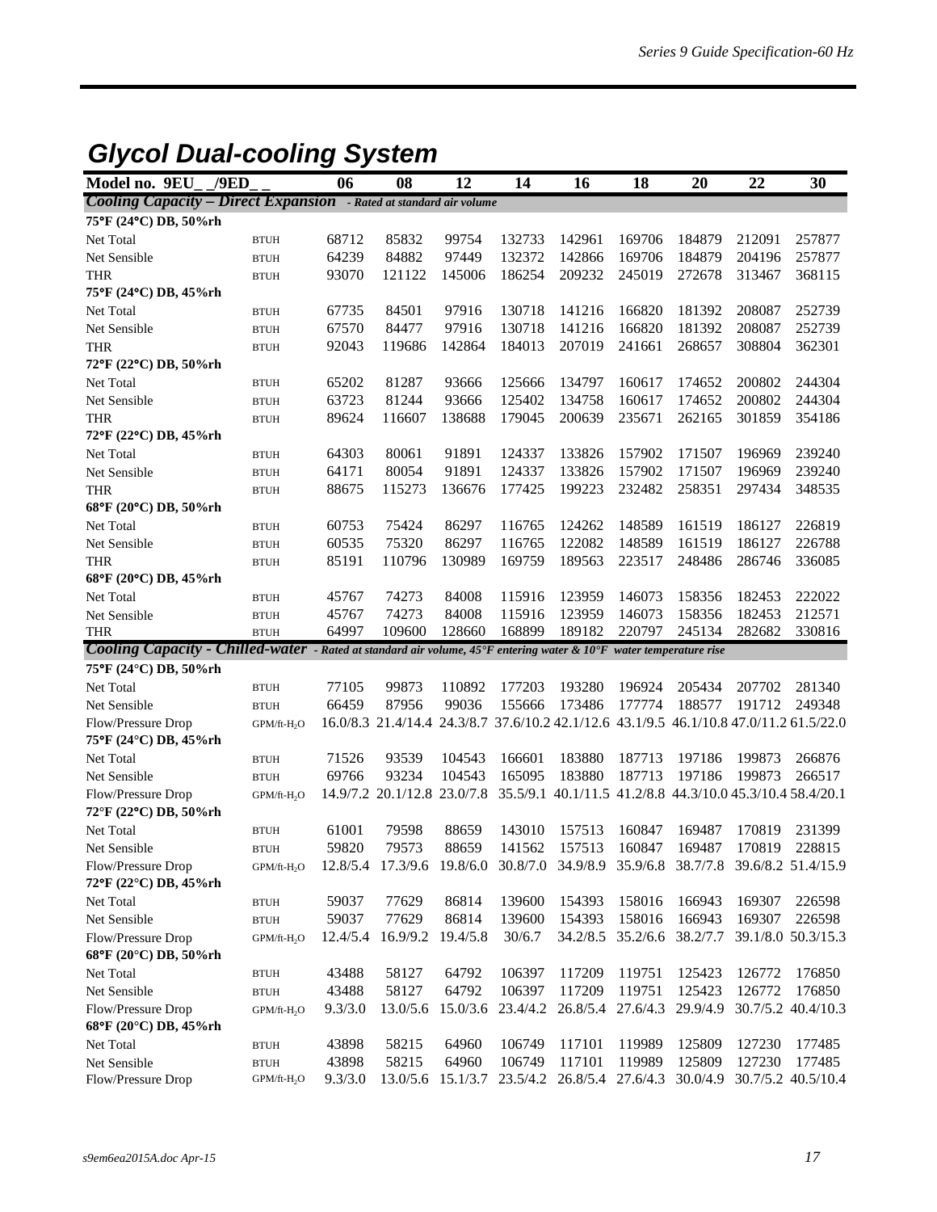## Glycol Dual-cooling System

| Model no. 9EU_ _/9ED_ _ | | 06 | 08 | 12 | 14 | 16 | 18 | 20 | 22 | 30 |
|---|---|---|---|---|---|---|---|---|---|---|
| ***Cooling Capacity – Direct Expansion*** *- Rated at standard air volume* | | | | | | | | | | |
| **75°F (24°C) DB, 50%rh** | | | | | | | | | | |
| Net Total | BTUH | 68712 | 85832 | 99754 | 132733 | 142961 | 169706 | 184879 | 212091 | 257877 |
| Net Sensible | BTUH | 64239 | 84882 | 97449 | 132372 | 142866 | 169706 | 184879 | 204196 | 257877 |
| THR | BTUH | 93070 | 121122 | 145006 | 186254 | 209232 | 245019 | 272678 | 313467 | 368115 |
| **75°F (24°C) DB, 45%rh** | | | | | | | | | | |
| Net Total | BTUH | 67735 | 84501 | 97916 | 130718 | 141216 | 166820 | 181392 | 208087 | 252739 |
| Net Sensible | BTUH | 67570 | 84477 | 97916 | 130718 | 141216 | 166820 | 181392 | 208087 | 252739 |
| THR | BTUH | 92043 | 119686 | 142864 | 184013 | 207019 | 241661 | 268657 | 308804 | 362301 |
| **72°F (22°C) DB, 50%rh** | | | | | | | | | | |
| Net Total | BTUH | 65202 | 81287 | 93666 | 125666 | 134797 | 160617 | 174652 | 200802 | 244304 |
| Net Sensible | BTUH | 63723 | 81244 | 93666 | 125402 | 134758 | 160617 | 174652 | 200802 | 244304 |
| THR | BTUH | 89624 | 116607 | 138688 | 179045 | 200639 | 235671 | 262165 | 301859 | 354186 |
| **72°F (22°C) DB, 45%rh** | | | | | | | | | | |
| Net Total | BTUH | 64303 | 80061 | 91891 | 124337 | 133826 | 157902 | 171507 | 196969 | 239240 |
| Net Sensible | BTUH | 64171 | 80054 | 91891 | 124337 | 133826 | 157902 | 171507 | 196969 | 239240 |
| THR | BTUH | 88675 | 115273 | 136676 | 177425 | 199223 | 232482 | 258351 | 297434 | 348535 |
| **68°F (20°C) DB, 50%rh** | | | | | | | | | | |
| Net Total | BTUH | 60753 | 75424 | 86297 | 116765 | 124262 | 148589 | 161519 | 186127 | 226819 |
| Net Sensible | BTUH | 60535 | 75320 | 86297 | 116765 | 122082 | 148589 | 161519 | 186127 | 226788 |
| THR | BTUH | 85191 | 110796 | 130989 | 169759 | 189563 | 223517 | 248486 | 286746 | 336085 |
| **68°F (20°C) DB, 45%rh** | | | | | | | | | | |
| Net Total | BTUH | 45767 | 74273 | 84008 | 115916 | 123959 | 146073 | 158356 | 182453 | 222022 |
| Net Sensible | BTUH | 45767 | 74273 | 84008 | 115916 | 123959 | 146073 | 158356 | 182453 | 212571 |
| THR | BTUH | 64997 | 109600 | 128660 | 168899 | 189182 | 220797 | 245134 | 282682 | 330816 |
| ***Cooling Capacity - Chilled-water*** *- Rated at standard air volume, 45°F entering water & 10°F water temperature rise* | | | | | | | | | | |
| **75°F (24°C) DB, 50%rh** | | | | | | | | | | |
| Net Total | BTUH | 77105 | 99873 | 110892 | 177203 | 193280 | 196924 | 205434 | 207702 | 281340 |
| Net Sensible | BTUH | 66459 | 87956 | 99036 | 155666 | 173486 | 177774 | 188577 | 191712 | 249348 |
| Flow/Pressure Drop | GPM/ft-$H_2O$ | 16.0/8.3 | 21.4/14.4 | 24.3/8.7 | 37.6/10.2 | 42.1/12.6 | 43.1/9.5 | 46.1/10.8 | 47.0/11.2 | 61.5/22.0 |
| **75°F (24°C) DB, 45%rh** | | | | | | | | | | |
| Net Total | BTUH | 71526 | 93539 | 104543 | 166601 | 183880 | 187713 | 197186 | 199873 | 266876 |
| Net Sensible | BTUH | 69766 | 93234 | 104543 | 165095 | 183880 | 187713 | 197186 | 199873 | 266517 |
| Flow/Pressure Drop | GPM/ft-$H_2O$ | 14.9/7.2 | 20.1/12.8 | 23.0/7.8 | 35.5/9.1 | 40.1/11.5 | 41.2/8.8 | 44.3/10.0 | 45.3/10.4 | 58.4/20.1 |
| **72°F (22°C) DB, 50%rh** | | | | | | | | | | |
| Net Total | BTUH | 61001 | 79598 | 88659 | 143010 | 157513 | 160847 | 169487 | 170819 | 231399 |
| Net Sensible | BTUH | 59820 | 79573 | 88659 | 141562 | 157513 | 160847 | 169487 | 170819 | 228815 |
| Flow/Pressure Drop | GPM/ft-$H_2O$ | 12.8/5.4 | 17.3/9.6 | 19.8/6.0 | 30.8/7.0 | 34.9/8.9 | 35.9/6.8 | 38.7/7.8 | 39.6/8.2 | 51.4/15.9 |
| **72°F (22°C) DB, 45%rh** | | | | | | | | | | |
| Net Total | BTUH | 59037 | 77629 | 86814 | 139600 | 154393 | 158016 | 166943 | 169307 | 226598 |
| Net Sensible | BTUH | 59037 | 77629 | 86814 | 139600 | 154393 | 158016 | 166943 | 169307 | 226598 |
| Flow/Pressure Drop | GPM/ft-$H_2O$ | 12.4/5.4 | 16.9/9.2 | 19.4/5.8 | 30/6.7 | 34.2/8.5 | 35.2/6.6 | 38.2/7.7 | 39.1/8.0 | 50.3/15.3 |
| **68°F (20°C) DB, 50%rh** | | | | | | | | | | |
| Net Total | BTUH | 43488 | 58127 | 64792 | 106397 | 117209 | 119751 | 125423 | 126772 | 176850 |
| Net Sensible | BTUH | 43488 | 58127 | 64792 | 106397 | 117209 | 119751 | 125423 | 126772 | 176850 |
| Flow/Pressure Drop | GPM/ft-$H_2O$ | 9.3/3.0 | 13.0/5.6 | 15.0/3.6 | 23.4/4.2 | 26.8/5.4 | 27.6/4.3 | 29.9/4.9 | 30.7/5.2 | 40.4/10.3 |
| **68°F (20°C) DB, 45%rh** | | | | | | | | | | |
| Net Total | BTUH | 43898 | 58215 | 64960 | 106749 | 117101 | 119989 | 125809 | 127230 | 177485 |
| Net Sensible | BTUH | 43898 | 58215 | 64960 | 106749 | 117101 | 119989 | 125809 | 127230 | 177485 |
| Flow/Pressure Drop | GPM/ft-$H_2O$ | 9.3/3.0 | 13.0/5.6 | 15.1/3.7 | 23.5/4.2 | 26.8/5.4 | 27.6/4.3 | 30.0/4.9 | 30.7/5.2 | 40.5/10.4 |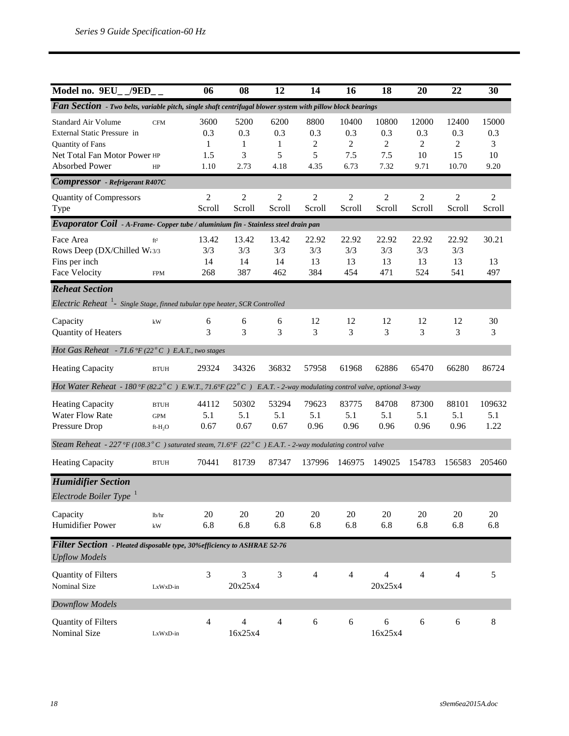| Model no. 9EU_ _/9ED_ _ | | 06 | 08 | 12 | 14 | 16 | 18 | 20 | 22 | 30 |
|---|---|---|---|---|---|---|---|---|---|---|
| ***Fan Section*** *- Two belts, variable pitch, single shaft centrifugal blower system with pillow block bearings* | | | | | | | | | | |
| Standard Air Volume | CFM | 3600 | 5200 | 6200 | 8800 | 10400 | 10800 | 12000 | 12400 | 15000 |
| External Static Pressure in | | 0.3 | 0.3 | 0.3 | 0.3 | 0.3 | 0.3 | 0.3 | 0.3 | 0.3 |
| Quantity of Fans | | 1 | 1 | 1 | 2 | 2 | 2 | 2 | 2 | 3 |
| Net Total Fan Motor Power | HP | 1.5 | 3 | 5 | 5 | 7.5 | 7.5 | 10 | 15 | 10 |
| Absorbed Power | HP | 1.10 | 2.73 | 4.18 | 4.35 | 6.73 | 7.32 | 9.71 | 10.70 | 9.20 |
| ***Compressor*** *- Refrigerant R407C* | | | | | | | | | | |
| Quantity of Compressors | | 2 | 2 | 2 | 2 | 2 | 2 | 2 | 2 | 2 |
| Type | | Scroll | Scroll | Scroll | Scroll | Scroll | Scroll | Scroll | Scroll | Scroll |
| ***Evaporator Coil*** *- A-Frame- Copper tube / aluminium fin - Stainless steel drain pan* | | | | | | | | | | |
| Face Area | ft² | 13.42 | 13.42 | 13.42 | 22.92 | 22.92 | 22.92 | 22.92 | 22.92 | 30.21 |
| Rows Deep (DX/Chilled W… | 3/3 | 3/3 | 3/3 | 3/3 | 3/3 | 3/3 | 3/3 | 3/3 | 3/3 | |
| Fins per inch | | 14 | 14 | 14 | 13 | 13 | 13 | 13 | 13 | 13 |
| Face Velocity | FPM | 268 | 387 | 462 | 384 | 454 | 471 | 524 | 541 | 497 |
| ***Reheat Section*** | | | | | | | | | | |
| *Electric Reheat* [1] *- Single Stage, finned tubular type heater, SCR Controlled* | | | | | | | | | | |
| Capacity | kW | 6 | 6 | 6 | 12 | 12 | 12 | 12 | 12 | 30 |
| Quantity of Heaters | | 3 | 3 | 3 | 3 | 3 | 3 | 3 | 3 | 3 |
| *Hot Gas Reheat - 71.6 °F (22 °C ) E.A.T., two stages* | | | | | | | | | | |
| Heating Capacity | BTUH | 29324 | 34326 | 36832 | 57958 | 61968 | 62886 | 65470 | 66280 | 86724 |
| *Hot Water Reheat - 180 °F (82.2 °C ) E.W.T., 71.6°F (22 °C ) E.A.T. - 2-way modulating control valve, optional 3-way* | | | | | | | | | | |
| Heating Capacity | BTUH | 44112 | 50302 | 53294 | 79623 | 83775 | 84708 | 87300 | 88101 | 109632 |
| Water Flow Rate | GPM | 5.1 | 5.1 | 5.1 | 5.1 | 5.1 | 5.1 | 5.1 | 5.1 | 5.1 |
| Pressure Drop | ft-$H_2O$ | 0.67 | 0.67 | 0.67 | 0.96 | 0.96 | 0.96 | 0.96 | 0.96 | 1.22 |
| *Steam Reheat - 227 °F (108.3 °C ) saturated steam, 71.6°F (22 °C ) E.A.T. - 2-way modulating control valve* | | | | | | | | | | |
| Heating Capacity | BTUH | 70441 | 81739 | 87347 | 137996 | 146975 | 149025 | 154783 | 156583 | 205460 |
| ***Humidifier Section*** | | | | | | | | | | |
| *Electrode Boiler Type* [1] | | | | | | | | | | |
| Capacity | lb/hr | 20 | 20 | 20 | 20 | 20 | 20 | 20 | 20 | 20 |
| Humidifier Power | kW | 6.8 | 6.8 | 6.8 | 6.8 | 6.8 | 6.8 | 6.8 | 6.8 | 6.8 |
| ***Filter Section*** *- Pleated disposable type, 30%efficiency to ASHRAE 52-76* | | | | | | | | | | |
| *Upflow Models* | | | | | | | | | | |
| Quantity of Filters | | 3 | 3 | 3 | 4 | 4 | 4 | 4 | 4 | 5 |
| Nominal Size | LxWxD-in | | 20x25x4 | | | | 20x25x4 | | | |
| *Downflow Models* | | | | | | | | | | |
| Quantity of Filters | | 4 | 4 | 4 | 6 | 6 | 6 | 6 | 6 | 8 |
| Nominal Size | LxWxD-in | | 16x25x4 | | | | 16x25x4 | | | |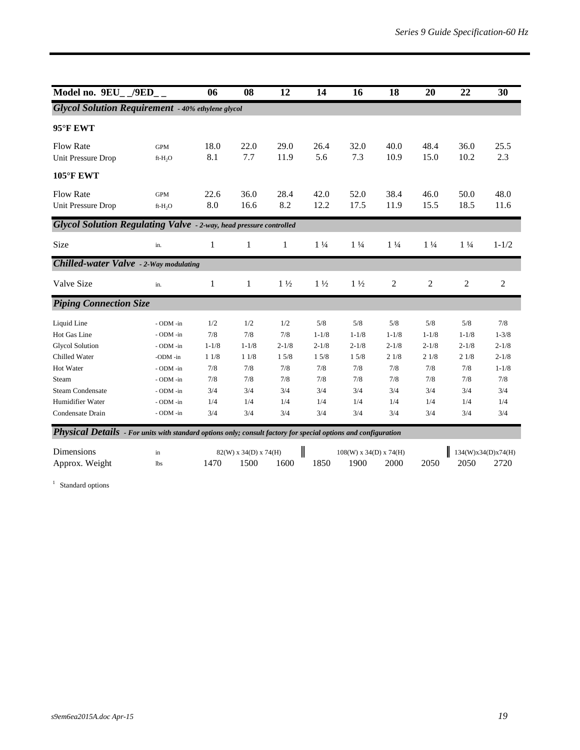| Model no. 9EU_ _/9ED_ _ | | 06 | 08 | 12 | 14 | 16 | 18 | 20 | 22 | 30 |
|---|---|---|---|---|---|---|---|---|---|---|
| ***Glycol Solution Requirement** - 40% ethylene glycol* | | | | | | | | | | |
| **95°F EWT** | | | | | | | | | | |
| Flow Rate | GPM | 18.0 | 22.0 | 29.0 | 26.4 | 32.0 | 40.0 | 48.4 | 36.0 | 25.5 |
| Unit Pressure Drop | ft-$H_2O$ | 8.1 | 7.7 | 11.9 | 5.6 | 7.3 | 10.9 | 15.0 | 10.2 | 2.3 |
| **105°F EWT** | | | | | | | | | | |
| Flow Rate | GPM | 22.6 | 36.0 | 28.4 | 42.0 | 52.0 | 38.4 | 46.0 | 50.0 | 48.0 |
| Unit Pressure Drop | ft-$H_2O$ | 8.0 | 16.6 | 8.2 | 12.2 | 17.5 | 11.9 | 15.5 | 18.5 | 11.6 |
| ***Glycol Solution Regulating Valve** - 2-way, head pressure controlled* | | | | | | | | | | |
| Size | in. | 1 | 1 | 1 | 1 ¼ | 1 ¼ | 1 ¼ | 1 ¼ | 1 ¼ | 1-1/2 |
| ***Chilled-water Valve** - 2-Way modulating* | | | | | | | | | | |
| Valve Size | in. | 1 | 1 | 1 ½ | 1 ½ | 1 ½ | 2 | 2 | 2 | 2 |
| ***Piping Connection Size*** | | | | | | | | | | |
| Liquid Line | - ODM -in | 1/2 | 1/2 | 1/2 | 5/8 | 5/8 | 5/8 | 5/8 | 5/8 | 7/8 |
| Hot Gas Line | - ODM -in | 7/8 | 7/8 | 7/8 | 1-1/8 | 1-1/8 | 1-1/8 | 1-1/8 | 1-1/8 | 1-3/8 |
| Glycol Solution | - ODM -in | 1-1/8 | 1-1/8 | 2-1/8 | 2-1/8 | 2-1/8 | 2-1/8 | 2-1/8 | 2-1/8 | 2-1/8 |
| Chilled Water | -ODM -in | 1 1/8 | 1 1/8 | 1 5/8 | 1 5/8 | 1 5/8 | 2 1/8 | 2 1/8 | 2 1/8 | 2-1/8 |
| Hot Water | - ODM -in | 7/8 | 7/8 | 7/8 | 7/8 | 7/8 | 7/8 | 7/8 | 7/8 | 1-1/8 |
| Steam | - ODM -in | 7/8 | 7/8 | 7/8 | 7/8 | 7/8 | 7/8 | 7/8 | 7/8 | 7/8 |
| Steam Condensate | - ODM -in | 3/4 | 3/4 | 3/4 | 3/4 | 3/4 | 3/4 | 3/4 | 3/4 | 3/4 |
| Humidifier Water | - ODM -in | 1/4 | 1/4 | 1/4 | 1/4 | 1/4 | 1/4 | 1/4 | 1/4 | 1/4 |
| Condensate Drain | - ODM -in | 3/4 | 3/4 | 3/4 | 3/4 | 3/4 | 3/4 | 3/4 | 3/4 | 3/4 |
| ***Physical Details** - For units with standard options only; consult factory for special options and configuration* | | | | | | | | | | |
| Dimensions | in | 82(W) x 34(D) x 74(H) | | | 108(W) x 34(D) x 74(H) | | | | 134(W)x34(D)x74(H) | |
| Approx. Weight | lbs | 1470 | 1500 | 1600 | 1850 | 1900 | 2000 | 2050 | 2050 | 2720 |

[1] Standard options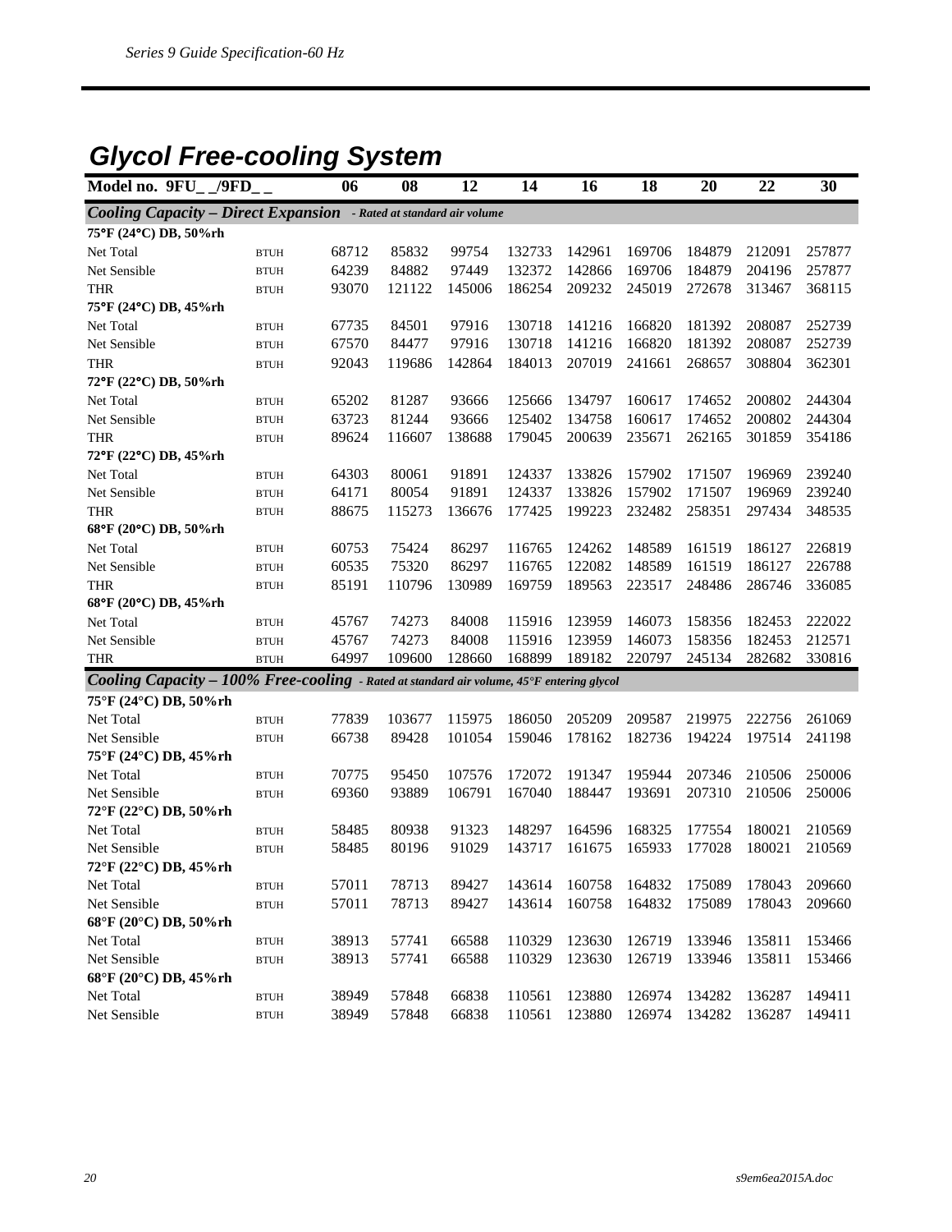## Glycol Free-cooling System

| Model no. 9FU_ _/9FD_ _ | | 06 | 08 | 12 | 14 | 16 | 18 | 20 | 22 | 30 |
|---|---|---|---|---|---|---|---|---|---|---|
| ***Cooling Capacity – Direct Expansion*** *- Rated at standard air volume* | | | | | | | | | | |
| **75°F (24°C) DB, 50%rh** | | | | | | | | | | |
| Net Total | BTUH | 68712 | 85832 | 99754 | 132733 | 142961 | 169706 | 184879 | 212091 | 257877 |
| Net Sensible | BTUH | 64239 | 84882 | 97449 | 132372 | 142866 | 169706 | 184879 | 204196 | 257877 |
| THR | BTUH | 93070 | 121122 | 145006 | 186254 | 209232 | 245019 | 272678 | 313467 | 368115 |
| **75°F (24°C) DB, 45%rh** | | | | | | | | | | |
| Net Total | BTUH | 67735 | 84501 | 97916 | 130718 | 141216 | 166820 | 181392 | 208087 | 252739 |
| Net Sensible | BTUH | 67570 | 84477 | 97916 | 130718 | 141216 | 166820 | 181392 | 208087 | 252739 |
| THR | BTUH | 92043 | 119686 | 142864 | 184013 | 207019 | 241661 | 268657 | 308804 | 362301 |
| **72°F (22°C) DB, 50%rh** | | | | | | | | | | |
| Net Total | BTUH | 65202 | 81287 | 93666 | 125666 | 134797 | 160617 | 174652 | 200802 | 244304 |
| Net Sensible | BTUH | 63723 | 81244 | 93666 | 125402 | 134758 | 160617 | 174652 | 200802 | 244304 |
| THR | BTUH | 89624 | 116607 | 138688 | 179045 | 200639 | 235671 | 262165 | 301859 | 354186 |
| **72°F (22°C) DB, 45%rh** | | | | | | | | | | |
| Net Total | BTUH | 64303 | 80061 | 91891 | 124337 | 133826 | 157902 | 171507 | 196969 | 239240 |
| Net Sensible | BTUH | 64171 | 80054 | 91891 | 124337 | 133826 | 157902 | 171507 | 196969 | 239240 |
| THR | BTUH | 88675 | 115273 | 136676 | 177425 | 199223 | 232482 | 258351 | 297434 | 348535 |
| **68°F (20°C) DB, 50%rh** | | | | | | | | | | |
| Net Total | BTUH | 60753 | 75424 | 86297 | 116765 | 124262 | 148589 | 161519 | 186127 | 226819 |
| Net Sensible | BTUH | 60535 | 75320 | 86297 | 116765 | 122082 | 148589 | 161519 | 186127 | 226788 |
| THR | BTUH | 85191 | 110796 | 130989 | 169759 | 189563 | 223517 | 248486 | 286746 | 336085 |
| **68°F (20°C) DB, 45%rh** | | | | | | | | | | |
| Net Total | BTUH | 45767 | 74273 | 84008 | 115916 | 123959 | 146073 | 158356 | 182453 | 222022 |
| Net Sensible | BTUH | 45767 | 74273 | 84008 | 115916 | 123959 | 146073 | 158356 | 182453 | 212571 |
| THR | BTUH | 64997 | 109600 | 128660 | 168899 | 189182 | 220797 | 245134 | 282682 | 330816 |
| ***Cooling Capacity – 100% Free-cooling*** *- Rated at standard air volume, 45°F entering glycol* | | | | | | | | | | |
| **75°F (24°C) DB, 50%rh** | | | | | | | | | | |
| Net Total | BTUH | 77839 | 103677 | 115975 | 186050 | 205209 | 209587 | 219975 | 222756 | 261069 |
| Net Sensible | BTUH | 66738 | 89428 | 101054 | 159046 | 178162 | 182736 | 194224 | 197514 | 241198 |
| **75°F (24°C) DB, 45%rh** | | | | | | | | | | |
| Net Total | BTUH | 70775 | 95450 | 107576 | 172072 | 191347 | 195944 | 207346 | 210506 | 250006 |
| Net Sensible | BTUH | 69360 | 93889 | 106791 | 167040 | 188447 | 193691 | 207310 | 210506 | 250006 |
| **72°F (22°C) DB, 50%rh** | | | | | | | | | | |
| Net Total | BTUH | 58485 | 80938 | 91323 | 148297 | 164596 | 168325 | 177554 | 180021 | 210569 |
| Net Sensible | BTUH | 58485 | 80196 | 91029 | 143717 | 161675 | 165933 | 177028 | 180021 | 210569 |
| **72°F (22°C) DB, 45%rh** | | | | | | | | | | |
| Net Total | BTUH | 57011 | 78713 | 89427 | 143614 | 160758 | 164832 | 175089 | 178043 | 209660 |
| Net Sensible | BTUH | 57011 | 78713 | 89427 | 143614 | 160758 | 164832 | 175089 | 178043 | 209660 |
| **68°F (20°C) DB, 50%rh** | | | | | | | | | | |
| Net Total | BTUH | 38913 | 57741 | 66588 | 110329 | 123630 | 126719 | 133946 | 135811 | 153466 |
| Net Sensible | BTUH | 38913 | 57741 | 66588 | 110329 | 123630 | 126719 | 133946 | 135811 | 153466 |
| **68°F (20°C) DB, 45%rh** | | | | | | | | | | |
| Net Total | BTUH | 38949 | 57848 | 66838 | 110561 | 123880 | 126974 | 134282 | 136287 | 149411 |
| Net Sensible | BTUH | 38949 | 57848 | 66838 | 110561 | 123880 | 126974 | 134282 | 136287 | 149411 |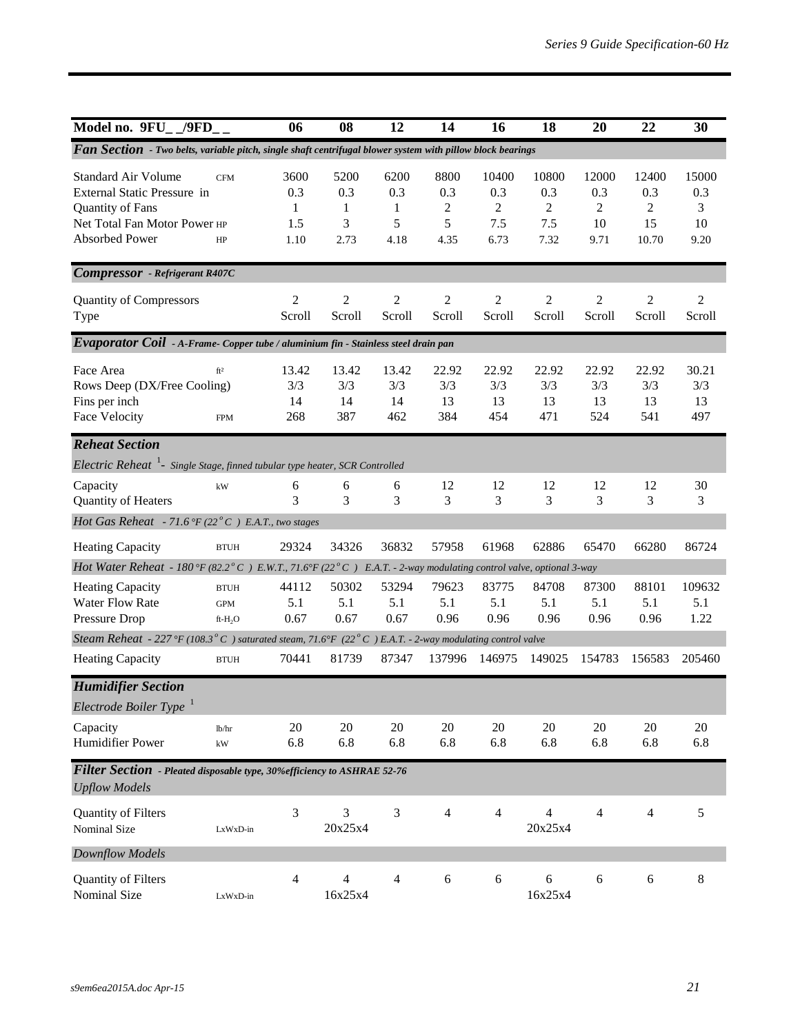| Model no. 9FU_ _/9FD_ _ | | 06 | 08 | 12 | 14 | 16 | 18 | 20 | 22 | 30 |
|---|---|---|---|---|---|---|---|---|---|---|
| ***Fan Section** - Two belts, variable pitch, single shaft centrifugal blower system with pillow block bearings* | | | | | | | | | | |
| Standard Air Volume | CFM | 3600 | 5200 | 6200 | 8800 | 10400 | 10800 | 12000 | 12400 | 15000 |
| External Static Pressure in | | 0.3 | 0.3 | 0.3 | 0.3 | 0.3 | 0.3 | 0.3 | 0.3 | 0.3 |
| Quantity of Fans | | 1 | 1 | 1 | 2 | 2 | 2 | 2 | 2 | 3 |
| Net Total Fan Motor Power | HP | 1.5 | 3 | 5 | 5 | 7.5 | 7.5 | 10 | 15 | 10 |
| Absorbed Power | HP | 1.10 | 2.73 | 4.18 | 4.35 | 6.73 | 7.32 | 9.71 | 10.70 | 9.20 |
| ***Compressor** - Refrigerant R407C* | | | | | | | | | | |
| Quantity of Compressors | | 2 | 2 | 2 | 2 | 2 | 2 | 2 | 2 | 2 |
| Type | | Scroll | Scroll | Scroll | Scroll | Scroll | Scroll | Scroll | Scroll | Scroll |
| ***Evaporator Coil** - A-Frame- Copper tube / aluminium fin - Stainless steel drain pan* | | | | | | | | | | |
| Face Area | $ft^2$ | 13.42 | 13.42 | 13.42 | 22.92 | 22.92 | 22.92 | 22.92 | 22.92 | 30.21 |
| Rows Deep (DX/Free Cooling) | | 3/3 | 3/3 | 3/3 | 3/3 | 3/3 | 3/3 | 3/3 | 3/3 | 3/3 |
| Fins per inch | | 14 | 14 | 14 | 13 | 13 | 13 | 13 | 13 | 13 |
| Face Velocity | FPM | 268 | 387 | 462 | 384 | 454 | 471 | 524 | 541 | 497 |
| ***Reheat Section*** | | | | | | | | | | |
| *Electric Reheat [1]- Single Stage, finned tubular type heater, SCR Controlled* | | | | | | | | | | |
| Capacity | kW | 6 | 6 | 6 | 12 | 12 | 12 | 12 | 12 | 30 |
| Quantity of Heaters | | 3 | 3 | 3 | 3 | 3 | 3 | 3 | 3 | 3 |
| *Hot Gas Reheat - 71.6 °F (22 °C ) E.A.T., two stages* | | | | | | | | | | |
| Heating Capacity | BTUH | 29324 | 34326 | 36832 | 57958 | 61968 | 62886 | 65470 | 66280 | 86724 |
| *Hot Water Reheat - 180 °F (82.2 °C ) E.W.T., 71.6°F (22 °C ) E.A.T. - 2-way modulating control valve, optional 3-way* | | | | | | | | | | |
| Heating Capacity | BTUH | 44112 | 50302 | 53294 | 79623 | 83775 | 84708 | 87300 | 88101 | 109632 |
| Water Flow Rate | GPM | 5.1 | 5.1 | 5.1 | 5.1 | 5.1 | 5.1 | 5.1 | 5.1 | 5.1 |
| Pressure Drop | ft-$H_2O$ | 0.67 | 0.67 | 0.67 | 0.96 | 0.96 | 0.96 | 0.96 | 0.96 | 1.22 |
| *Steam Reheat - 227 °F (108.3 °C ) saturated steam, 71.6°F (22 °C ) E.A.T. - 2-way modulating control valve* | | | | | | | | | | |
| Heating Capacity | BTUH | 70441 | 81739 | 87347 | 137996 | 146975 | 149025 | 154783 | 156583 | 205460 |
| ***Humidifier Section*** | | | | | | | | | | |
| *Electrode Boiler Type [1]* | | | | | | | | | | |
| Capacity | lb/hr | 20 | 20 | 20 | 20 | 20 | 20 | 20 | 20 | 20 |
| Humidifier Power | kW | 6.8 | 6.8 | 6.8 | 6.8 | 6.8 | 6.8 | 6.8 | 6.8 | 6.8 |
| ***Filter Section** - Pleated disposable type, 30%efficiency to ASHRAE 52-76* | | | | | | | | | | |
| *Upflow Models* | | | | | | | | | | |
| Quantity of Filters | | 3 | 3 | 3 | 4 | 4 | 4 | 4 | 4 | 5 |
| Nominal Size | LxWxD-in | | 20x25x4 | | | | 20x25x4 | | | |
| *Downflow Models* | | | | | | | | | | |
| Quantity of Filters | | 4 | 4 | 4 | 6 | 6 | 6 | 6 | 6 | 8 |
| Nominal Size | LxWxD-in | | 16x25x4 | | | | 16x25x4 | | | |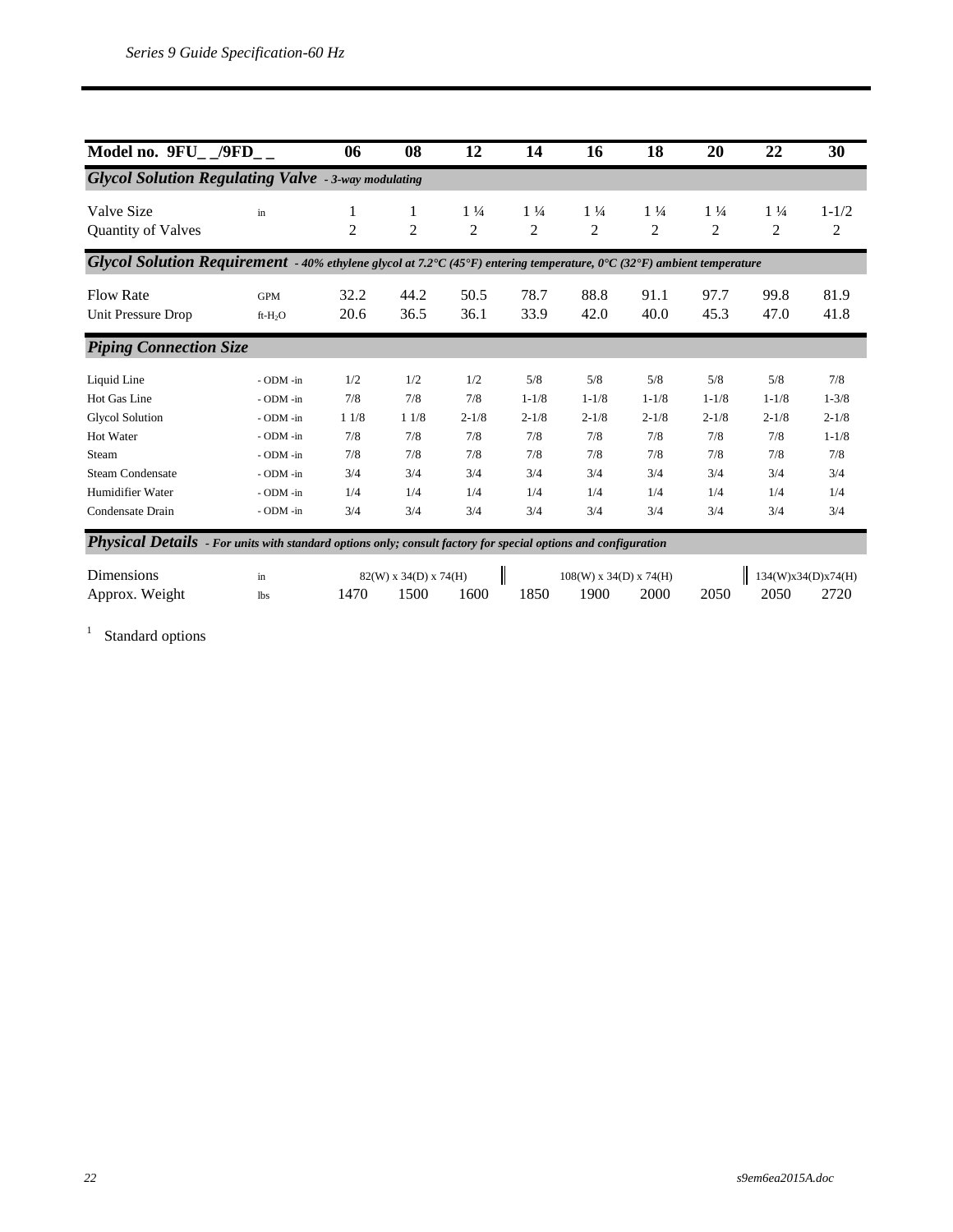| Model no. 9FU_ _/9FD_ _ | | 06 | 08 | 12 | 14 | 16 | 18 | 20 | 22 | 30 |
|---|---|---|---|---|---|---|---|---|---|---|
| ***Glycol Solution Regulating Valve*** *- 3-way modulating* | | | | | | | | | | |
| Valve Size | in | 1 | 1 | 1 ¼ | 1 ¼ | 1 ¼ | 1 ¼ | 1 ¼ | 1 ¼ | 1-1/2 |
| Quantity of Valves | | 2 | 2 | 2 | 2 | 2 | 2 | 2 | 2 | 2 |
| ***Glycol Solution Requirement*** *- 40% ethylene glycol at 7.2°C (45°F) entering temperature, 0°C (32°F) ambient temperature* | | | | | | | | | | |
| Flow Rate | GPM | 32.2 | 44.2 | 50.5 | 78.7 | 88.8 | 91.1 | 97.7 | 99.8 | 81.9 |
| Unit Pressure Drop | ft-$H_2O$ | 20.6 | 36.5 | 36.1 | 33.9 | 42.0 | 40.0 | 45.3 | 47.0 | 41.8 |
| ***Piping Connection Size*** | | | | | | | | | | |
| Liquid Line | - ODM -in | 1/2 | 1/2 | 1/2 | 5/8 | 5/8 | 5/8 | 5/8 | 5/8 | 7/8 |
| Hot Gas Line | - ODM -in | 7/8 | 7/8 | 7/8 | 1-1/8 | 1-1/8 | 1-1/8 | 1-1/8 | 1-1/8 | 1-3/8 |
| Glycol Solution | - ODM -in | 1 1/8 | 1 1/8 | 2-1/8 | 2-1/8 | 2-1/8 | 2-1/8 | 2-1/8 | 2-1/8 | 2-1/8 |
| Hot Water | - ODM -in | 7/8 | 7/8 | 7/8 | 7/8 | 7/8 | 7/8 | 7/8 | 7/8 | 1-1/8 |
| Steam | - ODM -in | 7/8 | 7/8 | 7/8 | 7/8 | 7/8 | 7/8 | 7/8 | 7/8 | 7/8 |
| Steam Condensate | - ODM -in | 3/4 | 3/4 | 3/4 | 3/4 | 3/4 | 3/4 | 3/4 | 3/4 | 3/4 |
| Humidifier Water | - ODM -in | 1/4 | 1/4 | 1/4 | 1/4 | 1/4 | 1/4 | 1/4 | 1/4 | 1/4 |
| Condensate Drain | - ODM -in | 3/4 | 3/4 | 3/4 | 3/4 | 3/4 | 3/4 | 3/4 | 3/4 | 3/4 |
| ***Physical Details*** *- For units with standard options only; consult factory for special options and configuration* | | | | | | | | | | |
| Dimensions | in | 82(W) x 34(D) x 74(H) | | | 108(W) x 34(D) x 74(H) | | | | 134(W)x34(D)x74(H) | |
| Approx. Weight | lbs | 1470 | 1500 | 1600 | 1850 | 1900 | 2000 | 2050 | 2050 | 2720 |

[1] Standard options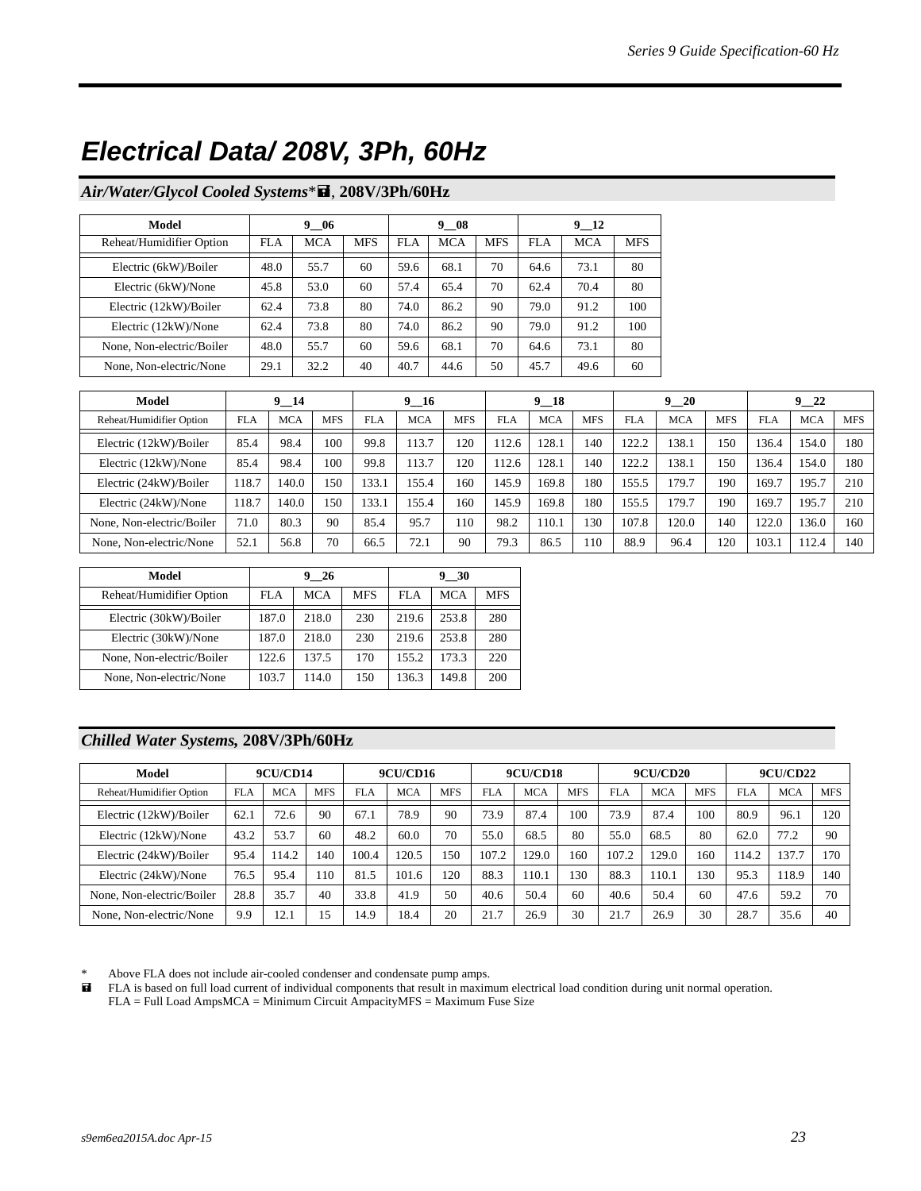# Electrical Data/ 208V, 3Ph, 60Hz

## *Air/Water/Glycol Cooled Systems*\*■, 208V/3Ph/60Hz

| Model | 9__06 | | | 9__08 | | | 9__12 | | |
|---|---|---|---|---|---|---|---|---|---|
| Reheat/Humidifier Option | FLA | MCA | MFS | FLA | MCA | MFS | FLA | MCA | MFS |
| Electric (6kW)/Boiler | 48.0 | 55.7 | 60 | 59.6 | 68.1 | 70 | 64.6 | 73.1 | 80 |
| Electric (6kW)/None | 45.8 | 53.0 | 60 | 57.4 | 65.4 | 70 | 62.4 | 70.4 | 80 |
| Electric (12kW)/Boiler | 62.4 | 73.8 | 80 | 74.0 | 86.2 | 90 | 79.0 | 91.2 | 100 |
| Electric (12kW)/None | 62.4 | 73.8 | 80 | 74.0 | 86.2 | 90 | 79.0 | 91.2 | 100 |
| None, Non-electric/Boiler | 48.0 | 55.7 | 60 | 59.6 | 68.1 | 70 | 64.6 | 73.1 | 80 |
| None, Non-electric/None | 29.1 | 32.2 | 40 | 40.7 | 44.6 | 50 | 45.7 | 49.6 | 60 |

| Model | 9__14 | | | 9__16 | | | 9__18 | | | 9__20 | | | 9__22 | | |
|---|---|---|---|---|---|---|---|---|---|---|---|---|---|---|---|
| Reheat/Humidifier Option | FLA | MCA | MFS | FLA | MCA | MFS | FLA | MCA | MFS | FLA | MCA | MFS | FLA | MCA | MFS |
| Electric (12kW)/Boiler | 85.4 | 98.4 | 100 | 99.8 | 113.7 | 120 | 112.6 | 128.1 | 140 | 122.2 | 138.1 | 150 | 136.4 | 154.0 | 180 |
| Electric (12kW)/None | 85.4 | 98.4 | 100 | 99.8 | 113.7 | 120 | 112.6 | 128.1 | 140 | 122.2 | 138.1 | 150 | 136.4 | 154.0 | 180 |
| Electric (24kW)/Boiler | 118.7 | 140.0 | 150 | 133.1 | 155.4 | 160 | 145.9 | 169.8 | 180 | 155.5 | 179.7 | 190 | 169.7 | 195.7 | 210 |
| Electric (24kW)/None | 118.7 | 140.0 | 150 | 133.1 | 155.4 | 160 | 145.9 | 169.8 | 180 | 155.5 | 179.7 | 190 | 169.7 | 195.7 | 210 |
| None, Non-electric/Boiler | 71.0 | 80.3 | 90 | 85.4 | 95.7 | 110 | 98.2 | 110.1 | 130 | 107.8 | 120.0 | 140 | 122.0 | 136.0 | 160 |
| None, Non-electric/None | 52.1 | 56.8 | 70 | 66.5 | 72.1 | 90 | 79.3 | 86.5 | 110 | 88.9 | 96.4 | 120 | 103.1 | 112.4 | 140 |

| Model | 9__26 | | | 9__30 | | |
|---|---|---|---|---|---|---|
| Reheat/Humidifier Option | FLA | MCA | MFS | FLA | MCA | MFS |
| Electric (30kW)/Boiler | 187.0 | 218.0 | 230 | 219.6 | 253.8 | 280 |
| Electric (30kW)/None | 187.0 | 218.0 | 230 | 219.6 | 253.8 | 280 |
| None, Non-electric/Boiler | 122.6 | 137.5 | 170 | 155.2 | 173.3 | 220 |
| None, Non-electric/None | 103.7 | 114.0 | 150 | 136.3 | 149.8 | 200 |

## *Chilled Water Systems,* 208V/3Ph/60Hz

| Model | 9CU/CD14 | | | 9CU/CD16 | | | 9CU/CD18 | | | 9CU/CD20 | | | 9CU/CD22 | | |
|---|---|---|---|---|---|---|---|---|---|---|---|---|---|---|---|
| Reheat/Humidifier Option | FLA | MCA | MFS | FLA | MCA | MFS | FLA | MCA | MFS | FLA | MCA | MFS | FLA | MCA | MFS |
| Electric (12kW)/Boiler | 62.1 | 72.6 | 90 | 67.1 | 78.9 | 90 | 73.9 | 87.4 | 100 | 73.9 | 87.4 | 100 | 80.9 | 96.1 | 120 |
| Electric (12kW)/None | 43.2 | 53.7 | 60 | 48.2 | 60.0 | 70 | 55.0 | 68.5 | 80 | 55.0 | 68.5 | 80 | 62.0 | 77.2 | 90 |
| Electric (24kW)/Boiler | 95.4 | 114.2 | 140 | 100.4 | 120.5 | 150 | 107.2 | 129.0 | 160 | 107.2 | 129.0 | 160 | 114.2 | 137.7 | 170 |
| Electric (24kW)/None | 76.5 | 95.4 | 110 | 81.5 | 101.6 | 120 | 88.3 | 110.1 | 130 | 88.3 | 110.1 | 130 | 95.3 | 118.9 | 140 |
| None, Non-electric/Boiler | 28.8 | 35.7 | 40 | 33.8 | 41.9 | 50 | 40.6 | 50.4 | 60 | 40.6 | 50.4 | 60 | 47.6 | 59.2 | 70 |
| None, Non-electric/None | 9.9 | 12.1 | 15 | 14.9 | 18.4 | 20 | 21.7 | 26.9 | 30 | 21.7 | 26.9 | 30 | 28.7 | 35.6 | 40 |

\* Above FLA does not include air-cooled condenser and condensate pump amps.

■ FLA is based on full load current of individual components that result in maximum electrical load condition during unit normal operation.

FLA = Full Load Amps MCA = Minimum Circuit Ampacity MFS = Maximum Fuse Size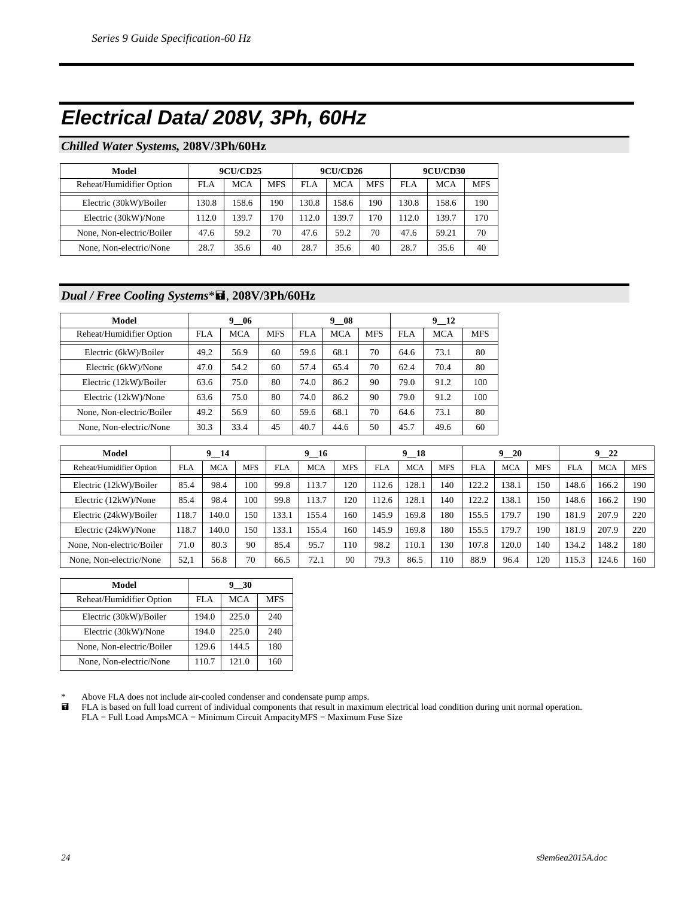# Electrical Data/ 208V, 3Ph, 60Hz

## *Chilled Water Systems,* 208V/3Ph/60Hz

| Model | 9CU/CD25 | | | 9CU/CD26 | | | 9CU/CD30 | | |
|---|---|---|---|---|---|---|---|---|---|
| Reheat/Humidifier Option | FLA | MCA | MFS | FLA | MCA | MFS | FLA | MCA | MFS |
| Electric (30kW)/Boiler | 130.8 | 158.6 | 190 | 130.8 | 158.6 | 190 | 130.8 | 158.6 | 190 |
| Electric (30kW)/None | 112.0 | 139.7 | 170 | 112.0 | 139.7 | 170 | 112.0 | 139.7 | 170 |
| None, Non-electric/Boiler | 47.6 | 59.2 | 70 | 47.6 | 59.2 | 70 | 47.6 | 59.21 | 70 |
| None, Non-electric/None | 28.7 | 35.6 | 40 | 28.7 | 35.6 | 40 | 28.7 | 35.6 | 40 |

## *Dual / Free Cooling Systems*\*■, 208V/3Ph/60Hz

| Model | 9__06 | | | 9__08 | | | 9__12 | | |
|---|---|---|---|---|---|---|---|---|---|
| Reheat/Humidifier Option | FLA | MCA | MFS | FLA | MCA | MFS | FLA | MCA | MFS |
| Electric (6kW)/Boiler | 49.2 | 56.9 | 60 | 59.6 | 68.1 | 70 | 64.6 | 73.1 | 80 |
| Electric (6kW)/None | 47.0 | 54.2 | 60 | 57.4 | 65.4 | 70 | 62.4 | 70.4 | 80 |
| Electric (12kW)/Boiler | 63.6 | 75.0 | 80 | 74.0 | 86.2 | 90 | 79.0 | 91.2 | 100 |
| Electric (12kW)/None | 63.6 | 75.0 | 80 | 74.0 | 86.2 | 90 | 79.0 | 91.2 | 100 |
| None, Non-electric/Boiler | 49.2 | 56.9 | 60 | 59.6 | 68.1 | 70 | 64.6 | 73.1 | 80 |
| None, Non-electric/None | 30.3 | 33.4 | 45 | 40.7 | 44.6 | 50 | 45.7 | 49.6 | 60 |

| Model | 9__14 | | | 9__16 | | | 9__18 | | | 9__20 | | | 9__22 | | |
|---|---|---|---|---|---|---|---|---|---|---|---|---|---|---|---|
| Reheat/Humidifier Option | FLA | MCA | MFS | FLA | MCA | MFS | FLA | MCA | MFS | FLA | MCA | MFS | FLA | MCA | MFS |
| Electric (12kW)/Boiler | 85.4 | 98.4 | 100 | 99.8 | 113.7 | 120 | 112.6 | 128.1 | 140 | 122.2 | 138.1 | 150 | 148.6 | 166.2 | 190 |
| Electric (12kW)/None | 85.4 | 98.4 | 100 | 99.8 | 113.7 | 120 | 112.6 | 128.1 | 140 | 122.2 | 138.1 | 150 | 148.6 | 166.2 | 190 |
| Electric (24kW)/Boiler | 118.7 | 140.0 | 150 | 133.1 | 155.4 | 160 | 145.9 | 169.8 | 180 | 155.5 | 179.7 | 190 | 181.9 | 207.9 | 220 |
| Electric (24kW)/None | 118.7 | 140.0 | 150 | 133.1 | 155.4 | 160 | 145.9 | 169.8 | 180 | 155.5 | 179.7 | 190 | 181.9 | 207.9 | 220 |
| None, Non-electric/Boiler | 71.0 | 80.3 | 90 | 85.4 | 95.7 | 110 | 98.2 | 110.1 | 130 | 107.8 | 120.0 | 140 | 134.2 | 148.2 | 180 |
| None, Non-electric/None | 52,1 | 56.8 | 70 | 66.5 | 72.1 | 90 | 79.3 | 86.5 | 110 | 88.9 | 96.4 | 120 | 115.3 | 124.6 | 160 |

| Model | 9__30 | | |
|---|---|---|---|
| Reheat/Humidifier Option | FLA | MCA | MFS |
| Electric (30kW)/Boiler | 194.0 | 225.0 | 240 |
| Electric (30kW)/None | 194.0 | 225.0 | 240 |
| None, Non-electric/Boiler | 129.6 | 144.5 | 180 |
| None, Non-electric/None | 110.7 | 121.0 | 160 |

\* Above FLA does not include air-cooled condenser and condensate pump amps.

■ FLA is based on full load current of individual components that result in maximum electrical load condition during unit normal operation.
FLA = Full Load AmpsMCA = Minimum Circuit AmpacityMFS = Maximum Fuse Size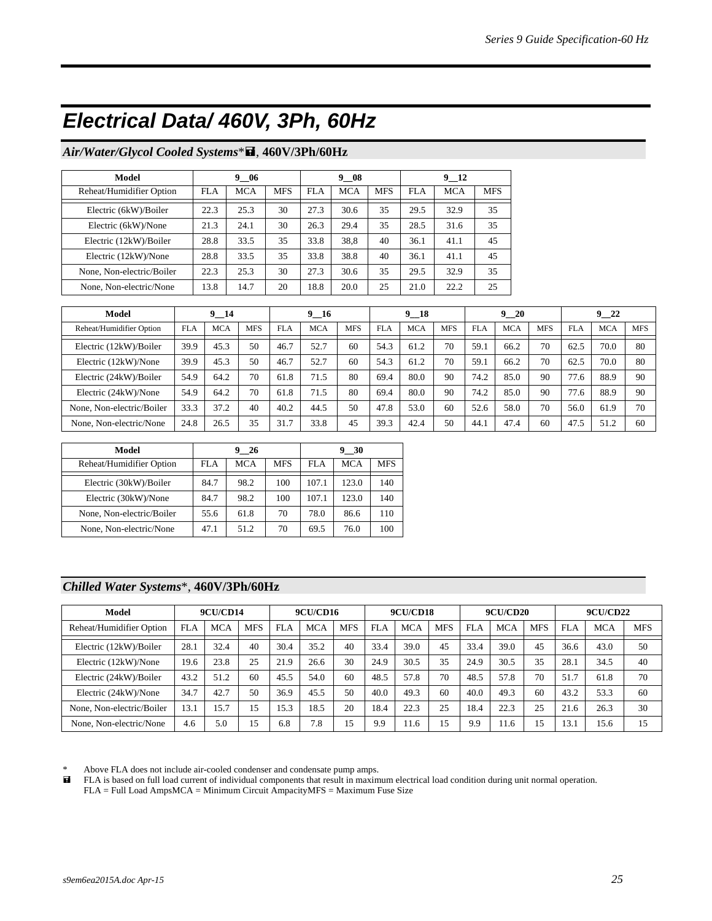# Electrical Data/ 460V, 3Ph, 60Hz

## *Air/Water/Glycol Cooled Systems*\*■, 460V/3Ph/60Hz

| Model | 9__06 | | | 9__08 | | | 9__12 | | |
|---|---|---|---|---|---|---|---|---|---|
| Reheat/Humidifier Option | FLA | MCA | MFS | FLA | MCA | MFS | FLA | MCA | MFS |
| Electric (6kW)/Boiler | 22.3 | 25.3 | 30 | 27.3 | 30.6 | 35 | 29.5 | 32.9 | 35 |
| Electric (6kW)/None | 21.3 | 24.1 | 30 | 26.3 | 29.4 | 35 | 28.5 | 31.6 | 35 |
| Electric (12kW)/Boiler | 28.8 | 33.5 | 35 | 33.8 | 38,8 | 40 | 36.1 | 41.1 | 45 |
| Electric (12kW)/None | 28.8 | 33.5 | 35 | 33.8 | 38.8 | 40 | 36.1 | 41.1 | 45 |
| None, Non-electric/Boiler | 22.3 | 25.3 | 30 | 27.3 | 30.6 | 35 | 29.5 | 32.9 | 35 |
| None, Non-electric/None | 13.8 | 14.7 | 20 | 18.8 | 20.0 | 25 | 21.0 | 22.2 | 25 |

| Model | 9__14 | | | 9__16 | | | 9__18 | | | 9__20 | | | 9__22 | | |
|---|---|---|---|---|---|---|---|---|---|---|---|---|---|---|---|
| Reheat/Humidifier Option | FLA | MCA | MFS | FLA | MCA | MFS | FLA | MCA | MFS | FLA | MCA | MFS | FLA | MCA | MFS |
| Electric (12kW)/Boiler | 39.9 | 45.3 | 50 | 46.7 | 52.7 | 60 | 54.3 | 61.2 | 70 | 59.1 | 66.2 | 70 | 62.5 | 70.0 | 80 |
| Electric (12kW)/None | 39.9 | 45.3 | 50 | 46.7 | 52.7 | 60 | 54.3 | 61.2 | 70 | 59.1 | 66.2 | 70 | 62.5 | 70.0 | 80 |
| Electric (24kW)/Boiler | 54.9 | 64.2 | 70 | 61.8 | 71.5 | 80 | 69.4 | 80.0 | 90 | 74.2 | 85.0 | 90 | 77.6 | 88.9 | 90 |
| Electric (24kW)/None | 54.9 | 64.2 | 70 | 61.8 | 71.5 | 80 | 69.4 | 80.0 | 90 | 74.2 | 85.0 | 90 | 77.6 | 88.9 | 90 |
| None, Non-electric/Boiler | 33.3 | 37.2 | 40 | 40.2 | 44.5 | 50 | 47.8 | 53.0 | 60 | 52.6 | 58.0 | 70 | 56.0 | 61.9 | 70 |
| None, Non-electric/None | 24.8 | 26.5 | 35 | 31.7 | 33.8 | 45 | 39.3 | 42.4 | 50 | 44.1 | 47.4 | 60 | 47.5 | 51.2 | 60 |

| Model | 9__26 | | | 9__30 | | |
|---|---|---|---|---|---|---|
| Reheat/Humidifier Option | FLA | MCA | MFS | FLA | MCA | MFS |
| Electric (30kW)/Boiler | 84.7 | 98.2 | 100 | 107.1 | 123.0 | 140 |
| Electric (30kW)/None | 84.7 | 98.2 | 100 | 107.1 | 123.0 | 140 |
| None, Non-electric/Boiler | 55.6 | 61.8 | 70 | 78.0 | 86.6 | 110 |
| None, Non-electric/None | 47.1 | 51.2 | 70 | 69.5 | 76.0 | 100 |

## *Chilled Water Systems*\*, 460V/3Ph/60Hz

| Model | 9CU/CD14 | | | 9CU/CD16 | | | 9CU/CD18 | | | 9CU/CD20 | | | 9CU/CD22 | | |
|---|---|---|---|---|---|---|---|---|---|---|---|---|---|---|---|
| Reheat/Humidifier Option | FLA | MCA | MFS | FLA | MCA | MFS | FLA | MCA | MFS | FLA | MCA | MFS | FLA | MCA | MFS |
| Electric (12kW)/Boiler | 28.1 | 32.4 | 40 | 30.4 | 35.2 | 40 | 33.4 | 39.0 | 45 | 33.4 | 39.0 | 45 | 36.6 | 43.0 | 50 |
| Electric (12kW)/None | 19.6 | 23.8 | 25 | 21.9 | 26.6 | 30 | 24.9 | 30.5 | 35 | 24.9 | 30.5 | 35 | 28.1 | 34.5 | 40 |
| Electric (24kW)/Boiler | 43.2 | 51.2 | 60 | 45.5 | 54.0 | 60 | 48.5 | 57.8 | 70 | 48.5 | 57.8 | 70 | 51.7 | 61.8 | 70 |
| Electric (24kW)/None | 34.7 | 42.7 | 50 | 36.9 | 45.5 | 50 | 40.0 | 49.3 | 60 | 40.0 | 49.3 | 60 | 43.2 | 53.3 | 60 |
| None, Non-electric/Boiler | 13.1 | 15.7 | 15 | 15.3 | 18.5 | 20 | 18.4 | 22.3 | 25 | 18.4 | 22.3 | 25 | 21.6 | 26.3 | 30 |
| None, Non-electric/None | 4.6 | 5.0 | 15 | 6.8 | 7.8 | 15 | 9.9 | 11.6 | 15 | 9.9 | 11.6 | 15 | 13.1 | 15.6 | 15 |

\* Above FLA does not include air-cooled condenser and condensate pump amps.

■ FLA is based on full load current of individual components that result in maximum electrical load condition during unit normal operation.

FLA = Full Load AmpsMCA = Minimum Circuit AmpacityMFS = Maximum Fuse Size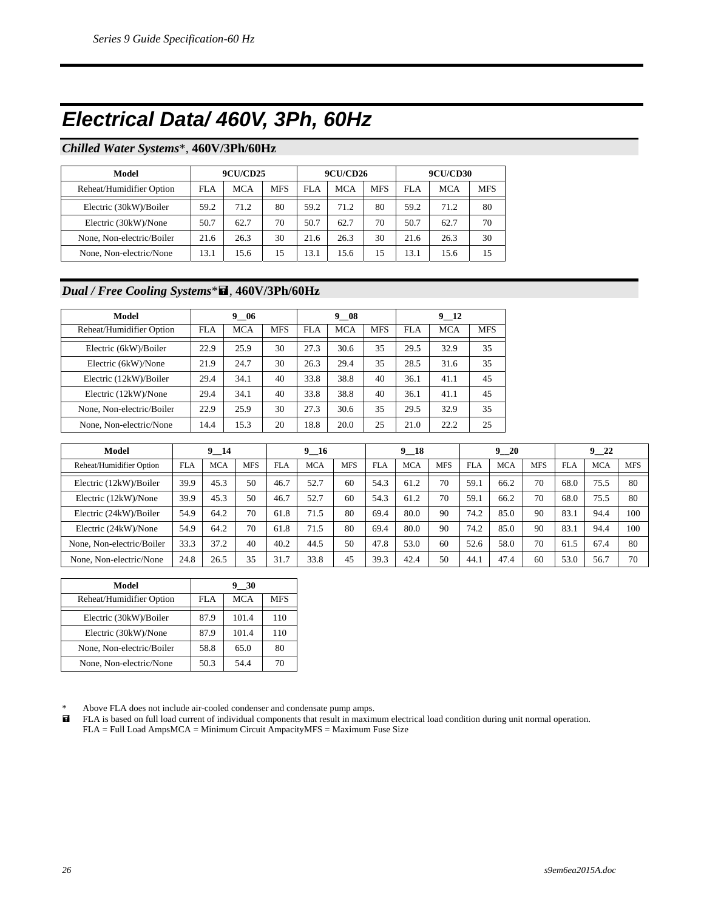# Electrical Data/ 460V, 3Ph, 60Hz

## *Chilled Water Systems*\*, 460V/3Ph/60Hz

| Model | 9CU/CD25 | | | 9CU/CD26 | | | 9CU/CD30 | | |
|---|---|---|---|---|---|---|---|---|---|
| Reheat/Humidifier Option | FLA | MCA | MFS | FLA | MCA | MFS | FLA | MCA | MFS |
| Electric (30kW)/Boiler | 59.2 | 71.2 | 80 | 59.2 | 71.2 | 80 | 59.2 | 71.2 | 80 |
| Electric (30kW)/None | 50.7 | 62.7 | 70 | 50.7 | 62.7 | 70 | 50.7 | 62.7 | 70 |
| None, Non-electric/Boiler | 21.6 | 26.3 | 30 | 21.6 | 26.3 | 30 | 21.6 | 26.3 | 30 |
| None, Non-electric/None | 13.1 | 15.6 | 15 | 13.1 | 15.6 | 15 | 13.1 | 15.6 | 15 |

## *Dual / Free Cooling Systems*\*◘, 460V/3Ph/60Hz

| Model | 9__06 | | | 9__08 | | | 9__12 | | |
|---|---|---|---|---|---|---|---|---|---|
| Reheat/Humidifier Option | FLA | MCA | MFS | FLA | MCA | MFS | FLA | MCA | MFS |
| Electric (6kW)/Boiler | 22.9 | 25.9 | 30 | 27.3 | 30.6 | 35 | 29.5 | 32.9 | 35 |
| Electric (6kW)/None | 21.9 | 24.7 | 30 | 26.3 | 29.4 | 35 | 28.5 | 31.6 | 35 |
| Electric (12kW)/Boiler | 29.4 | 34.1 | 40 | 33.8 | 38.8 | 40 | 36.1 | 41.1 | 45 |
| Electric (12kW)/None | 29.4 | 34.1 | 40 | 33.8 | 38.8 | 40 | 36.1 | 41.1 | 45 |
| None, Non-electric/Boiler | 22.9 | 25.9 | 30 | 27.3 | 30.6 | 35 | 29.5 | 32.9 | 35 |
| None, Non-electric/None | 14.4 | 15.3 | 20 | 18.8 | 20.0 | 25 | 21.0 | 22.2 | 25 |

| Model | 9__14 | | | 9__16 | | | 9__18 | | | 9__20 | | | 9__22 | | |
|---|---|---|---|---|---|---|---|---|---|---|---|---|---|---|---|
| Reheat/Humidifier Option | FLA | MCA | MFS | FLA | MCA | MFS | FLA | MCA | MFS | FLA | MCA | MFS | FLA | MCA | MFS |
| Electric (12kW)/Boiler | 39.9 | 45.3 | 50 | 46.7 | 52.7 | 60 | 54.3 | 61.2 | 70 | 59.1 | 66.2 | 70 | 68.0 | 75.5 | 80 |
| Electric (12kW)/None | 39.9 | 45.3 | 50 | 46.7 | 52.7 | 60 | 54.3 | 61.2 | 70 | 59.1 | 66.2 | 70 | 68.0 | 75.5 | 80 |
| Electric (24kW)/Boiler | 54.9 | 64.2 | 70 | 61.8 | 71.5 | 80 | 69.4 | 80.0 | 90 | 74.2 | 85.0 | 90 | 83.1 | 94.4 | 100 |
| Electric (24kW)/None | 54.9 | 64.2 | 70 | 61.8 | 71.5 | 80 | 69.4 | 80.0 | 90 | 74.2 | 85.0 | 90 | 83.1 | 94.4 | 100 |
| None, Non-electric/Boiler | 33.3 | 37.2 | 40 | 40.2 | 44.5 | 50 | 47.8 | 53.0 | 60 | 52.6 | 58.0 | 70 | 61.5 | 67.4 | 80 |
| None, Non-electric/None | 24.8 | 26.5 | 35 | 31.7 | 33.8 | 45 | 39.3 | 42.4 | 50 | 44.1 | 47.4 | 60 | 53.0 | 56.7 | 70 |

| Model | 9__30 | | |
|---|---|---|---|
| Reheat/Humidifier Option | FLA | MCA | MFS |
| Electric (30kW)/Boiler | 87.9 | 101.4 | 110 |
| Electric (30kW)/None | 87.9 | 101.4 | 110 |
| None, Non-electric/Boiler | 58.8 | 65.0 | 80 |
| None, Non-electric/None | 50.3 | 54.4 | 70 |

\* Above FLA does not include air-cooled condenser and condensate pump amps.
◘ FLA is based on full load current of individual components that result in maximum electrical load condition during unit normal operation.
FLA = Full Load AmpsMCA = Minimum Circuit AmpacityMFS = Maximum Fuse Size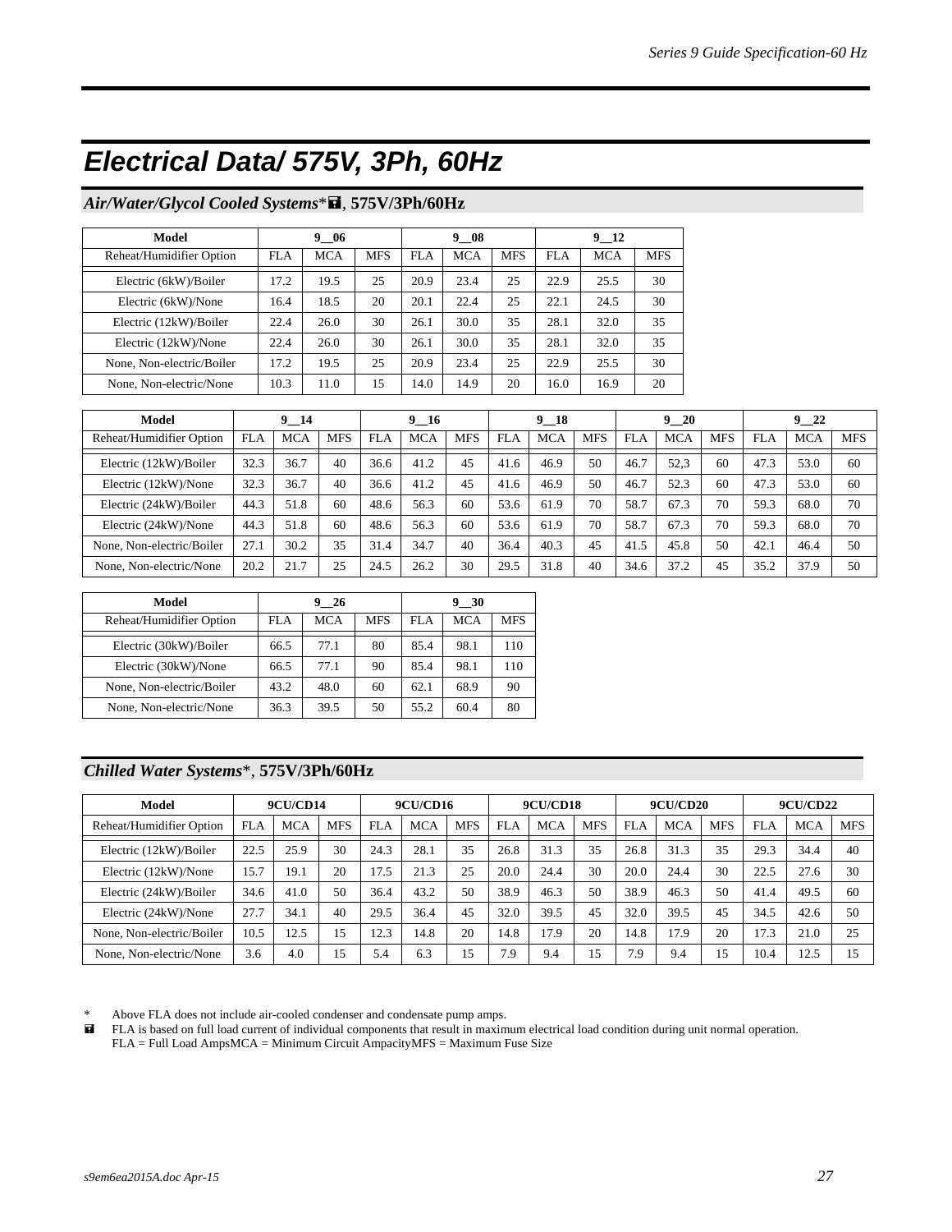# Electrical Data/ 575V, 3Ph, 60Hz

## *Air/Water/Glycol Cooled Systems*\*■, 575V/3Ph/60Hz

| Model | 9__06 | | | 9__08 | | | 9__12 | | |
|---|---|---|---|---|---|---|---|---|---|
| Reheat/Humidifier Option | FLA | MCA | MFS | FLA | MCA | MFS | FLA | MCA | MFS |
| Electric (6kW)/Boiler | 17.2 | 19.5 | 25 | 20.9 | 23.4 | 25 | 22.9 | 25.5 | 30 |
| Electric (6kW)/None | 16.4 | 18.5 | 20 | 20.1 | 22.4 | 25 | 22.1 | 24.5 | 30 |
| Electric (12kW)/Boiler | 22.4 | 26.0 | 30 | 26.1 | 30.0 | 35 | 28.1 | 32.0 | 35 |
| Electric (12kW)/None | 22.4 | 26.0 | 30 | 26.1 | 30.0 | 35 | 28.1 | 32.0 | 35 |
| None, Non-electric/Boiler | 17.2 | 19.5 | 25 | 20.9 | 23.4 | 25 | 22.9 | 25.5 | 30 |
| None, Non-electric/None | 10.3 | 11.0 | 15 | 14.0 | 14.9 | 20 | 16.0 | 16.9 | 20 |

| Model | 9__14 | | | 9__16 | | | 9__18 | | | 9__20 | | | 9__22 | | |
|---|---|---|---|---|---|---|---|---|---|---|---|---|---|---|---|
| Reheat/Humidifier Option | FLA | MCA | MFS | FLA | MCA | MFS | FLA | MCA | MFS | FLA | MCA | MFS | FLA | MCA | MFS |
| Electric (12kW)/Boiler | 32.3 | 36.7 | 40 | 36.6 | 41.2 | 45 | 41.6 | 46.9 | 50 | 46.7 | 52,3 | 60 | 47.3 | 53.0 | 60 |
| Electric (12kW)/None | 32.3 | 36.7 | 40 | 36.6 | 41.2 | 45 | 41.6 | 46.9 | 50 | 46.7 | 52.3 | 60 | 47.3 | 53.0 | 60 |
| Electric (24kW)/Boiler | 44.3 | 51.8 | 60 | 48.6 | 56.3 | 60 | 53.6 | 61.9 | 70 | 58.7 | 67.3 | 70 | 59.3 | 68.0 | 70 |
| Electric (24kW)/None | 44.3 | 51.8 | 60 | 48.6 | 56.3 | 60 | 53.6 | 61.9 | 70 | 58.7 | 67.3 | 70 | 59.3 | 68.0 | 70 |
| None, Non-electric/Boiler | 27.1 | 30.2 | 35 | 31.4 | 34.7 | 40 | 36.4 | 40.3 | 45 | 41.5 | 45.8 | 50 | 42.1 | 46.4 | 50 |
| None, Non-electric/None | 20.2 | 21.7 | 25 | 24.5 | 26.2 | 30 | 29.5 | 31.8 | 40 | 34.6 | 37.2 | 45 | 35.2 | 37.9 | 50 |

| Model | 9__26 | | | 9__30 | | |
|---|---|---|---|---|---|---|
| Reheat/Humidifier Option | FLA | MCA | MFS | FLA | MCA | MFS |
| Electric (30kW)/Boiler | 66.5 | 77.1 | 80 | 85.4 | 98.1 | 110 |
| Electric (30kW)/None | 66.5 | 77.1 | 90 | 85.4 | 98.1 | 110 |
| None, Non-electric/Boiler | 43.2 | 48.0 | 60 | 62.1 | 68.9 | 90 |
| None, Non-electric/None | 36.3 | 39.5 | 50 | 55.2 | 60.4 | 80 |

## *Chilled Water Systems*\*, 575V/3Ph/60Hz

| Model | 9CU/CD14 | | | 9CU/CD16 | | | 9CU/CD18 | | | 9CU/CD20 | | | 9CU/CD22 | | |
|---|---|---|---|---|---|---|---|---|---|---|---|---|---|---|---|
| Reheat/Humidifier Option | FLA | MCA | MFS | FLA | MCA | MFS | FLA | MCA | MFS | FLA | MCA | MFS | FLA | MCA | MFS |
| Electric (12kW)/Boiler | 22.5 | 25.9 | 30 | 24.3 | 28.1 | 35 | 26.8 | 31.3 | 35 | 26.8 | 31.3 | 35 | 29.3 | 34.4 | 40 |
| Electric (12kW)/None | 15.7 | 19.1 | 20 | 17.5 | 21.3 | 25 | 20.0 | 24.4 | 30 | 20.0 | 24.4 | 30 | 22.5 | 27.6 | 30 |
| Electric (24kW)/Boiler | 34.6 | 41.0 | 50 | 36.4 | 43.2 | 50 | 38.9 | 46.3 | 50 | 38.9 | 46.3 | 50 | 41.4 | 49.5 | 60 |
| Electric (24kW)/None | 27.7 | 34.1 | 40 | 29.5 | 36.4 | 45 | 32.0 | 39.5 | 45 | 32.0 | 39.5 | 45 | 34.5 | 42.6 | 50 |
| None, Non-electric/Boiler | 10.5 | 12.5 | 15 | 12.3 | 14.8 | 20 | 14.8 | 17.9 | 20 | 14.8 | 17.9 | 20 | 17.3 | 21.0 | 25 |
| None, Non-electric/None | 3.6 | 4.0 | 15 | 5.4 | 6.3 | 15 | 7.9 | 9.4 | 15 | 7.9 | 9.4 | 15 | 10.4 | 12.5 | 15 |

\* Above FLA does not include air-cooled condenser and condensate pump amps.

■ FLA is based on full load current of individual components that result in maximum electrical load condition during unit normal operation.
FLA = Full Load AmpsMCA = Minimum Circuit AmpacityMFS = Maximum Fuse Size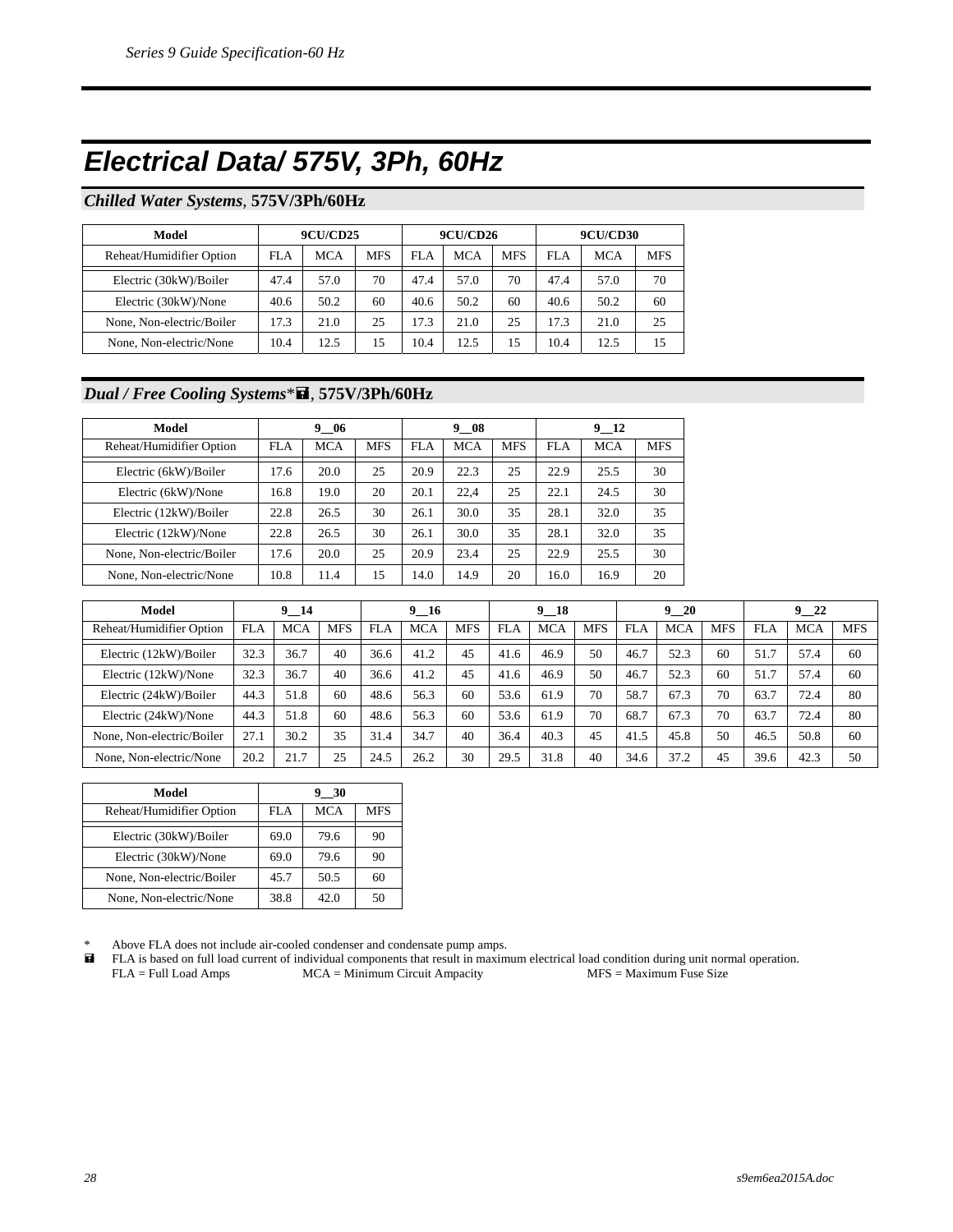# Electrical Data/ 575V, 3Ph, 60Hz

## *Chilled Water Systems*, 575V/3Ph/60Hz

| Model | 9CU/CD25 | | | 9CU/CD26 | | | 9CU/CD30 | | |
|---|---|---|---|---|---|---|---|---|---|
| Reheat/Humidifier Option | FLA | MCA | MFS | FLA | MCA | MFS | FLA | MCA | MFS |
| Electric (30kW)/Boiler | 47.4 | 57.0 | 70 | 47.4 | 57.0 | 70 | 47.4 | 57.0 | 70 |
| Electric (30kW)/None | 40.6 | 50.2 | 60 | 40.6 | 50.2 | 60 | 40.6 | 50.2 | 60 |
| None, Non-electric/Boiler | 17.3 | 21.0 | 25 | 17.3 | 21.0 | 25 | 17.3 | 21.0 | 25 |
| None, Non-electric/None | 10.4 | 12.5 | 15 | 10.4 | 12.5 | 15 | 10.4 | 12.5 | 15 |

## *Dual / Free Cooling Systems*\*■, 575V/3Ph/60Hz

| Model | 9__06 | | | 9__08 | | | 9__12 | | |
|---|---|---|---|---|---|---|---|---|---|
| Reheat/Humidifier Option | FLA | MCA | MFS | FLA | MCA | MFS | FLA | MCA | MFS |
| Electric (6kW)/Boiler | 17.6 | 20.0 | 25 | 20.9 | 22.3 | 25 | 22.9 | 25.5 | 30 |
| Electric (6kW)/None | 16.8 | 19.0 | 20 | 20.1 | 22,4 | 25 | 22.1 | 24.5 | 30 |
| Electric (12kW)/Boiler | 22.8 | 26.5 | 30 | 26.1 | 30.0 | 35 | 28.1 | 32.0 | 35 |
| Electric (12kW)/None | 22.8 | 26.5 | 30 | 26.1 | 30.0 | 35 | 28.1 | 32.0 | 35 |
| None, Non-electric/Boiler | 17.6 | 20.0 | 25 | 20.9 | 23.4 | 25 | 22.9 | 25.5 | 30 |
| None, Non-electric/None | 10.8 | 11.4 | 15 | 14.0 | 14.9 | 20 | 16.0 | 16.9 | 20 |

| Model | 9__14 | | | 9__16 | | | 9__18 | | | 9__20 | | | 9__22 | | |
|---|---|---|---|---|---|---|---|---|---|---|---|---|---|---|---|
| Reheat/Humidifier Option | FLA | MCA | MFS | FLA | MCA | MFS | FLA | MCA | MFS | FLA | MCA | MFS | FLA | MCA | MFS |
| Electric (12kW)/Boiler | 32.3 | 36.7 | 40 | 36.6 | 41.2 | 45 | 41.6 | 46.9 | 50 | 46.7 | 52.3 | 60 | 51.7 | 57.4 | 60 |
| Electric (12kW)/None | 32.3 | 36.7 | 40 | 36.6 | 41.2 | 45 | 41.6 | 46.9 | 50 | 46.7 | 52.3 | 60 | 51.7 | 57.4 | 60 |
| Electric (24kW)/Boiler | 44.3 | 51.8 | 60 | 48.6 | 56.3 | 60 | 53.6 | 61.9 | 70 | 58.7 | 67.3 | 70 | 63.7 | 72.4 | 80 |
| Electric (24kW)/None | 44.3 | 51.8 | 60 | 48.6 | 56.3 | 60 | 53.6 | 61.9 | 70 | 68.7 | 67.3 | 70 | 63.7 | 72.4 | 80 |
| None, Non-electric/Boiler | 27.1 | 30.2 | 35 | 31.4 | 34.7 | 40 | 36.4 | 40.3 | 45 | 41.5 | 45.8 | 50 | 46.5 | 50.8 | 60 |
| None, Non-electric/None | 20.2 | 21.7 | 25 | 24.5 | 26.2 | 30 | 29.5 | 31.8 | 40 | 34.6 | 37.2 | 45 | 39.6 | 42.3 | 50 |

| Model | 9__30 | | |
|---|---|---|---|
| Reheat/Humidifier Option | FLA | MCA | MFS |
| Electric (30kW)/Boiler | 69.0 | 79.6 | 90 |
| Electric (30kW)/None | 69.0 | 79.6 | 90 |
| None, Non-electric/Boiler | 45.7 | 50.5 | 60 |
| None, Non-electric/None | 38.8 | 42.0 | 50 |

\* Above FLA does not include air-cooled condenser and condensate pump amps.

■ FLA is based on full load current of individual components that result in maximum electrical load condition during unit normal operation.

FLA = Full Load Amps  MCA = Minimum Circuit Ampacity  MFS = Maximum Fuse Size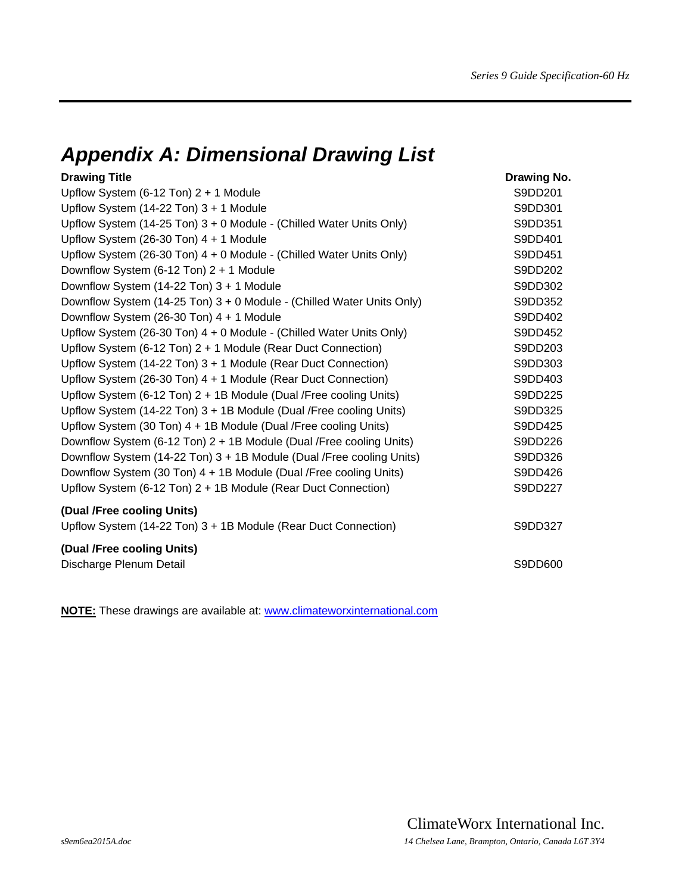## *Appendix A: Dimensional Drawing List*

| Drawing Title | Drawing No. |
| --- | --- |
| Upflow System (6-12 Ton) 2 + 1 Module | S9DD201 |
| Upflow System (14-22 Ton) 3 + 1 Module | S9DD301 |
| Upflow System (14-25 Ton) 3 + 0 Module - (Chilled Water Units Only) | S9DD351 |
| Upflow System (26-30 Ton) 4 + 1 Module | S9DD401 |
| Upflow System (26-30 Ton) 4 + 0 Module - (Chilled Water Units Only) | S9DD451 |
| Downflow System (6-12 Ton) 2 + 1 Module | S9DD202 |
| Downflow System (14-22 Ton) 3 + 1 Module | S9DD302 |
| Downflow System (14-25 Ton) 3 + 0 Module - (Chilled Water Units Only) | S9DD352 |
| Downflow System (26-30 Ton) 4 + 1 Module | S9DD402 |
| Upflow System (26-30 Ton) 4 + 0 Module - (Chilled Water Units Only) | S9DD452 |
| Upflow System (6-12 Ton) 2 + 1 Module (Rear Duct Connection) | S9DD203 |
| Upflow System (14-22 Ton) 3 + 1 Module (Rear Duct Connection) | S9DD303 |
| Upflow System (26-30 Ton) 4 + 1 Module (Rear Duct Connection) | S9DD403 |
| Upflow System (6-12 Ton) 2 + 1B Module (Dual /Free cooling Units) | S9DD225 |
| Upflow System (14-22 Ton) 3 + 1B Module (Dual /Free cooling Units) | S9DD325 |
| Upflow System (30 Ton) 4 + 1B Module (Dual /Free cooling Units) | S9DD425 |
| Downflow System (6-12 Ton) 2 + 1B Module (Dual /Free cooling Units) | S9DD226 |
| Downflow System (14-22 Ton) 3 + 1B Module (Dual /Free cooling Units) | S9DD326 |
| Downflow System (30 Ton) 4 + 1B Module (Dual /Free cooling Units) | S9DD426 |
| Upflow System (6-12 Ton) 2 + 1B Module (Rear Duct Connection) | S9DD227 |
| **(Dual /Free cooling Units)** | |
| Upflow System (14-22 Ton) 3 + 1B Module (Rear Duct Connection) | S9DD327 |
| **(Dual /Free cooling Units)** | |
| Discharge Plenum Detail | S9DD600 |

**NOTE:** These drawings are available at: www.climateworxinternational.com

ClimateWorx International Inc.

*14 Chelsea Lane, Brampton, Ontario, Canada L6T 3Y4*